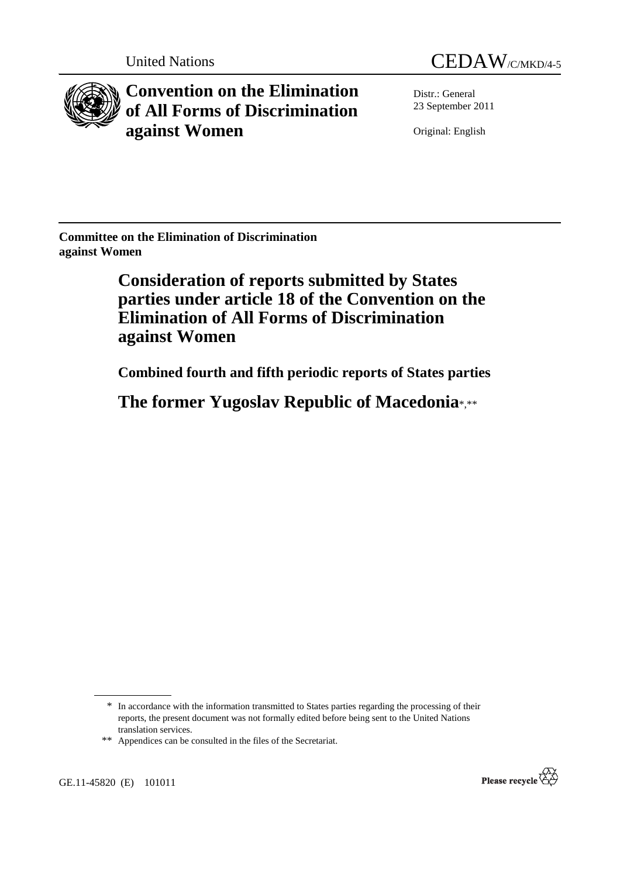United Nations

CEDAW/C/MKD/4-5

# Convention on the Elimination of All Forms of Discrimination against Women

Distr.: General
23 September 2011

Original: English

**Committee on the Elimination of Discrimination against Women**

## Consideration of reports submitted by States parties under article 18 of the Convention on the Elimination of All Forms of Discrimination against Women

### Combined fourth and fifth periodic reports of States parties

## The former Yugoslav Republic of Macedonia*,**

---

\* In accordance with the information transmitted to States parties regarding the processing of their reports, the present document was not formally edited before being sent to the United Nations translation services.

\*\* Appendices can be consulted in the files of the Secretariat.

GE.11-45820 (E) 101011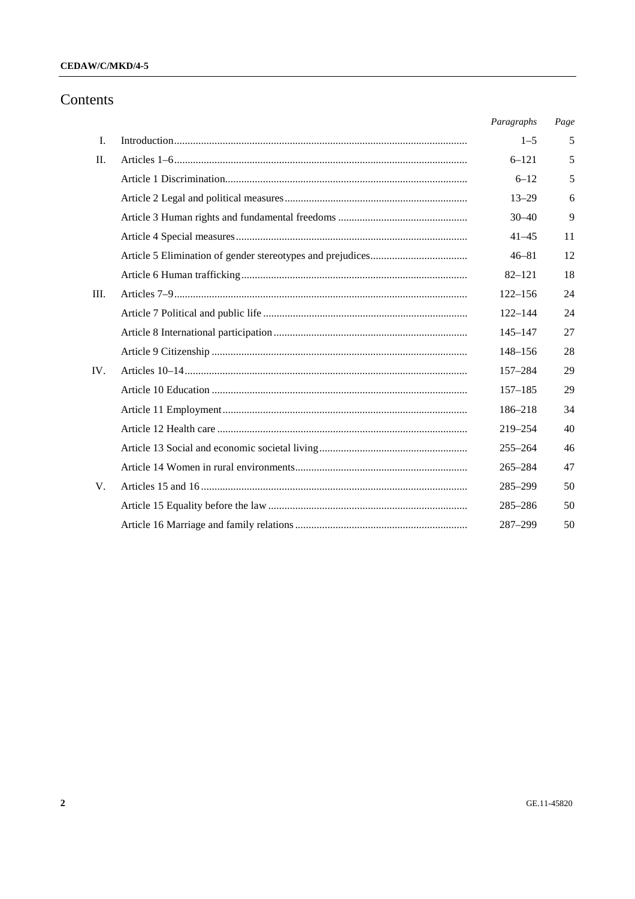# Contents

| | | *Paragraphs* | *Page* |
|---|---|---|---|
| I. | Introduction | 1–5 | 5 |
| II. | Articles 1–6 | 6–121 | 5 |
| | Article 1 Discrimination | 6–12 | 5 |
| | Article 2 Legal and political measures | 13–29 | 6 |
| | Article 3 Human rights and fundamental freedoms | 30–40 | 9 |
| | Article 4 Special measures | 41–45 | 11 |
| | Article 5 Elimination of gender stereotypes and prejudices | 46–81 | 12 |
| | Article 6 Human trafficking | 82–121 | 18 |
| III. | Articles 7–9 | 122–156 | 24 |
| | Article 7 Political and public life | 122–144 | 24 |
| | Article 8 International participation | 145–147 | 27 |
| | Article 9 Citizenship | 148–156 | 28 |
| IV. | Articles 10–14 | 157–284 | 29 |
| | Article 10 Education | 157–185 | 29 |
| | Article 11 Employment | 186–218 | 34 |
| | Article 12 Health care | 219–254 | 40 |
| | Article 13 Social and economic societal living | 255–264 | 46 |
| | Article 14 Women in rural environments | 265–284 | 47 |
| V. | Articles 15 and 16 | 285–299 | 50 |
| | Article 15 Equality before the law | 285–286 | 50 |
| | Article 16 Marriage and family relations | 287–299 | 50 |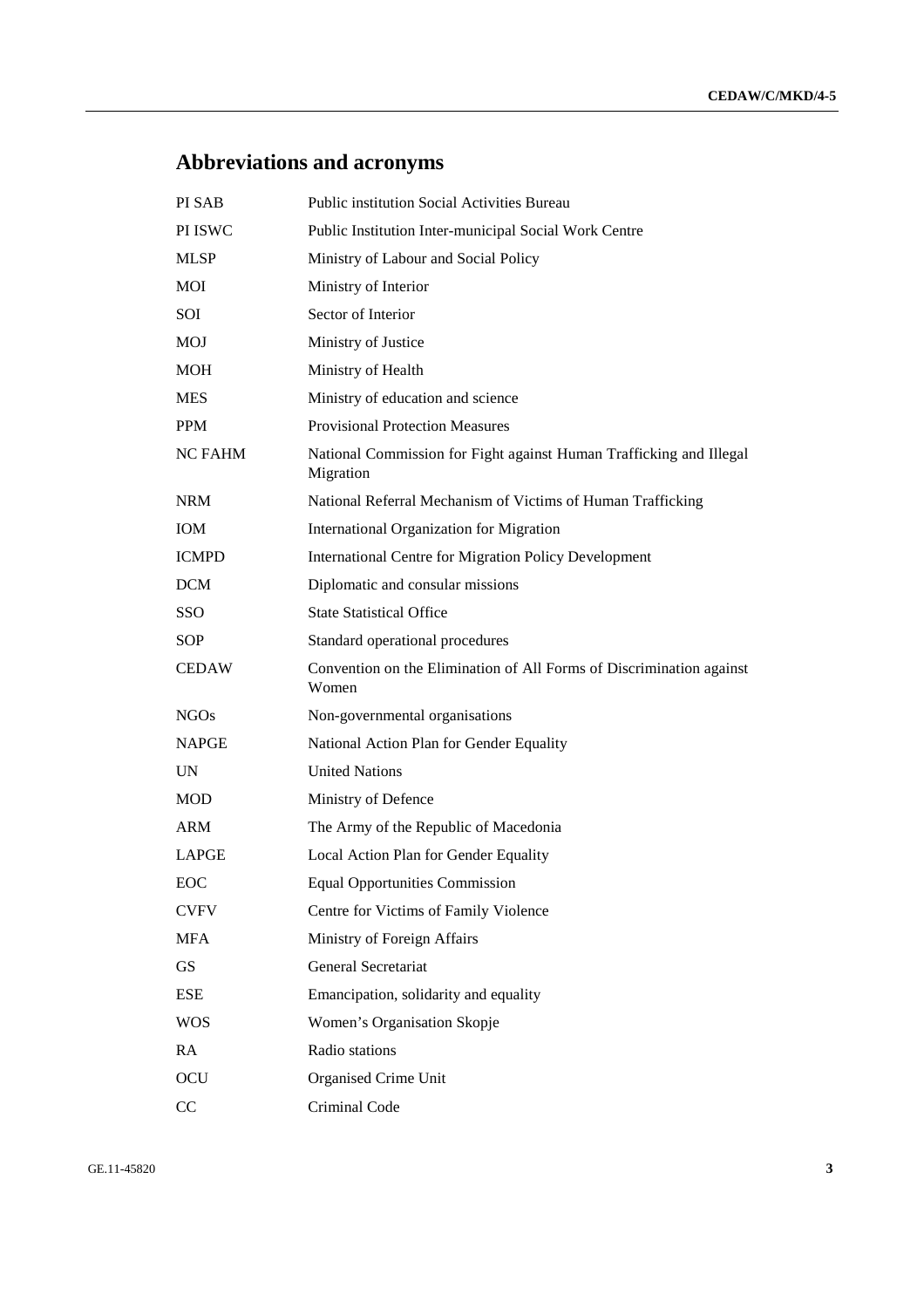# Abbreviations and acronyms

| | |
|---|---|
| PI SAB | Public institution Social Activities Bureau |
| PI ISWC | Public Institution Inter-municipal Social Work Centre |
| MLSP | Ministry of Labour and Social Policy |
| MOI | Ministry of Interior |
| SOI | Sector of Interior |
| MOJ | Ministry of Justice |
| MOH | Ministry of Health |
| MES | Ministry of education and science |
| PPM | Provisional Protection Measures |
| NC FAHM | National Commission for Fight against Human Trafficking and Illegal Migration |
| NRM | National Referral Mechanism of Victims of Human Trafficking |
| IOM | International Organization for Migration |
| ICMPD | International Centre for Migration Policy Development |
| DCM | Diplomatic and consular missions |
| SSO | State Statistical Office |
| SOP | Standard operational procedures |
| CEDAW | Convention on the Elimination of All Forms of Discrimination against Women |
| NGOs | Non-governmental organisations |
| NAPGE | National Action Plan for Gender Equality |
| UN | United Nations |
| MOD | Ministry of Defence |
| ARM | The Army of the Republic of Macedonia |
| LAPGE | Local Action Plan for Gender Equality |
| EOC | Equal Opportunities Commission |
| CVFV | Centre for Victims of Family Violence |
| MFA | Ministry of Foreign Affairs |
| GS | General Secretariat |
| ESE | Emancipation, solidarity and equality |
| WOS | Women's Organisation Skopje |
| RA | Radio stations |
| OCU | Organised Crime Unit |
| CC | Criminal Code |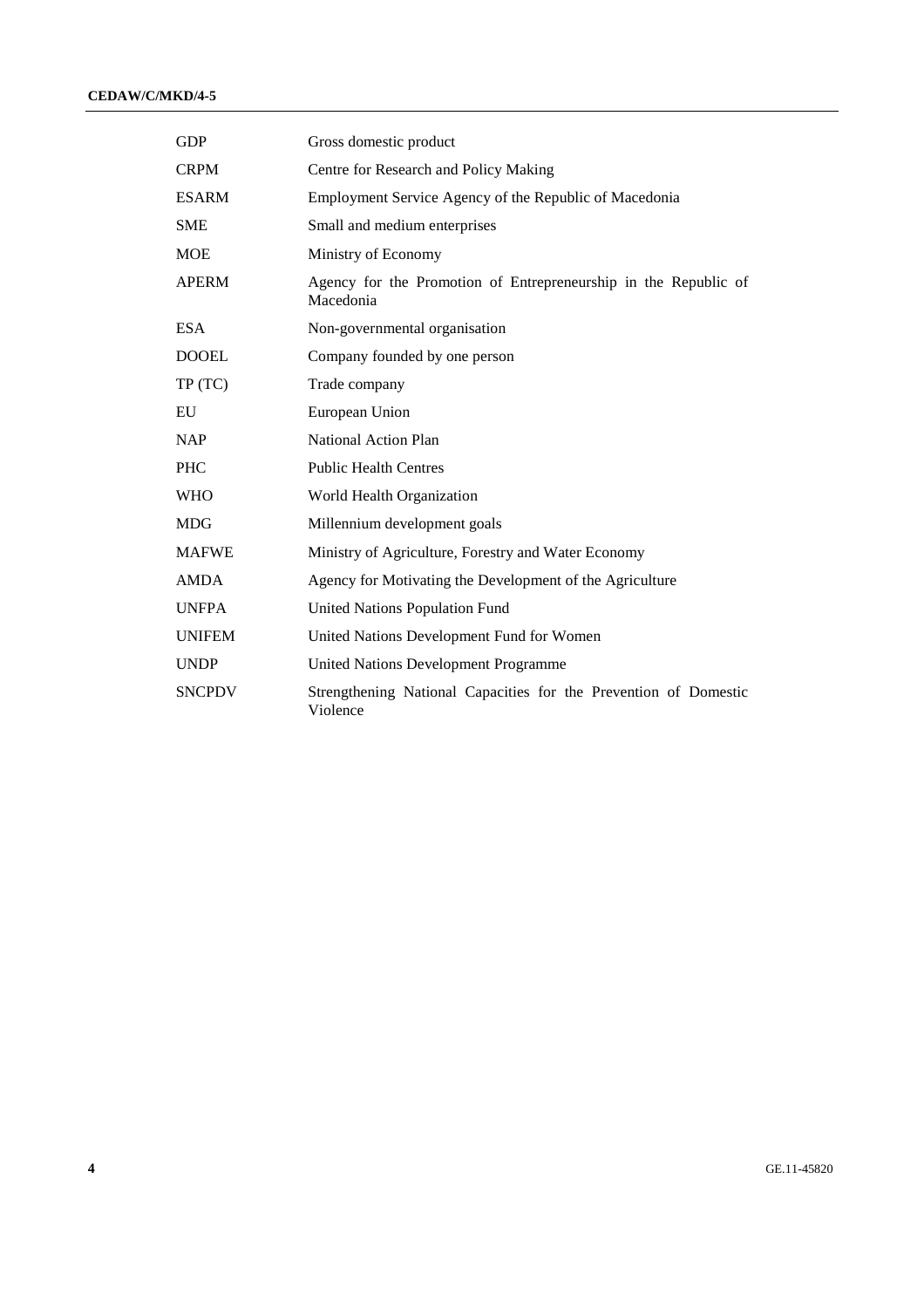| | |
|---|---|
| GDP | Gross domestic product |
| CRPM | Centre for Research and Policy Making |
| ESARM | Employment Service Agency of the Republic of Macedonia |
| SME | Small and medium enterprises |
| MOE | Ministry of Economy |
| APERM | Agency for the Promotion of Entrepreneurship in the Republic of Macedonia |
| ESA | Non-governmental organisation |
| DOOEL | Company founded by one person |
| TP (TC) | Trade company |
| EU | European Union |
| NAP | National Action Plan |
| PHC | Public Health Centres |
| WHO | World Health Organization |
| MDG | Millennium development goals |
| MAFWE | Ministry of Agriculture, Forestry and Water Economy |
| AMDA | Agency for Motivating the Development of the Agriculture |
| UNFPA | United Nations Population Fund |
| UNIFEM | United Nations Development Fund for Women |
| UNDP | United Nations Development Programme |
| SNCPDV | Strengthening National Capacities for the Prevention of Domestic Violence |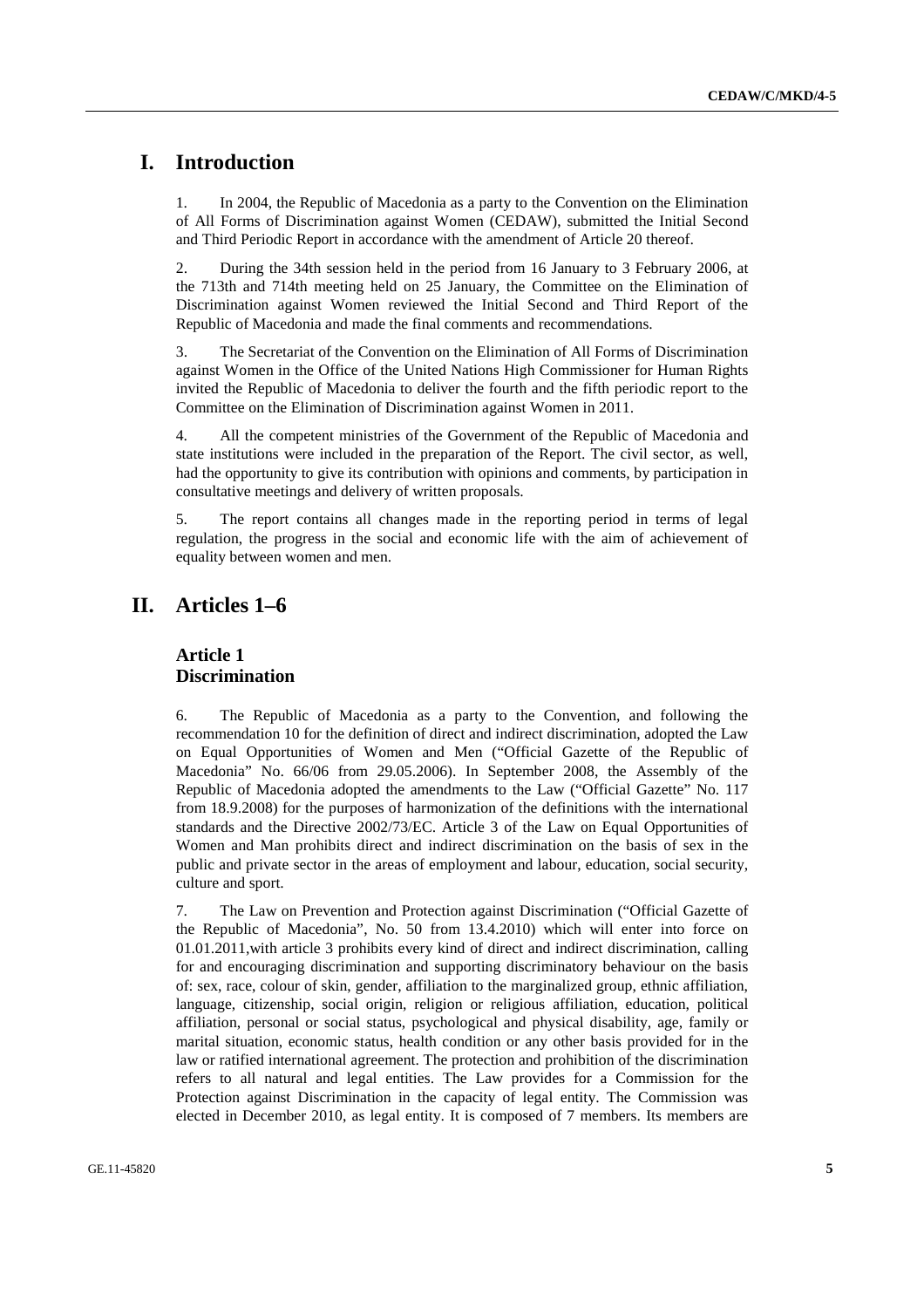# I. Introduction

1. In 2004, the Republic of Macedonia as a party to the Convention on the Elimination of All Forms of Discrimination against Women (CEDAW), submitted the Initial Second and Third Periodic Report in accordance with the amendment of Article 20 thereof.

2. During the 34th session held in the period from 16 January to 3 February 2006, at the 713th and 714th meeting held on 25 January, the Committee on the Elimination of Discrimination against Women reviewed the Initial Second and Third Report of the Republic of Macedonia and made the final comments and recommendations.

3. The Secretariat of the Convention on the Elimination of All Forms of Discrimination against Women in the Office of the United Nations High Commissioner for Human Rights invited the Republic of Macedonia to deliver the fourth and the fifth periodic report to the Committee on the Elimination of Discrimination against Women in 2011.

4. All the competent ministries of the Government of the Republic of Macedonia and state institutions were included in the preparation of the Report. The civil sector, as well, had the opportunity to give its contribution with opinions and comments, by participation in consultative meetings and delivery of written proposals.

5. The report contains all changes made in the reporting period in terms of legal regulation, the progress in the social and economic life with the aim of achievement of equality between women and men.

# II. Articles 1–6

## Article 1
## Discrimination

6. The Republic of Macedonia as a party to the Convention, and following the recommendation 10 for the definition of direct and indirect discrimination, adopted the Law on Equal Opportunities of Women and Men ("Official Gazette of the Republic of Macedonia" No. 66/06 from 29.05.2006). In September 2008, the Assembly of the Republic of Macedonia adopted the amendments to the Law ("Official Gazette" No. 117 from 18.9.2008) for the purposes of harmonization of the definitions with the international standards and the Directive 2002/73/EC. Article 3 of the Law on Equal Opportunities of Women and Man prohibits direct and indirect discrimination on the basis of sex in the public and private sector in the areas of employment and labour, education, social security, culture and sport.

7. The Law on Prevention and Protection against Discrimination ("Official Gazette of the Republic of Macedonia", No. 50 from 13.4.2010) which will enter into force on 01.01.2011,with article 3 prohibits every kind of direct and indirect discrimination, calling for and encouraging discrimination and supporting discriminatory behaviour on the basis of: sex, race, colour of skin, gender, affiliation to the marginalized group, ethnic affiliation, language, citizenship, social origin, religion or religious affiliation, education, political affiliation, personal or social status, psychological and physical disability, age, family or marital situation, economic status, health condition or any other basis provided for in the law or ratified international agreement. The protection and prohibition of the discrimination refers to all natural and legal entities. The Law provides for a Commission for the Protection against Discrimination in the capacity of legal entity. The Commission was elected in December 2010, as legal entity. It is composed of 7 members. Its members are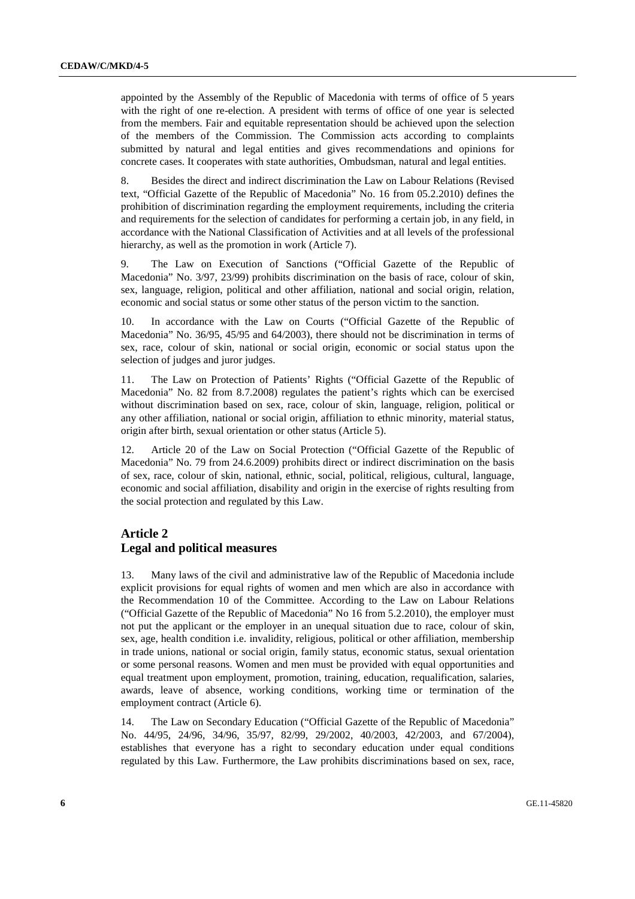appointed by the Assembly of the Republic of Macedonia with terms of office of 5 years with the right of one re-election. A president with terms of office of one year is selected from the members. Fair and equitable representation should be achieved upon the selection of the members of the Commission. The Commission acts according to complaints submitted by natural and legal entities and gives recommendations and opinions for concrete cases. It cooperates with state authorities, Ombudsman, natural and legal entities.

8. Besides the direct and indirect discrimination the Law on Labour Relations (Revised text, "Official Gazette of the Republic of Macedonia" No. 16 from 05.2.2010) defines the prohibition of discrimination regarding the employment requirements, including the criteria and requirements for the selection of candidates for performing a certain job, in any field, in accordance with the National Classification of Activities and at all levels of the professional hierarchy, as well as the promotion in work (Article 7).

9. The Law on Execution of Sanctions ("Official Gazette of the Republic of Macedonia" No. 3/97, 23/99) prohibits discrimination on the basis of race, colour of skin, sex, language, religion, political and other affiliation, national and social origin, relation, economic and social status or some other status of the person victim to the sanction.

10. In accordance with the Law on Courts ("Official Gazette of the Republic of Macedonia" No. 36/95, 45/95 and 64/2003), there should not be discrimination in terms of sex, race, colour of skin, national or social origin, economic or social status upon the selection of judges and juror judges.

11. The Law on Protection of Patients' Rights ("Official Gazette of the Republic of Macedonia" No. 82 from 8.7.2008) regulates the patient's rights which can be exercised without discrimination based on sex, race, colour of skin, language, religion, political or any other affiliation, national or social origin, affiliation to ethnic minority, material status, origin after birth, sexual orientation or other status (Article 5).

12. Article 20 of the Law on Social Protection ("Official Gazette of the Republic of Macedonia" No. 79 from 24.6.2009) prohibits direct or indirect discrimination on the basis of sex, race, colour of skin, national, ethnic, social, political, religious, cultural, language, economic and social affiliation, disability and origin in the exercise of rights resulting from the social protection and regulated by this Law.

## Article 2
## Legal and political measures

13. Many laws of the civil and administrative law of the Republic of Macedonia include explicit provisions for equal rights of women and men which are also in accordance with the Recommendation 10 of the Committee. According to the Law on Labour Relations ("Official Gazette of the Republic of Macedonia" No 16 from 5.2.2010), the employer must not put the applicant or the employer in an unequal situation due to race, colour of skin, sex, age, health condition i.e. invalidity, religious, political or other affiliation, membership in trade unions, national or social origin, family status, economic status, sexual orientation or some personal reasons. Women and men must be provided with equal opportunities and equal treatment upon employment, promotion, training, education, requalification, salaries, awards, leave of absence, working conditions, working time or termination of the employment contract (Article 6).

14. The Law on Secondary Education ("Official Gazette of the Republic of Macedonia" No. 44/95, 24/96, 34/96, 35/97, 82/99, 29/2002, 40/2003, 42/2003, and 67/2004), establishes that everyone has a right to secondary education under equal conditions regulated by this Law. Furthermore, the Law prohibits discriminations based on sex, race,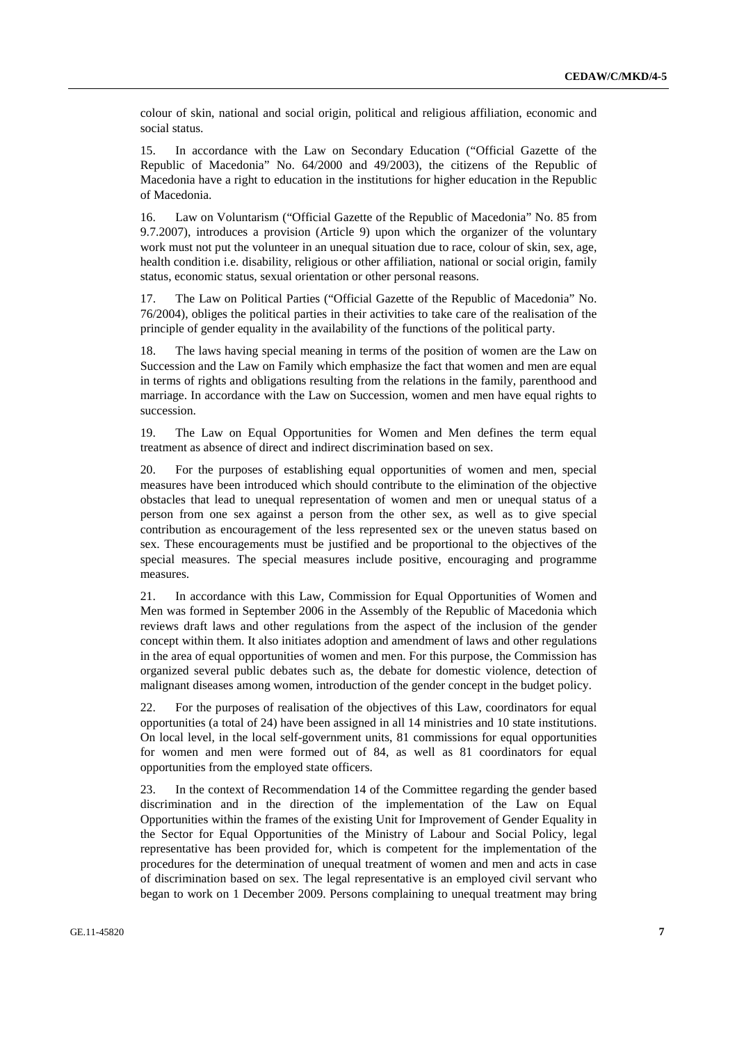colour of skin, national and social origin, political and religious affiliation, economic and social status.

15. In accordance with the Law on Secondary Education ("Official Gazette of the Republic of Macedonia" No. 64/2000 and 49/2003), the citizens of the Republic of Macedonia have a right to education in the institutions for higher education in the Republic of Macedonia.

16. Law on Voluntarism ("Official Gazette of the Republic of Macedonia" No. 85 from 9.7.2007), introduces a provision (Article 9) upon which the organizer of the voluntary work must not put the volunteer in an unequal situation due to race, colour of skin, sex, age, health condition i.e. disability, religious or other affiliation, national or social origin, family status, economic status, sexual orientation or other personal reasons.

17. The Law on Political Parties ("Official Gazette of the Republic of Macedonia" No. 76/2004), obliges the political parties in their activities to take care of the realisation of the principle of gender equality in the availability of the functions of the political party.

18. The laws having special meaning in terms of the position of women are the Law on Succession and the Law on Family which emphasize the fact that women and men are equal in terms of rights and obligations resulting from the relations in the family, parenthood and marriage. In accordance with the Law on Succession, women and men have equal rights to succession.

19. The Law on Equal Opportunities for Women and Men defines the term equal treatment as absence of direct and indirect discrimination based on sex.

20. For the purposes of establishing equal opportunities of women and men, special measures have been introduced which should contribute to the elimination of the objective obstacles that lead to unequal representation of women and men or unequal status of a person from one sex against a person from the other sex, as well as to give special contribution as encouragement of the less represented sex or the uneven status based on sex. These encouragements must be justified and be proportional to the objectives of the special measures. The special measures include positive, encouraging and programme measures.

21. In accordance with this Law, Commission for Equal Opportunities of Women and Men was formed in September 2006 in the Assembly of the Republic of Macedonia which reviews draft laws and other regulations from the aspect of the inclusion of the gender concept within them. It also initiates adoption and amendment of laws and other regulations in the area of equal opportunities of women and men. For this purpose, the Commission has organized several public debates such as, the debate for domestic violence, detection of malignant diseases among women, introduction of the gender concept in the budget policy.

22. For the purposes of realisation of the objectives of this Law, coordinators for equal opportunities (a total of 24) have been assigned in all 14 ministries and 10 state institutions. On local level, in the local self-government units, 81 commissions for equal opportunities for women and men were formed out of 84, as well as 81 coordinators for equal opportunities from the employed state officers.

23. In the context of Recommendation 14 of the Committee regarding the gender based discrimination and in the direction of the implementation of the Law on Equal Opportunities within the frames of the existing Unit for Improvement of Gender Equality in the Sector for Equal Opportunities of the Ministry of Labour and Social Policy, legal representative has been provided for, which is competent for the implementation of the procedures for the determination of unequal treatment of women and men and acts in case of discrimination based on sex. The legal representative is an employed civil servant who began to work on 1 December 2009. Persons complaining to unequal treatment may bring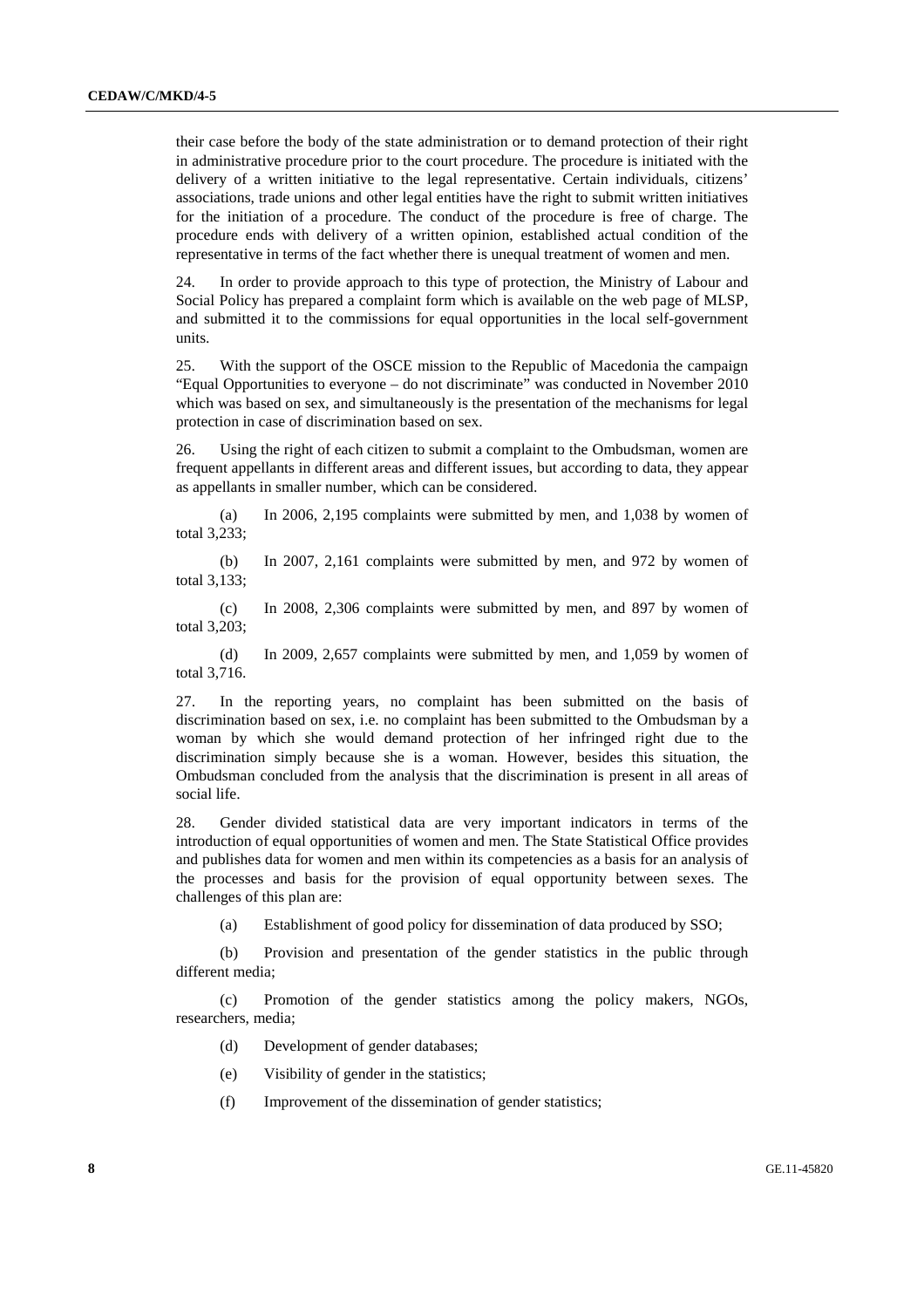their case before the body of the state administration or to demand protection of their right in administrative procedure prior to the court procedure. The procedure is initiated with the delivery of a written initiative to the legal representative. Certain individuals, citizens' associations, trade unions and other legal entities have the right to submit written initiatives for the initiation of a procedure. The conduct of the procedure is free of charge. The procedure ends with delivery of a written opinion, established actual condition of the representative in terms of the fact whether there is unequal treatment of women and men.

24. In order to provide approach to this type of protection, the Ministry of Labour and Social Policy has prepared a complaint form which is available on the web page of MLSP, and submitted it to the commissions for equal opportunities in the local self-government units.

25. With the support of the OSCE mission to the Republic of Macedonia the campaign "Equal Opportunities to everyone – do not discriminate" was conducted in November 2010 which was based on sex, and simultaneously is the presentation of the mechanisms for legal protection in case of discrimination based on sex.

26. Using the right of each citizen to submit a complaint to the Ombudsman, women are frequent appellants in different areas and different issues, but according to data, they appear as appellants in smaller number, which can be considered.

(a) In 2006, 2,195 complaints were submitted by men, and 1,038 by women of total 3,233;

(b) In 2007, 2,161 complaints were submitted by men, and 972 by women of total 3,133;

(c) In 2008, 2,306 complaints were submitted by men, and 897 by women of total 3,203;

(d) In 2009, 2,657 complaints were submitted by men, and 1,059 by women of total 3,716.

27. In the reporting years, no complaint has been submitted on the basis of discrimination based on sex, i.e. no complaint has been submitted to the Ombudsman by a woman by which she would demand protection of her infringed right due to the discrimination simply because she is a woman. However, besides this situation, the Ombudsman concluded from the analysis that the discrimination is present in all areas of social life.

28. Gender divided statistical data are very important indicators in terms of the introduction of equal opportunities of women and men. The State Statistical Office provides and publishes data for women and men within its competencies as a basis for an analysis of the processes and basis for the provision of equal opportunity between sexes. The challenges of this plan are:

(a) Establishment of good policy for dissemination of data produced by SSO;

(b) Provision and presentation of the gender statistics in the public through different media;

(c) Promotion of the gender statistics among the policy makers, NGOs, researchers, media;

(d) Development of gender databases;

(e) Visibility of gender in the statistics;

(f) Improvement of the dissemination of gender statistics;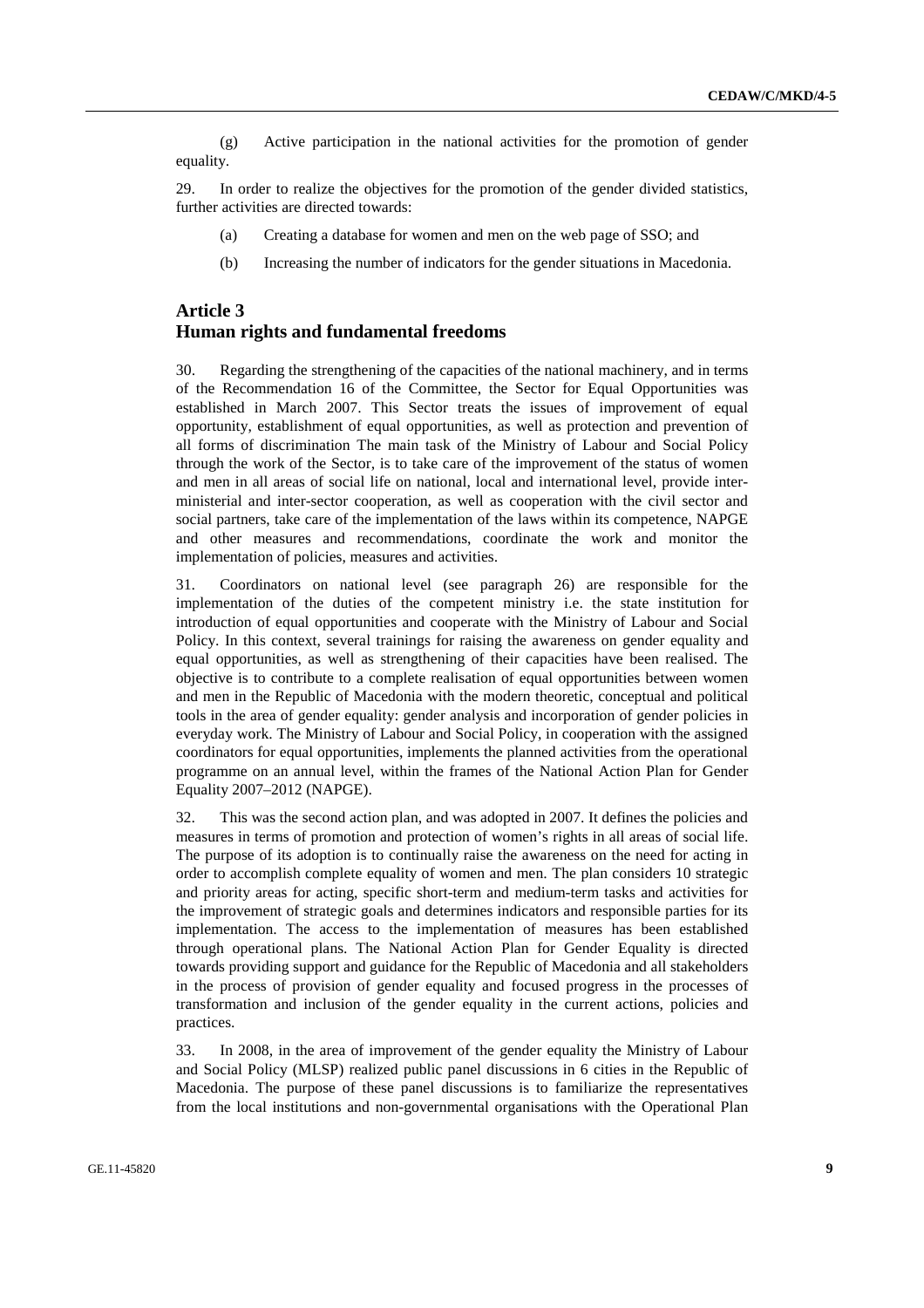(g) Active participation in the national activities for the promotion of gender equality.

29. In order to realize the objectives for the promotion of the gender divided statistics, further activities are directed towards:

(a) Creating a database for women and men on the web page of SSO; and

(b) Increasing the number of indicators for the gender situations in Macedonia.

## Article 3
## Human rights and fundamental freedoms

30. Regarding the strengthening of the capacities of the national machinery, and in terms of the Recommendation 16 of the Committee, the Sector for Equal Opportunities was established in March 2007. This Sector treats the issues of improvement of equal opportunity, establishment of equal opportunities, as well as protection and prevention of all forms of discrimination The main task of the Ministry of Labour and Social Policy through the work of the Sector, is to take care of the improvement of the status of women and men in all areas of social life on national, local and international level, provide inter-ministerial and inter-sector cooperation, as well as cooperation with the civil sector and social partners, take care of the implementation of the laws within its competence, NAPGE and other measures and recommendations, coordinate the work and monitor the implementation of policies, measures and activities.

31. Coordinators on national level (see paragraph 26) are responsible for the implementation of the duties of the competent ministry i.e. the state institution for introduction of equal opportunities and cooperate with the Ministry of Labour and Social Policy. In this context, several trainings for raising the awareness on gender equality and equal opportunities, as well as strengthening of their capacities have been realised. The objective is to contribute to a complete realisation of equal opportunities between women and men in the Republic of Macedonia with the modern theoretic, conceptual and political tools in the area of gender equality: gender analysis and incorporation of gender policies in everyday work. The Ministry of Labour and Social Policy, in cooperation with the assigned coordinators for equal opportunities, implements the planned activities from the operational programme on an annual level, within the frames of the National Action Plan for Gender Equality 2007–2012 (NAPGE).

32. This was the second action plan, and was adopted in 2007. It defines the policies and measures in terms of promotion and protection of women's rights in all areas of social life. The purpose of its adoption is to continually raise the awareness on the need for acting in order to accomplish complete equality of women and men. The plan considers 10 strategic and priority areas for acting, specific short-term and medium-term tasks and activities for the improvement of strategic goals and determines indicators and responsible parties for its implementation. The access to the implementation of measures has been established through operational plans. The National Action Plan for Gender Equality is directed towards providing support and guidance for the Republic of Macedonia and all stakeholders in the process of provision of gender equality and focused progress in the processes of transformation and inclusion of the gender equality in the current actions, policies and practices.

33. In 2008, in the area of improvement of the gender equality the Ministry of Labour and Social Policy (MLSP) realized public panel discussions in 6 cities in the Republic of Macedonia. The purpose of these panel discussions is to familiarize the representatives from the local institutions and non-governmental organisations with the Operational Plan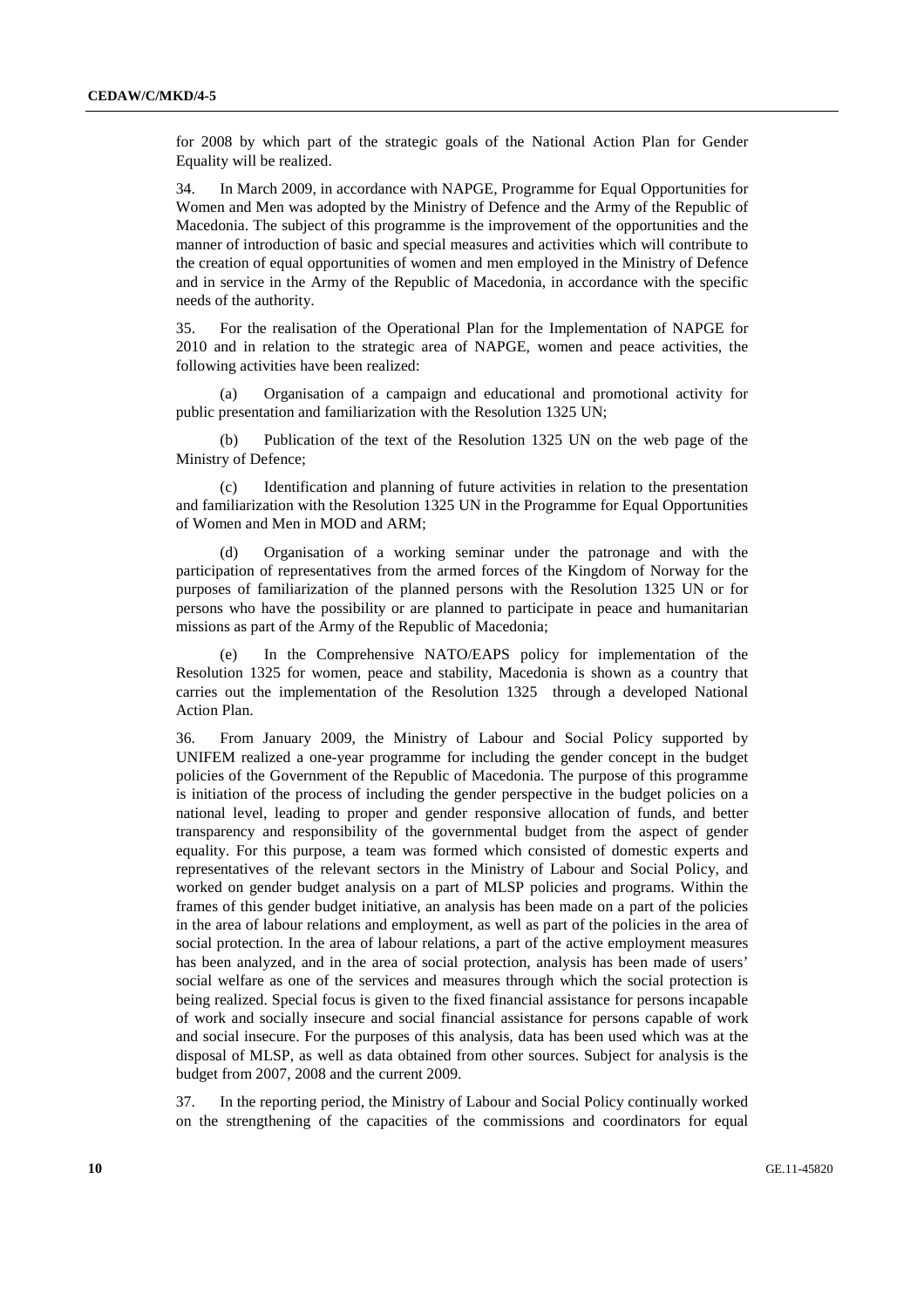for 2008 by which part of the strategic goals of the National Action Plan for Gender Equality will be realized.

34. In March 2009, in accordance with NAPGE, Programme for Equal Opportunities for Women and Men was adopted by the Ministry of Defence and the Army of the Republic of Macedonia. The subject of this programme is the improvement of the opportunities and the manner of introduction of basic and special measures and activities which will contribute to the creation of equal opportunities of women and men employed in the Ministry of Defence and in service in the Army of the Republic of Macedonia, in accordance with the specific needs of the authority.

35. For the realisation of the Operational Plan for the Implementation of NAPGE for 2010 and in relation to the strategic area of NAPGE, women and peace activities, the following activities have been realized:

(a) Organisation of a campaign and educational and promotional activity for public presentation and familiarization with the Resolution 1325 UN;

(b) Publication of the text of the Resolution 1325 UN on the web page of the Ministry of Defence;

(c) Identification and planning of future activities in relation to the presentation and familiarization with the Resolution 1325 UN in the Programme for Equal Opportunities of Women and Men in MOD and ARM;

(d) Organisation of a working seminar under the patronage and with the participation of representatives from the armed forces of the Kingdom of Norway for the purposes of familiarization of the planned persons with the Resolution 1325 UN or for persons who have the possibility or are planned to participate in peace and humanitarian missions as part of the Army of the Republic of Macedonia;

(e) In the Comprehensive NATO/EAPS policy for implementation of the Resolution 1325 for women, peace and stability, Macedonia is shown as a country that carries out the implementation of the Resolution 1325 through a developed National Action Plan.

36. From January 2009, the Ministry of Labour and Social Policy supported by UNIFEM realized a one-year programme for including the gender concept in the budget policies of the Government of the Republic of Macedonia. The purpose of this programme is initiation of the process of including the gender perspective in the budget policies on a national level, leading to proper and gender responsive allocation of funds, and better transparency and responsibility of the governmental budget from the aspect of gender equality. For this purpose, a team was formed which consisted of domestic experts and representatives of the relevant sectors in the Ministry of Labour and Social Policy, and worked on gender budget analysis on a part of MLSP policies and programs. Within the frames of this gender budget initiative, an analysis has been made on a part of the policies in the area of labour relations and employment, as well as part of the policies in the area of social protection. In the area of labour relations, a part of the active employment measures has been analyzed, and in the area of social protection, analysis has been made of users' social welfare as one of the services and measures through which the social protection is being realized. Special focus is given to the fixed financial assistance for persons incapable of work and socially insecure and social financial assistance for persons capable of work and social insecure. For the purposes of this analysis, data has been used which was at the disposal of MLSP, as well as data obtained from other sources. Subject for analysis is the budget from 2007, 2008 and the current 2009.

37. In the reporting period, the Ministry of Labour and Social Policy continually worked on the strengthening of the capacities of the commissions and coordinators for equal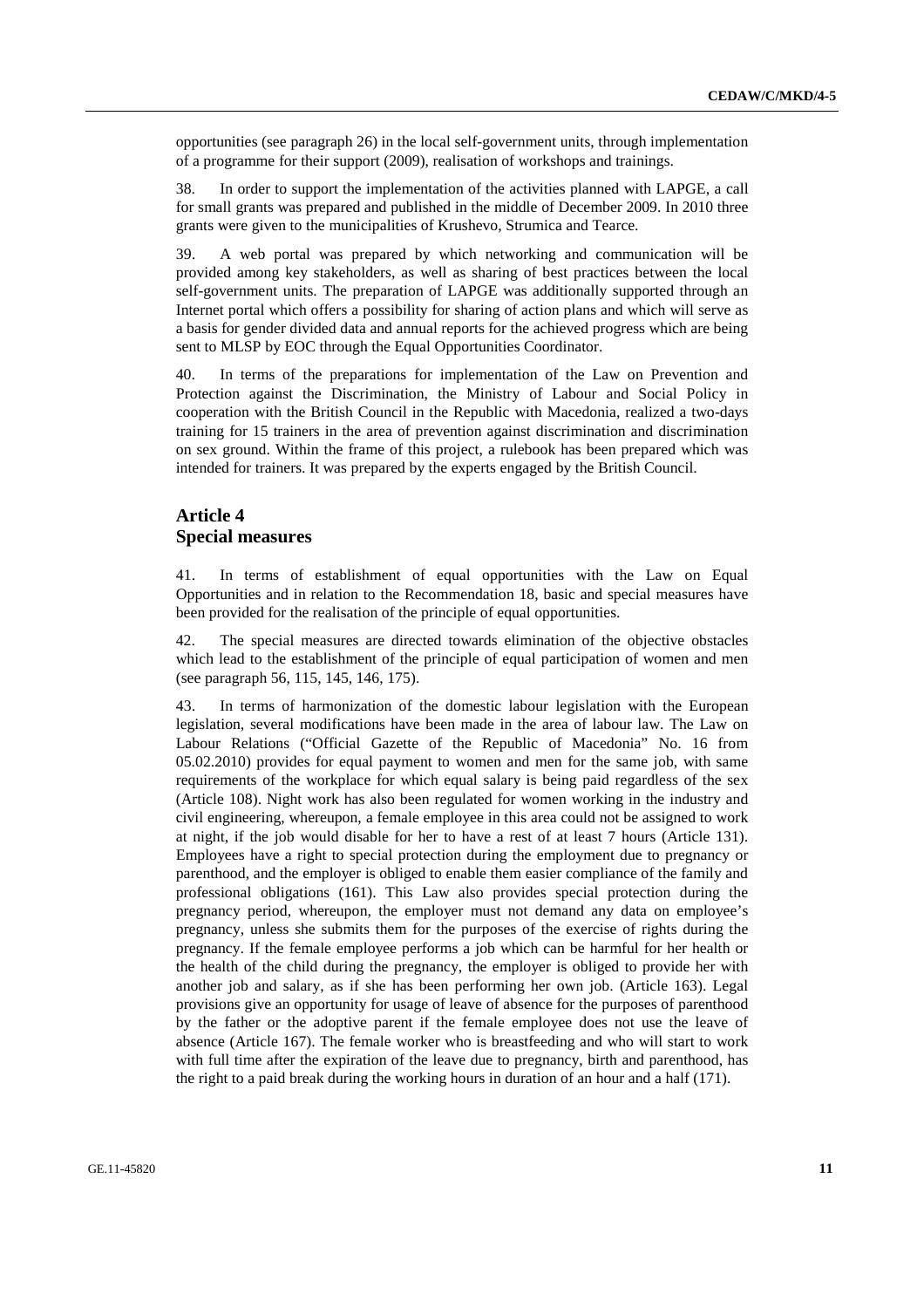opportunities (see paragraph 26) in the local self-government units, through implementation of a programme for their support (2009), realisation of workshops and trainings.

38. In order to support the implementation of the activities planned with LAPGE, a call for small grants was prepared and published in the middle of December 2009. In 2010 three grants were given to the municipalities of Krushevo, Strumica and Tearce.

39. A web portal was prepared by which networking and communication will be provided among key stakeholders, as well as sharing of best practices between the local self-government units. The preparation of LAPGE was additionally supported through an Internet portal which offers a possibility for sharing of action plans and which will serve as a basis for gender divided data and annual reports for the achieved progress which are being sent to MLSP by EOC through the Equal Opportunities Coordinator.

40. In terms of the preparations for implementation of the Law on Prevention and Protection against the Discrimination, the Ministry of Labour and Social Policy in cooperation with the British Council in the Republic with Macedonia, realized a two-days training for 15 trainers in the area of prevention against discrimination and discrimination on sex ground. Within the frame of this project, a rulebook has been prepared which was intended for trainers. It was prepared by the experts engaged by the British Council.

## Article 4
## Special measures

41. In terms of establishment of equal opportunities with the Law on Equal Opportunities and in relation to the Recommendation 18, basic and special measures have been provided for the realisation of the principle of equal opportunities.

42. The special measures are directed towards elimination of the objective obstacles which lead to the establishment of the principle of equal participation of women and men (see paragraph 56, 115, 145, 146, 175).

43. In terms of harmonization of the domestic labour legislation with the European legislation, several modifications have been made in the area of labour law. The Law on Labour Relations ("Official Gazette of the Republic of Macedonia" No. 16 from 05.02.2010) provides for equal payment to women and men for the same job, with same requirements of the workplace for which equal salary is being paid regardless of the sex (Article 108). Night work has also been regulated for women working in the industry and civil engineering, whereupon, a female employee in this area could not be assigned to work at night, if the job would disable for her to have a rest of at least 7 hours (Article 131). Employees have a right to special protection during the employment due to pregnancy or parenthood, and the employer is obliged to enable them easier compliance of the family and professional obligations (161). This Law also provides special protection during the pregnancy period, whereupon, the employer must not demand any data on employee's pregnancy, unless she submits them for the purposes of the exercise of rights during the pregnancy. If the female employee performs a job which can be harmful for her health or the health of the child during the pregnancy, the employer is obliged to provide her with another job and salary, as if she has been performing her own job. (Article 163). Legal provisions give an opportunity for usage of leave of absence for the purposes of parenthood by the father or the adoptive parent if the female employee does not use the leave of absence (Article 167). The female worker who is breastfeeding and who will start to work with full time after the expiration of the leave due to pregnancy, birth and parenthood, has the right to a paid break during the working hours in duration of an hour and a half (171).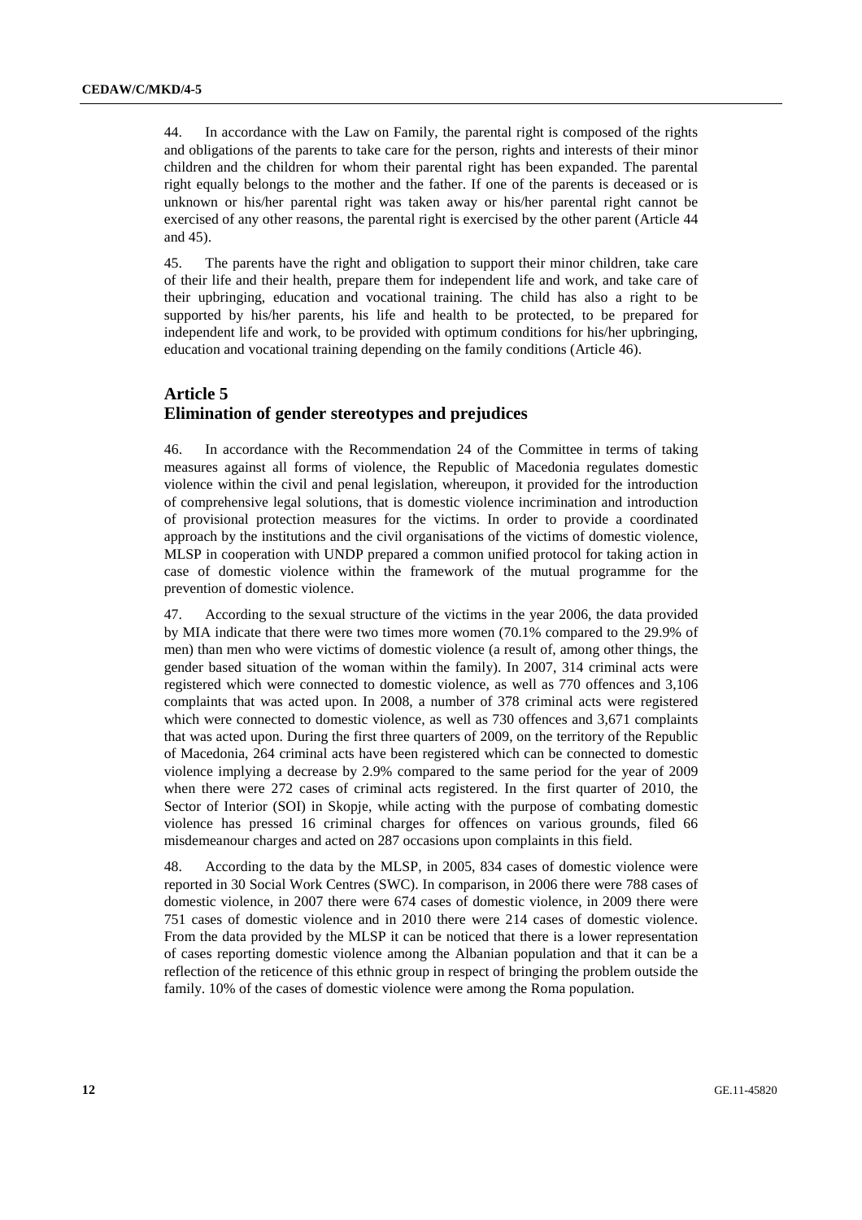44. In accordance with the Law on Family, the parental right is composed of the rights and obligations of the parents to take care for the person, rights and interests of their minor children and the children for whom their parental right has been expanded. The parental right equally belongs to the mother and the father. If one of the parents is deceased or is unknown or his/her parental right was taken away or his/her parental right cannot be exercised of any other reasons, the parental right is exercised by the other parent (Article 44 and 45).

45. The parents have the right and obligation to support their minor children, take care of their life and their health, prepare them for independent life and work, and take care of their upbringing, education and vocational training. The child has also a right to be supported by his/her parents, his life and health to be protected, to be prepared for independent life and work, to be provided with optimum conditions for his/her upbringing, education and vocational training depending on the family conditions (Article 46).

## Article 5
## Elimination of gender stereotypes and prejudices

46. In accordance with the Recommendation 24 of the Committee in terms of taking measures against all forms of violence, the Republic of Macedonia regulates domestic violence within the civil and penal legislation, whereupon, it provided for the introduction of comprehensive legal solutions, that is domestic violence incrimination and introduction of provisional protection measures for the victims. In order to provide a coordinated approach by the institutions and the civil organisations of the victims of domestic violence, MLSP in cooperation with UNDP prepared a common unified protocol for taking action in case of domestic violence within the framework of the mutual programme for the prevention of domestic violence.

47. According to the sexual structure of the victims in the year 2006, the data provided by MIA indicate that there were two times more women (70.1% compared to the 29.9% of men) than men who were victims of domestic violence (a result of, among other things, the gender based situation of the woman within the family). In 2007, 314 criminal acts were registered which were connected to domestic violence, as well as 770 offences and 3,106 complaints that was acted upon. In 2008, a number of 378 criminal acts were registered which were connected to domestic violence, as well as 730 offences and 3,671 complaints that was acted upon. During the first three quarters of 2009, on the territory of the Republic of Macedonia, 264 criminal acts have been registered which can be connected to domestic violence implying a decrease by 2.9% compared to the same period for the year of 2009 when there were 272 cases of criminal acts registered. In the first quarter of 2010, the Sector of Interior (SOI) in Skopje, while acting with the purpose of combating domestic violence has pressed 16 criminal charges for offences on various grounds, filed 66 misdemeanour charges and acted on 287 occasions upon complaints in this field.

48. According to the data by the MLSP, in 2005, 834 cases of domestic violence were reported in 30 Social Work Centres (SWC). In comparison, in 2006 there were 788 cases of domestic violence, in 2007 there were 674 cases of domestic violence, in 2009 there were 751 cases of domestic violence and in 2010 there were 214 cases of domestic violence. From the data provided by the MLSP it can be noticed that there is a lower representation of cases reporting domestic violence among the Albanian population and that it can be a reflection of the reticence of this ethnic group in respect of bringing the problem outside the family. 10% of the cases of domestic violence were among the Roma population.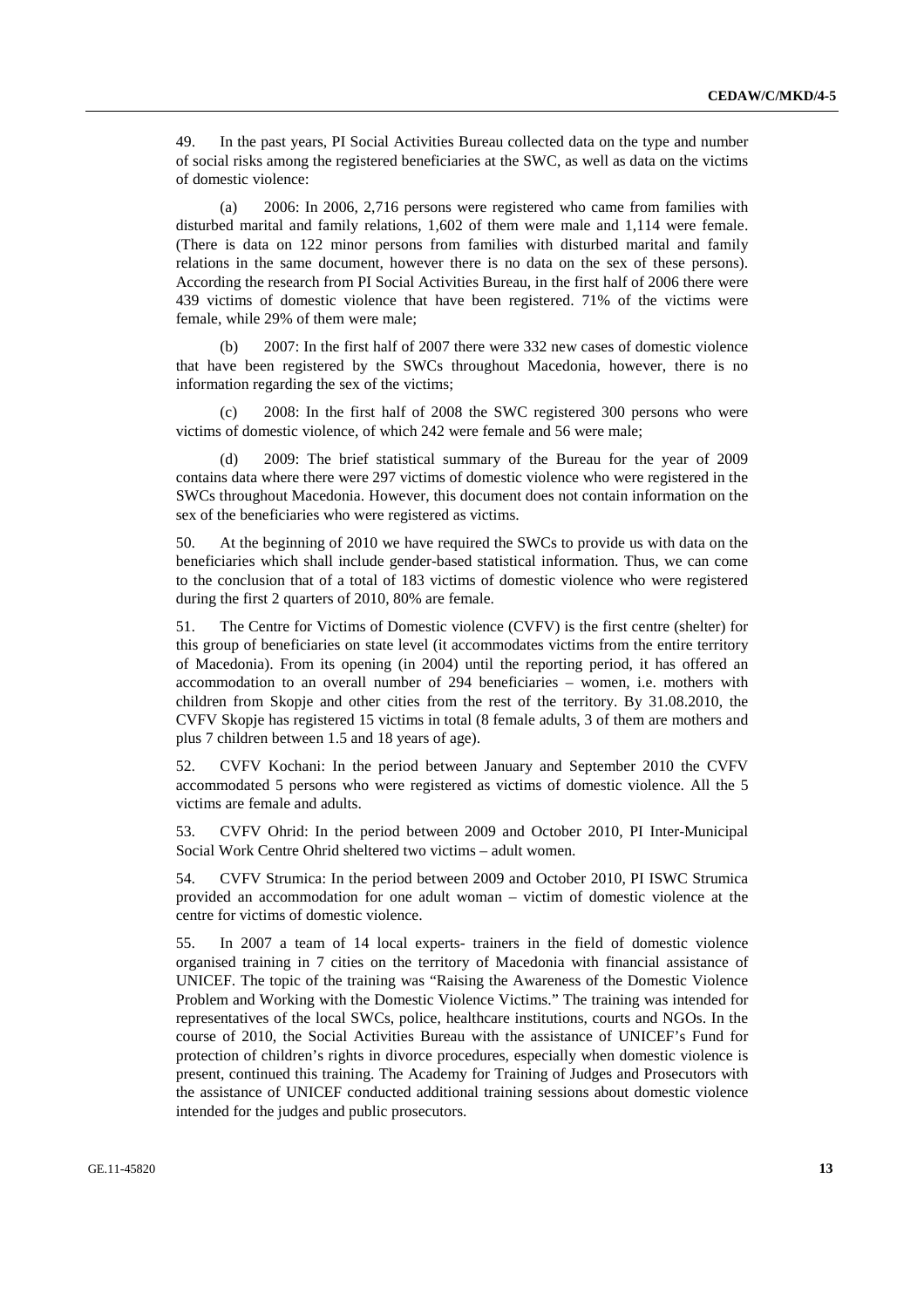49. In the past years, PI Social Activities Bureau collected data on the type and number of social risks among the registered beneficiaries at the SWC, as well as data on the victims of domestic violence:

(a) 2006: In 2006, 2,716 persons were registered who came from families with disturbed marital and family relations, 1,602 of them were male and 1,114 were female. (There is data on 122 minor persons from families with disturbed marital and family relations in the same document, however there is no data on the sex of these persons). According the research from PI Social Activities Bureau, in the first half of 2006 there were 439 victims of domestic violence that have been registered. 71% of the victims were female, while 29% of them were male;

(b) 2007: In the first half of 2007 there were 332 new cases of domestic violence that have been registered by the SWCs throughout Macedonia, however, there is no information regarding the sex of the victims;

(c) 2008: In the first half of 2008 the SWC registered 300 persons who were victims of domestic violence, of which 242 were female and 56 were male;

(d) 2009: The brief statistical summary of the Bureau for the year of 2009 contains data where there were 297 victims of domestic violence who were registered in the SWCs throughout Macedonia. However, this document does not contain information on the sex of the beneficiaries who were registered as victims.

50. At the beginning of 2010 we have required the SWCs to provide us with data on the beneficiaries which shall include gender-based statistical information. Thus, we can come to the conclusion that of a total of 183 victims of domestic violence who were registered during the first 2 quarters of 2010, 80% are female.

51. The Centre for Victims of Domestic violence (CVFV) is the first centre (shelter) for this group of beneficiaries on state level (it accommodates victims from the entire territory of Macedonia). From its opening (in 2004) until the reporting period, it has offered an accommodation to an overall number of 294 beneficiaries – women, i.e. mothers with children from Skopje and other cities from the rest of the territory. By 31.08.2010, the CVFV Skopje has registered 15 victims in total (8 female adults, 3 of them are mothers and plus 7 children between 1.5 and 18 years of age).

52. CVFV Kochani: In the period between January and September 2010 the CVFV accommodated 5 persons who were registered as victims of domestic violence. All the 5 victims are female and adults.

53. CVFV Ohrid: In the period between 2009 and October 2010, PI Inter-Municipal Social Work Centre Ohrid sheltered two victims – adult women.

54. CVFV Strumica: In the period between 2009 and October 2010, PI ISWC Strumica provided an accommodation for one adult woman – victim of domestic violence at the centre for victims of domestic violence.

55. In 2007 a team of 14 local experts- trainers in the field of domestic violence organised training in 7 cities on the territory of Macedonia with financial assistance of UNICEF. The topic of the training was "Raising the Awareness of the Domestic Violence Problem and Working with the Domestic Violence Victims." The training was intended for representatives of the local SWCs, police, healthcare institutions, courts and NGOs. In the course of 2010, the Social Activities Bureau with the assistance of UNICEF's Fund for protection of children's rights in divorce procedures, especially when domestic violence is present, continued this training. The Academy for Training of Judges and Prosecutors with the assistance of UNICEF conducted additional training sessions about domestic violence intended for the judges and public prosecutors.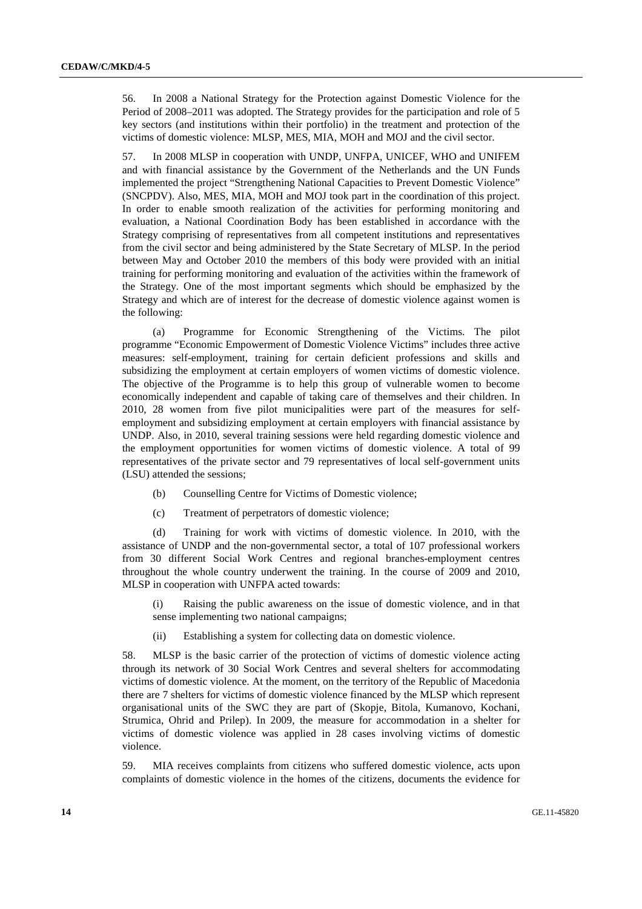56. In 2008 a National Strategy for the Protection against Domestic Violence for the Period of 2008–2011 was adopted. The Strategy provides for the participation and role of 5 key sectors (and institutions within their portfolio) in the treatment and protection of the victims of domestic violence: MLSP, MES, MIA, MOH and MOJ and the civil sector.

57. In 2008 MLSP in cooperation with UNDP, UNFPA, UNICEF, WHO and UNIFEM and with financial assistance by the Government of the Netherlands and the UN Funds implemented the project "Strengthening National Capacities to Prevent Domestic Violence" (SNCPDV). Also, MES, MIA, MOH and MOJ took part in the coordination of this project. In order to enable smooth realization of the activities for performing monitoring and evaluation, a National Coordination Body has been established in accordance with the Strategy comprising of representatives from all competent institutions and representatives from the civil sector and being administered by the State Secretary of MLSP. In the period between May and October 2010 the members of this body were provided with an initial training for performing monitoring and evaluation of the activities within the framework of the Strategy. One of the most important segments which should be emphasized by the Strategy and which are of interest for the decrease of domestic violence against women is the following:

(a) Programme for Economic Strengthening of the Victims. The pilot programme "Economic Empowerment of Domestic Violence Victims" includes three active measures: self-employment, training for certain deficient professions and skills and subsidizing the employment at certain employers of women victims of domestic violence. The objective of the Programme is to help this group of vulnerable women to become economically independent and capable of taking care of themselves and their children. In 2010, 28 women from five pilot municipalities were part of the measures for self-employment and subsidizing employment at certain employers with financial assistance by UNDP. Also, in 2010, several training sessions were held regarding domestic violence and the employment opportunities for women victims of domestic violence. A total of 99 representatives of the private sector and 79 representatives of local self-government units (LSU) attended the sessions;

(b) Counselling Centre for Victims of Domestic violence;

(c) Treatment of perpetrators of domestic violence;

(d) Training for work with victims of domestic violence. In 2010, with the assistance of UNDP and the non-governmental sector, a total of 107 professional workers from 30 different Social Work Centres and regional branches-employment centres throughout the whole country underwent the training. In the course of 2009 and 2010, MLSP in cooperation with UNFPA acted towards:

(i) Raising the public awareness on the issue of domestic violence, and in that sense implementing two national campaigns;

(ii) Establishing a system for collecting data on domestic violence.

58. MLSP is the basic carrier of the protection of victims of domestic violence acting through its network of 30 Social Work Centres and several shelters for accommodating victims of domestic violence. At the moment, on the territory of the Republic of Macedonia there are 7 shelters for victims of domestic violence financed by the MLSP which represent organisational units of the SWC they are part of (Skopje, Bitola, Kumanovo, Kochani, Strumica, Ohrid and Prilep). In 2009, the measure for accommodation in a shelter for victims of domestic violence was applied in 28 cases involving victims of domestic violence.

59. MIA receives complaints from citizens who suffered domestic violence, acts upon complaints of domestic violence in the homes of the citizens, documents the evidence for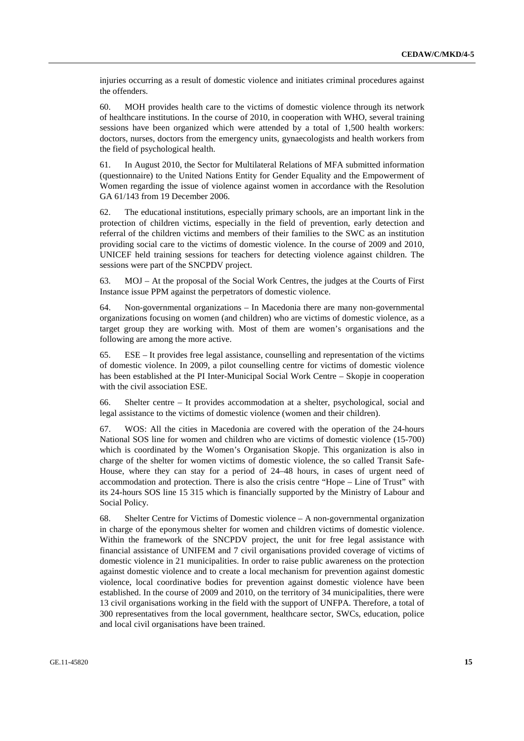injuries occurring as a result of domestic violence and initiates criminal procedures against the offenders.

60. MOH provides health care to the victims of domestic violence through its network of healthcare institutions. In the course of 2010, in cooperation with WHO, several training sessions have been organized which were attended by a total of 1,500 health workers: doctors, nurses, doctors from the emergency units, gynaecologists and health workers from the field of psychological health.

61. In August 2010, the Sector for Multilateral Relations of MFA submitted information (questionnaire) to the United Nations Entity for Gender Equality and the Empowerment of Women regarding the issue of violence against women in accordance with the Resolution GA 61/143 from 19 December 2006.

62. The educational institutions, especially primary schools, are an important link in the protection of children victims, especially in the field of prevention, early detection and referral of the children victims and members of their families to the SWC as an institution providing social care to the victims of domestic violence. In the course of 2009 and 2010, UNICEF held training sessions for teachers for detecting violence against children. The sessions were part of the SNCPDV project.

63. MOJ – At the proposal of the Social Work Centres, the judges at the Courts of First Instance issue PPM against the perpetrators of domestic violence.

64. Non-governmental organizations – In Macedonia there are many non-governmental organizations focusing on women (and children) who are victims of domestic violence, as a target group they are working with. Most of them are women's organisations and the following are among the more active.

65. ESE – It provides free legal assistance, counselling and representation of the victims of domestic violence. In 2009, a pilot counselling centre for victims of domestic violence has been established at the PI Inter-Municipal Social Work Centre – Skopje in cooperation with the civil association ESE.

66. Shelter centre – It provides accommodation at a shelter, psychological, social and legal assistance to the victims of domestic violence (women and their children).

67. WOS: All the cities in Macedonia are covered with the operation of the 24-hours National SOS line for women and children who are victims of domestic violence (15-700) which is coordinated by the Women's Organisation Skopje. This organization is also in charge of the shelter for women victims of domestic violence, the so called Transit Safe-House, where they can stay for a period of 24–48 hours, in cases of urgent need of accommodation and protection. There is also the crisis centre "Hope – Line of Trust" with its 24-hours SOS line 15 315 which is financially supported by the Ministry of Labour and Social Policy.

68. Shelter Centre for Victims of Domestic violence – A non-governmental organization in charge of the eponymous shelter for women and children victims of domestic violence. Within the framework of the SNCPDV project, the unit for free legal assistance with financial assistance of UNIFEM and 7 civil organisations provided coverage of victims of domestic violence in 21 municipalities. In order to raise public awareness on the protection against domestic violence and to create a local mechanism for prevention against domestic violence, local coordinative bodies for prevention against domestic violence have been established. In the course of 2009 and 2010, on the territory of 34 municipalities, there were 13 civil organisations working in the field with the support of UNFPA. Therefore, a total of 300 representatives from the local government, healthcare sector, SWCs, education, police and local civil organisations have been trained.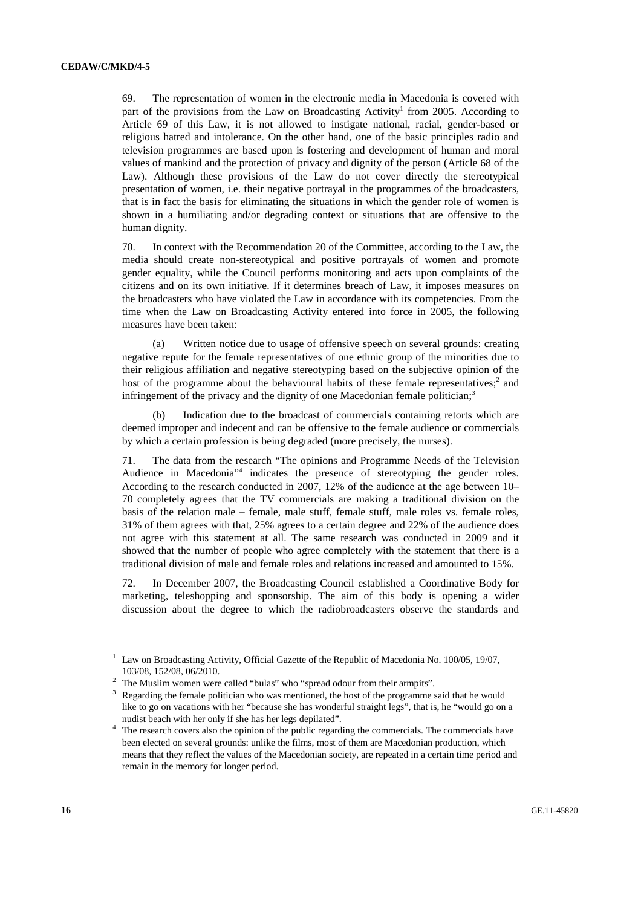69. The representation of women in the electronic media in Macedonia is covered with part of the provisions from the Law on Broadcasting Activity[1] from 2005. According to Article 69 of this Law, it is not allowed to instigate national, racial, gender-based or religious hatred and intolerance. On the other hand, one of the basic principles radio and television programmes are based upon is fostering and development of human and moral values of mankind and the protection of privacy and dignity of the person (Article 68 of the Law). Although these provisions of the Law do not cover directly the stereotypical presentation of women, i.e. their negative portrayal in the programmes of the broadcasters, that is in fact the basis for eliminating the situations in which the gender role of women is shown in a humiliating and/or degrading context or situations that are offensive to the human dignity.

70. In context with the Recommendation 20 of the Committee, according to the Law, the media should create non-stereotypical and positive portrayals of women and promote gender equality, while the Council performs monitoring and acts upon complaints of the citizens and on its own initiative. If it determines breach of Law, it imposes measures on the broadcasters who have violated the Law in accordance with its competencies. From the time when the Law on Broadcasting Activity entered into force in 2005, the following measures have been taken:

(a) Written notice due to usage of offensive speech on several grounds: creating negative repute for the female representatives of one ethnic group of the minorities due to their religious affiliation and negative stereotyping based on the subjective opinion of the host of the programme about the behavioural habits of these female representatives;[2] and infringement of the privacy and the dignity of one Macedonian female politician;[3]

(b) Indication due to the broadcast of commercials containing retorts which are deemed improper and indecent and can be offensive to the female audience or commercials by which a certain profession is being degraded (more precisely, the nurses).

71. The data from the research "The opinions and Programme Needs of the Television Audience in Macedonia"[4] indicates the presence of stereotyping the gender roles. According to the research conducted in 2007, 12% of the audience at the age between 10–70 completely agrees that the TV commercials are making a traditional division on the basis of the relation male – female, male stuff, female stuff, male roles vs. female roles, 31% of them agrees with that, 25% agrees to a certain degree and 22% of the audience does not agree with this statement at all. The same research was conducted in 2009 and it showed that the number of people who agree completely with the statement that there is a traditional division of male and female roles and relations increased and amounted to 15%.

72. In December 2007, the Broadcasting Council established a Coordinative Body for marketing, teleshopping and sponsorship. The aim of this body is opening a wider discussion about the degree to which the radiobroadcasters observe the standards and

---

[1] Law on Broadcasting Activity, Official Gazette of the Republic of Macedonia No. 100/05, 19/07, 103/08, 152/08, 06/2010.

[2] The Muslim women were called "bulas" who "spread odour from their armpits".

[3] Regarding the female politician who was mentioned, the host of the programme said that he would like to go on vacations with her "because she has wonderful straight legs", that is, he "would go on a nudist beach with her only if she has her legs depilated".

[4] The research covers also the opinion of the public regarding the commercials. The commercials have been elected on several grounds: unlike the films, most of them are Macedonian production, which means that they reflect the values of the Macedonian society, are repeated in a certain time period and remain in the memory for longer period.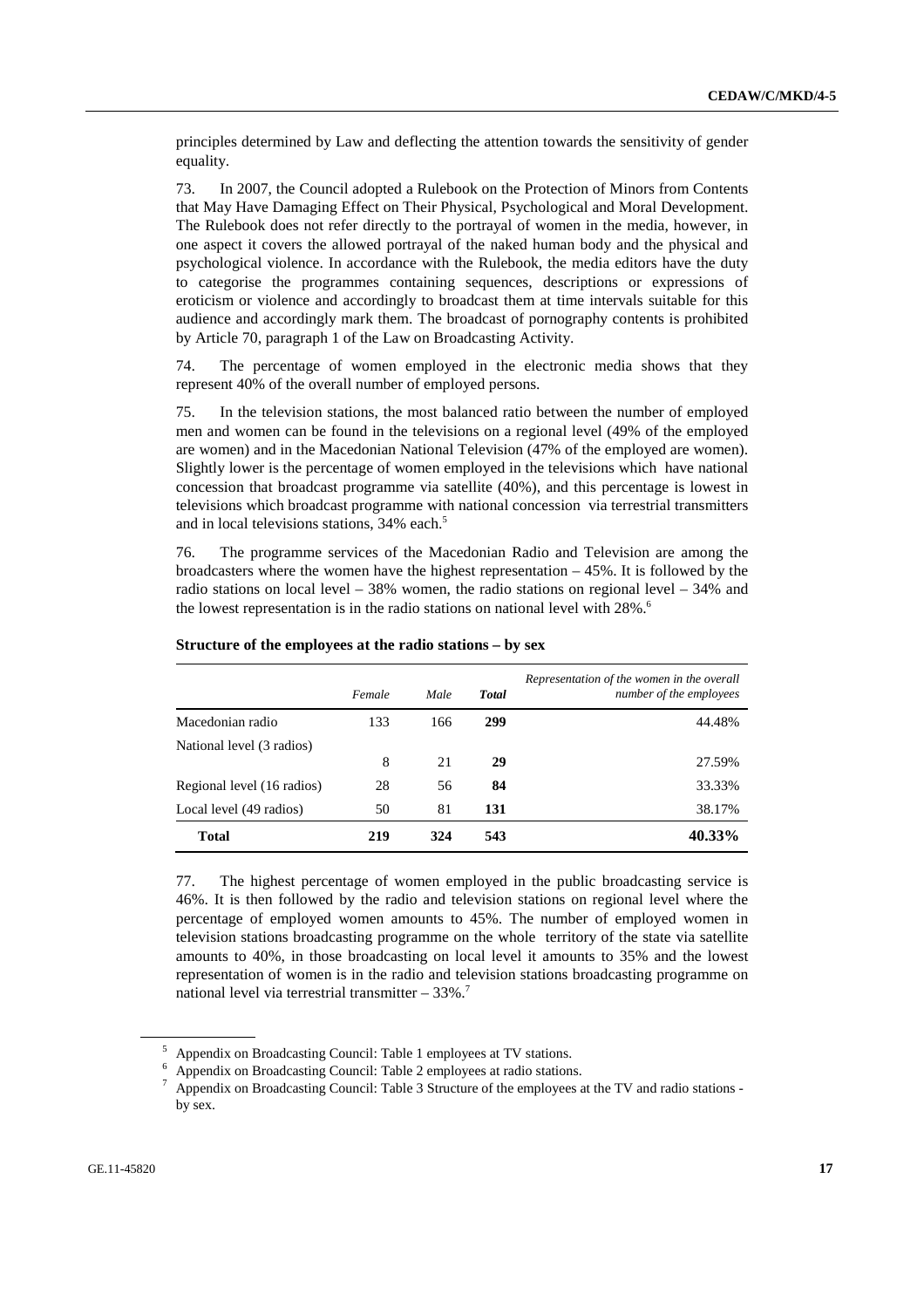principles determined by Law and deflecting the attention towards the sensitivity of gender equality.

73. In 2007, the Council adopted a Rulebook on the Protection of Minors from Contents that May Have Damaging Effect on Their Physical, Psychological and Moral Development. The Rulebook does not refer directly to the portrayal of women in the media, however, in one aspect it covers the allowed portrayal of the naked human body and the physical and psychological violence. In accordance with the Rulebook, the media editors have the duty to categorise the programmes containing sequences, descriptions or expressions of eroticism or violence and accordingly to broadcast them at time intervals suitable for this audience and accordingly mark them. The broadcast of pornography contents is prohibited by Article 70, paragraph 1 of the Law on Broadcasting Activity.

74. The percentage of women employed in the electronic media shows that they represent 40% of the overall number of employed persons.

75. In the television stations, the most balanced ratio between the number of employed men and women can be found in the televisions on a regional level (49% of the employed are women) and in the Macedonian National Television (47% of the employed are women). Slightly lower is the percentage of women employed in the televisions which have national concession that broadcast programme via satellite (40%), and this percentage is lowest in televisions which broadcast programme with national concession via terrestrial transmitters and in local televisions stations, 34% each.[5]

76. The programme services of the Macedonian Radio and Television are among the broadcasters where the women have the highest representation – 45%. It is followed by the radio stations on local level – 38% women, the radio stations on regional level – 34% and the lowest representation is in the radio stations on national level with 28%.[6]

**Structure of the employees at the radio stations – by sex**

| | *Female* | *Male* | ***Total*** | *Representation of the women in the overall number of the employees* |
|---|---|---|---|---|
| Macedonian radio | 133 | 166 | **299** | 44.48% |
| National level (3 radios) | 8 | 21 | **29** | 27.59% |
| Regional level (16 radios) | 28 | 56 | **84** | 33.33% |
| Local level (49 radios) | 50 | 81 | **131** | 38.17% |
| **Total** | **219** | **324** | **543** | **40.33%** |

77. The highest percentage of women employed in the public broadcasting service is 46%. It is then followed by the radio and television stations on regional level where the percentage of employed women amounts to 45%. The number of employed women in television stations broadcasting programme on the whole territory of the state via satellite amounts to 40%, in those broadcasting on local level it amounts to 35% and the lowest representation of women is in the radio and television stations broadcasting programme on national level via terrestrial transmitter – 33%.[7]

[5] Appendix on Broadcasting Council: Table 1 employees at TV stations.

[6] Appendix on Broadcasting Council: Table 2 employees at radio stations.

[7] Appendix on Broadcasting Council: Table 3 Structure of the employees at the TV and radio stations - by sex.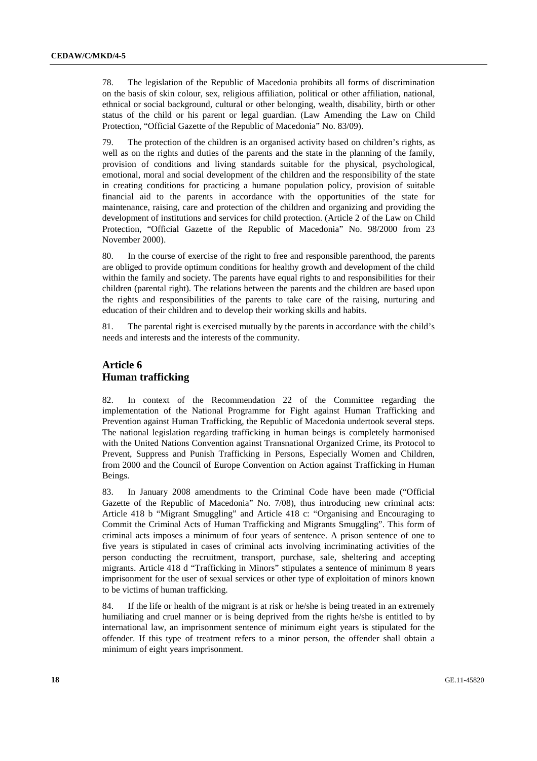78. The legislation of the Republic of Macedonia prohibits all forms of discrimination on the basis of skin colour, sex, religious affiliation, political or other affiliation, national, ethnical or social background, cultural or other belonging, wealth, disability, birth or other status of the child or his parent or legal guardian. (Law Amending the Law on Child Protection, "Official Gazette of the Republic of Macedonia" No. 83/09).

79. The protection of the children is an organised activity based on children's rights, as well as on the rights and duties of the parents and the state in the planning of the family, provision of conditions and living standards suitable for the physical, psychological, emotional, moral and social development of the children and the responsibility of the state in creating conditions for practicing a humane population policy, provision of suitable financial aid to the parents in accordance with the opportunities of the state for maintenance, raising, care and protection of the children and organizing and providing the development of institutions and services for child protection. (Article 2 of the Law on Child Protection, "Official Gazette of the Republic of Macedonia" No. 98/2000 from 23 November 2000).

80. In the course of exercise of the right to free and responsible parenthood, the parents are obliged to provide optimum conditions for healthy growth and development of the child within the family and society. The parents have equal rights to and responsibilities for their children (parental right). The relations between the parents and the children are based upon the rights and responsibilities of the parents to take care of the raising, nurturing and education of their children and to develop their working skills and habits.

81. The parental right is exercised mutually by the parents in accordance with the child's needs and interests and the interests of the community.

## Article 6
## Human trafficking

82. In context of the Recommendation 22 of the Committee regarding the implementation of the National Programme for Fight against Human Trafficking and Prevention against Human Trafficking, the Republic of Macedonia undertook several steps. The national legislation regarding trafficking in human beings is completely harmonised with the United Nations Convention against Transnational Organized Crime, its Protocol to Prevent, Suppress and Punish Trafficking in Persons, Especially Women and Children, from 2000 and the Council of Europe Convention on Action against Trafficking in Human Beings.

83. In January 2008 amendments to the Criminal Code have been made ("Official Gazette of the Republic of Macedonia" No. 7/08), thus introducing new criminal acts: Article 418 b "Migrant Smuggling" and Article 418 c: "Organising and Encouraging to Commit the Criminal Acts of Human Trafficking and Migrants Smuggling". This form of criminal acts imposes a minimum of four years of sentence. A prison sentence of one to five years is stipulated in cases of criminal acts involving incriminating activities of the person conducting the recruitment, transport, purchase, sale, sheltering and accepting migrants. Article 418 d "Trafficking in Minors" stipulates a sentence of minimum 8 years imprisonment for the user of sexual services or other type of exploitation of minors known to be victims of human trafficking.

84. If the life or health of the migrant is at risk or he/she is being treated in an extremely humiliating and cruel manner or is being deprived from the rights he/she is entitled to by international law, an imprisonment sentence of minimum eight years is stipulated for the offender. If this type of treatment refers to a minor person, the offender shall obtain a minimum of eight years imprisonment.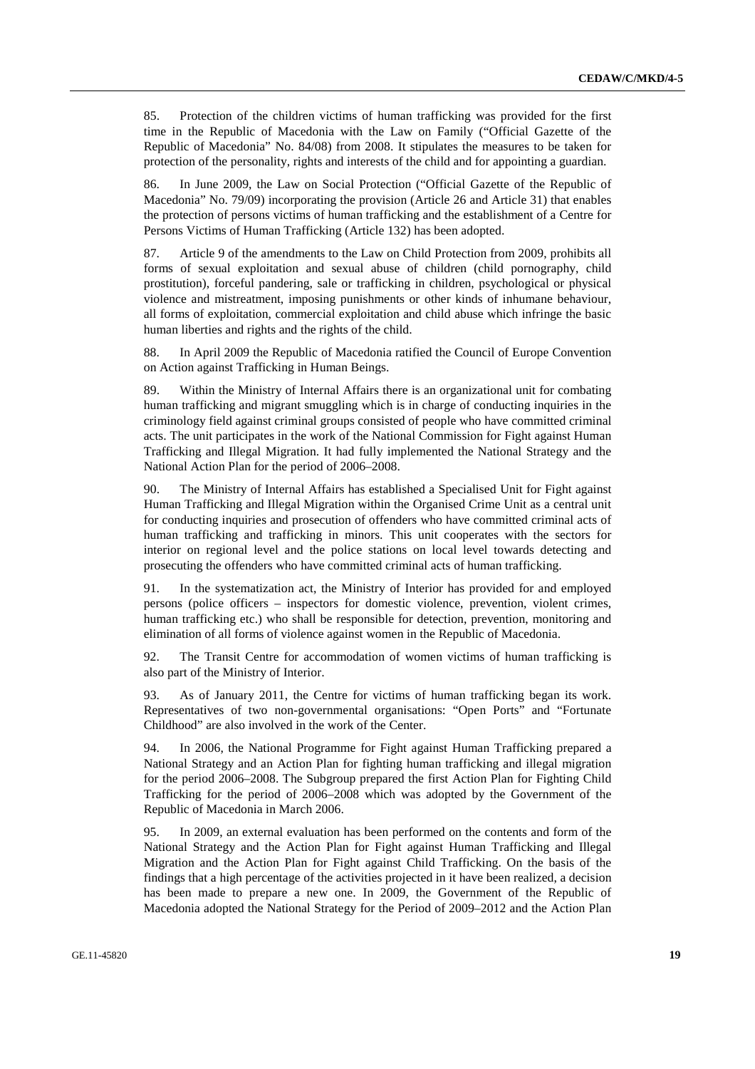85. Protection of the children victims of human trafficking was provided for the first time in the Republic of Macedonia with the Law on Family ("Official Gazette of the Republic of Macedonia" No. 84/08) from 2008. It stipulates the measures to be taken for protection of the personality, rights and interests of the child and for appointing a guardian.

86. In June 2009, the Law on Social Protection ("Official Gazette of the Republic of Macedonia" No. 79/09) incorporating the provision (Article 26 and Article 31) that enables the protection of persons victims of human trafficking and the establishment of a Centre for Persons Victims of Human Trafficking (Article 132) has been adopted.

87. Article 9 of the amendments to the Law on Child Protection from 2009, prohibits all forms of sexual exploitation and sexual abuse of children (child pornography, child prostitution), forceful pandering, sale or trafficking in children, psychological or physical violence and mistreatment, imposing punishments or other kinds of inhumane behaviour, all forms of exploitation, commercial exploitation and child abuse which infringe the basic human liberties and rights and the rights of the child.

88. In April 2009 the Republic of Macedonia ratified the Council of Europe Convention on Action against Trafficking in Human Beings.

89. Within the Ministry of Internal Affairs there is an organizational unit for combating human trafficking and migrant smuggling which is in charge of conducting inquiries in the criminology field against criminal groups consisted of people who have committed criminal acts. The unit participates in the work of the National Commission for Fight against Human Trafficking and Illegal Migration. It had fully implemented the National Strategy and the National Action Plan for the period of 2006–2008.

90. The Ministry of Internal Affairs has established a Specialised Unit for Fight against Human Trafficking and Illegal Migration within the Organised Crime Unit as a central unit for conducting inquiries and prosecution of offenders who have committed criminal acts of human trafficking and trafficking in minors. This unit cooperates with the sectors for interior on regional level and the police stations on local level towards detecting and prosecuting the offenders who have committed criminal acts of human trafficking.

91. In the systematization act, the Ministry of Interior has provided for and employed persons (police officers – inspectors for domestic violence, prevention, violent crimes, human trafficking etc.) who shall be responsible for detection, prevention, monitoring and elimination of all forms of violence against women in the Republic of Macedonia.

92. The Transit Centre for accommodation of women victims of human trafficking is also part of the Ministry of Interior.

93. As of January 2011, the Centre for victims of human trafficking began its work. Representatives of two non-governmental organisations: "Open Ports" and "Fortunate Childhood" are also involved in the work of the Center.

94. In 2006, the National Programme for Fight against Human Trafficking prepared a National Strategy and an Action Plan for fighting human trafficking and illegal migration for the period 2006–2008. The Subgroup prepared the first Action Plan for Fighting Child Trafficking for the period of 2006–2008 which was adopted by the Government of the Republic of Macedonia in March 2006.

95. In 2009, an external evaluation has been performed on the contents and form of the National Strategy and the Action Plan for Fight against Human Trafficking and Illegal Migration and the Action Plan for Fight against Child Trafficking. On the basis of the findings that a high percentage of the activities projected in it have been realized, a decision has been made to prepare a new one. In 2009, the Government of the Republic of Macedonia adopted the National Strategy for the Period of 2009–2012 and the Action Plan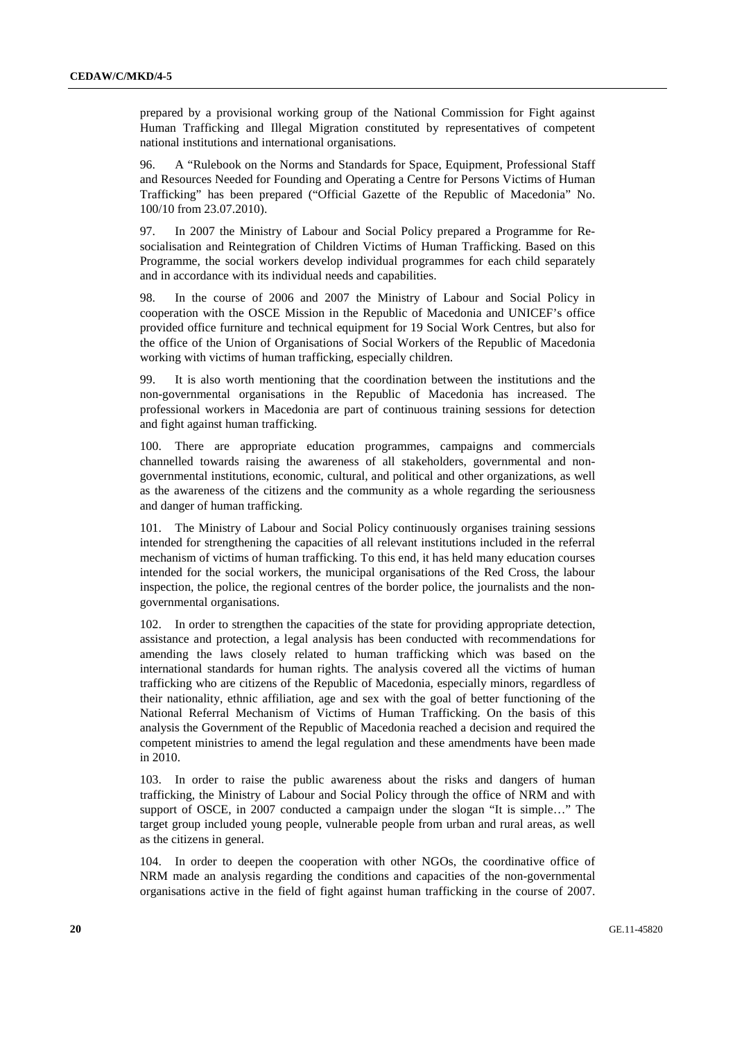prepared by a provisional working group of the National Commission for Fight against Human Trafficking and Illegal Migration constituted by representatives of competent national institutions and international organisations.

96. A "Rulebook on the Norms and Standards for Space, Equipment, Professional Staff and Resources Needed for Founding and Operating a Centre for Persons Victims of Human Trafficking" has been prepared ("Official Gazette of the Republic of Macedonia" No. 100/10 from 23.07.2010).

97. In 2007 the Ministry of Labour and Social Policy prepared a Programme for Re-socialisation and Reintegration of Children Victims of Human Trafficking. Based on this Programme, the social workers develop individual programmes for each child separately and in accordance with its individual needs and capabilities.

98. In the course of 2006 and 2007 the Ministry of Labour and Social Policy in cooperation with the OSCE Mission in the Republic of Macedonia and UNICEF's office provided office furniture and technical equipment for 19 Social Work Centres, but also for the office of the Union of Organisations of Social Workers of the Republic of Macedonia working with victims of human trafficking, especially children.

99. It is also worth mentioning that the coordination between the institutions and the non-governmental organisations in the Republic of Macedonia has increased. The professional workers in Macedonia are part of continuous training sessions for detection and fight against human trafficking.

100. There are appropriate education programmes, campaigns and commercials channelled towards raising the awareness of all stakeholders, governmental and non-governmental institutions, economic, cultural, and political and other organizations, as well as the awareness of the citizens and the community as a whole regarding the seriousness and danger of human trafficking.

101. The Ministry of Labour and Social Policy continuously organises training sessions intended for strengthening the capacities of all relevant institutions included in the referral mechanism of victims of human trafficking. To this end, it has held many education courses intended for the social workers, the municipal organisations of the Red Cross, the labour inspection, the police, the regional centres of the border police, the journalists and the non-governmental organisations.

102. In order to strengthen the capacities of the state for providing appropriate detection, assistance and protection, a legal analysis has been conducted with recommendations for amending the laws closely related to human trafficking which was based on the international standards for human rights. The analysis covered all the victims of human trafficking who are citizens of the Republic of Macedonia, especially minors, regardless of their nationality, ethnic affiliation, age and sex with the goal of better functioning of the National Referral Mechanism of Victims of Human Trafficking. On the basis of this analysis the Government of the Republic of Macedonia reached a decision and required the competent ministries to amend the legal regulation and these amendments have been made in 2010.

103. In order to raise the public awareness about the risks and dangers of human trafficking, the Ministry of Labour and Social Policy through the office of NRM and with support of OSCE, in 2007 conducted a campaign under the slogan "It is simple…" The target group included young people, vulnerable people from urban and rural areas, as well as the citizens in general.

104. In order to deepen the cooperation with other NGOs, the coordinative office of NRM made an analysis regarding the conditions and capacities of the non-governmental organisations active in the field of fight against human trafficking in the course of 2007.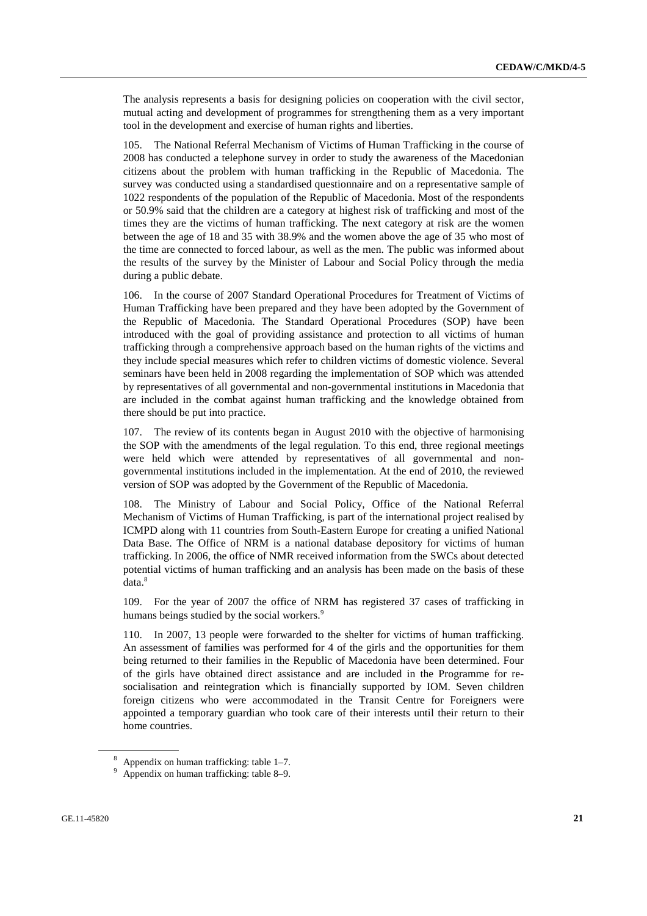The analysis represents a basis for designing policies on cooperation with the civil sector, mutual acting and development of programmes for strengthening them as a very important tool in the development and exercise of human rights and liberties.

105. The National Referral Mechanism of Victims of Human Trafficking in the course of 2008 has conducted a telephone survey in order to study the awareness of the Macedonian citizens about the problem with human trafficking in the Republic of Macedonia. The survey was conducted using a standardised questionnaire and on a representative sample of 1022 respondents of the population of the Republic of Macedonia. Most of the respondents or 50.9% said that the children are a category at highest risk of trafficking and most of the times they are the victims of human trafficking. The next category at risk are the women between the age of 18 and 35 with 38.9% and the women above the age of 35 who most of the time are connected to forced labour, as well as the men. The public was informed about the results of the survey by the Minister of Labour and Social Policy through the media during a public debate.

106. In the course of 2007 Standard Operational Procedures for Treatment of Victims of Human Trafficking have been prepared and they have been adopted by the Government of the Republic of Macedonia. The Standard Operational Procedures (SOP) have been introduced with the goal of providing assistance and protection to all victims of human trafficking through a comprehensive approach based on the human rights of the victims and they include special measures which refer to children victims of domestic violence. Several seminars have been held in 2008 regarding the implementation of SOP which was attended by representatives of all governmental and non-governmental institutions in Macedonia that are included in the combat against human trafficking and the knowledge obtained from there should be put into practice.

107. The review of its contents began in August 2010 with the objective of harmonising the SOP with the amendments of the legal regulation. To this end, three regional meetings were held which were attended by representatives of all governmental and non-governmental institutions included in the implementation. At the end of 2010, the reviewed version of SOP was adopted by the Government of the Republic of Macedonia.

108. The Ministry of Labour and Social Policy, Office of the National Referral Mechanism of Victims of Human Trafficking, is part of the international project realised by ICMPD along with 11 countries from South-Eastern Europe for creating a unified National Data Base. The Office of NRM is a national database depository for victims of human trafficking. In 2006, the office of NMR received information from the SWCs about detected potential victims of human trafficking and an analysis has been made on the basis of these data.[8]

109. For the year of 2007 the office of NRM has registered 37 cases of trafficking in humans beings studied by the social workers.[9]

110. In 2007, 13 people were forwarded to the shelter for victims of human trafficking. An assessment of families was performed for 4 of the girls and the opportunities for them being returned to their families in the Republic of Macedonia have been determined. Four of the girls have obtained direct assistance and are included in the Programme for re-socialisation and reintegration which is financially supported by IOM. Seven children foreign citizens who were accommodated in the Transit Centre for Foreigners were appointed a temporary guardian who took care of their interests until their return to their home countries.

---

[8] Appendix on human trafficking: table 1–7.

[9] Appendix on human trafficking: table 8–9.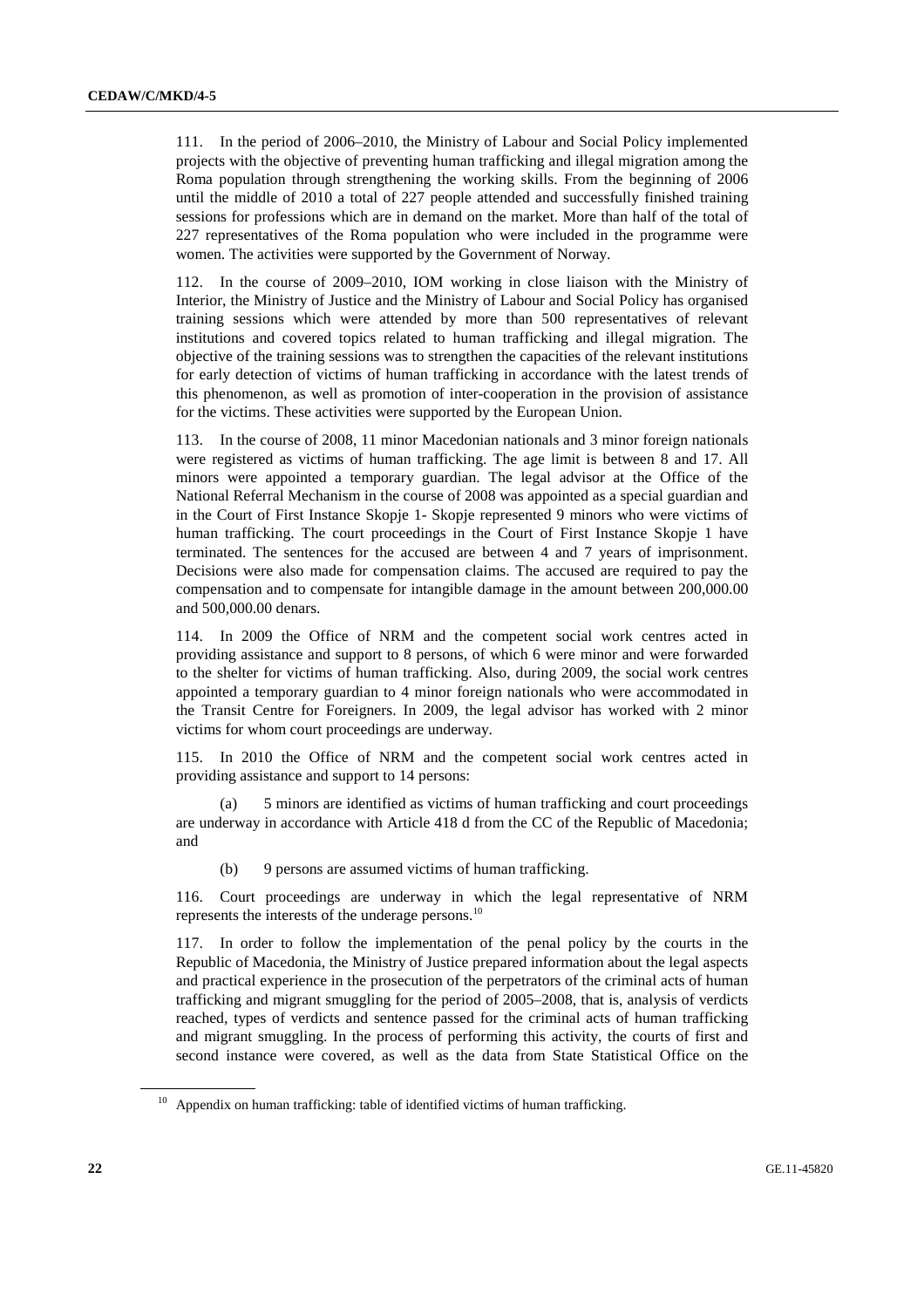111. In the period of 2006–2010, the Ministry of Labour and Social Policy implemented projects with the objective of preventing human trafficking and illegal migration among the Roma population through strengthening the working skills. From the beginning of 2006 until the middle of 2010 a total of 227 people attended and successfully finished training sessions for professions which are in demand on the market. More than half of the total of 227 representatives of the Roma population who were included in the programme were women. The activities were supported by the Government of Norway.

112. In the course of 2009–2010, IOM working in close liaison with the Ministry of Interior, the Ministry of Justice and the Ministry of Labour and Social Policy has organised training sessions which were attended by more than 500 representatives of relevant institutions and covered topics related to human trafficking and illegal migration. The objective of the training sessions was to strengthen the capacities of the relevant institutions for early detection of victims of human trafficking in accordance with the latest trends of this phenomenon, as well as promotion of inter-cooperation in the provision of assistance for the victims. These activities were supported by the European Union.

113. In the course of 2008, 11 minor Macedonian nationals and 3 minor foreign nationals were registered as victims of human trafficking. The age limit is between 8 and 17. All minors were appointed a temporary guardian. The legal advisor at the Office of the National Referral Mechanism in the course of 2008 was appointed as a special guardian and in the Court of First Instance Skopje 1- Skopje represented 9 minors who were victims of human trafficking. The court proceedings in the Court of First Instance Skopje 1 have terminated. The sentences for the accused are between 4 and 7 years of imprisonment. Decisions were also made for compensation claims. The accused are required to pay the compensation and to compensate for intangible damage in the amount between 200,000.00 and 500,000.00 denars.

114. In 2009 the Office of NRM and the competent social work centres acted in providing assistance and support to 8 persons, of which 6 were minor and were forwarded to the shelter for victims of human trafficking. Also, during 2009, the social work centres appointed a temporary guardian to 4 minor foreign nationals who were accommodated in the Transit Centre for Foreigners. In 2009, the legal advisor has worked with 2 minor victims for whom court proceedings are underway.

115. In 2010 the Office of NRM and the competent social work centres acted in providing assistance and support to 14 persons:

(a) 5 minors are identified as victims of human trafficking and court proceedings are underway in accordance with Article 418 d from the CC of the Republic of Macedonia; and

(b) 9 persons are assumed victims of human trafficking.

116. Court proceedings are underway in which the legal representative of NRM represents the interests of the underage persons.[10]

117. In order to follow the implementation of the penal policy by the courts in the Republic of Macedonia, the Ministry of Justice prepared information about the legal aspects and practical experience in the prosecution of the perpetrators of the criminal acts of human trafficking and migrant smuggling for the period of 2005–2008, that is, analysis of verdicts reached, types of verdicts and sentence passed for the criminal acts of human trafficking and migrant smuggling. In the process of performing this activity, the courts of first and second instance were covered, as well as the data from State Statistical Office on the

[10] Appendix on human trafficking: table of identified victims of human trafficking.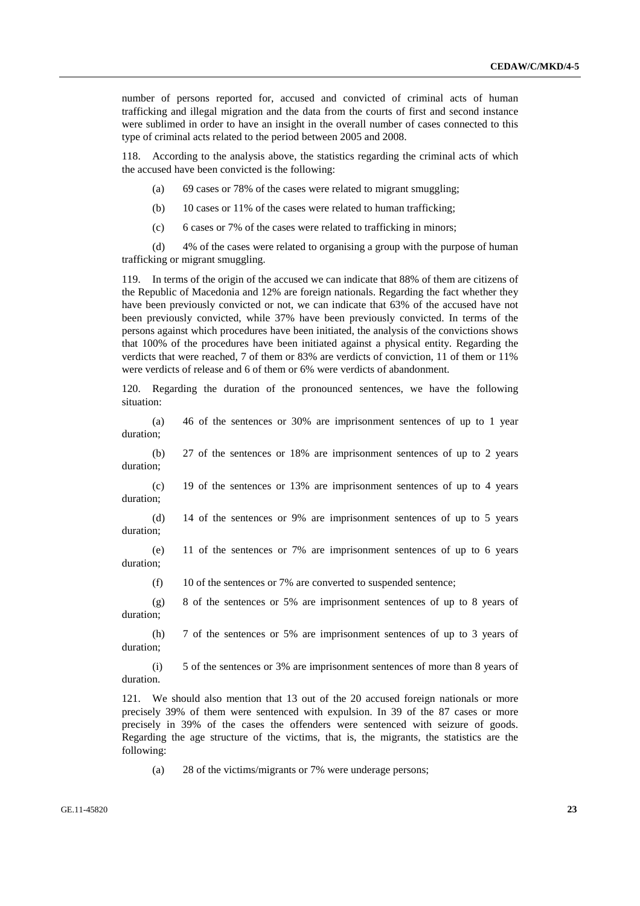number of persons reported for, accused and convicted of criminal acts of human trafficking and illegal migration and the data from the courts of first and second instance were sublimed in order to have an insight in the overall number of cases connected to this type of criminal acts related to the period between 2005 and 2008.

118. According to the analysis above, the statistics regarding the criminal acts of which the accused have been convicted is the following:

(a) 69 cases or 78% of the cases were related to migrant smuggling;

(b) 10 cases or 11% of the cases were related to human trafficking;

(c) 6 cases or 7% of the cases were related to trafficking in minors;

(d) 4% of the cases were related to organising a group with the purpose of human trafficking or migrant smuggling.

119. In terms of the origin of the accused we can indicate that 88% of them are citizens of the Republic of Macedonia and 12% are foreign nationals. Regarding the fact whether they have been previously convicted or not, we can indicate that 63% of the accused have not been previously convicted, while 37% have been previously convicted. In terms of the persons against which procedures have been initiated, the analysis of the convictions shows that 100% of the procedures have been initiated against a physical entity. Regarding the verdicts that were reached, 7 of them or 83% are verdicts of conviction, 11 of them or 11% were verdicts of release and 6 of them or 6% were verdicts of abandonment.

120. Regarding the duration of the pronounced sentences, we have the following situation:

(a) 46 of the sentences or 30% are imprisonment sentences of up to 1 year duration;

(b) 27 of the sentences or 18% are imprisonment sentences of up to 2 years duration;

(c) 19 of the sentences or 13% are imprisonment sentences of up to 4 years duration;

(d) 14 of the sentences or 9% are imprisonment sentences of up to 5 years duration;

(e) 11 of the sentences or 7% are imprisonment sentences of up to 6 years duration;

(f) 10 of the sentences or 7% are converted to suspended sentence;

(g) 8 of the sentences or 5% are imprisonment sentences of up to 8 years of duration;

(h) 7 of the sentences or 5% are imprisonment sentences of up to 3 years of duration;

(i) 5 of the sentences or 3% are imprisonment sentences of more than 8 years of duration.

121. We should also mention that 13 out of the 20 accused foreign nationals or more precisely 39% of them were sentenced with expulsion. In 39 of the 87 cases or more precisely in 39% of the cases the offenders were sentenced with seizure of goods. Regarding the age structure of the victims, that is, the migrants, the statistics are the following:

(a) 28 of the victims/migrants or 7% were underage persons;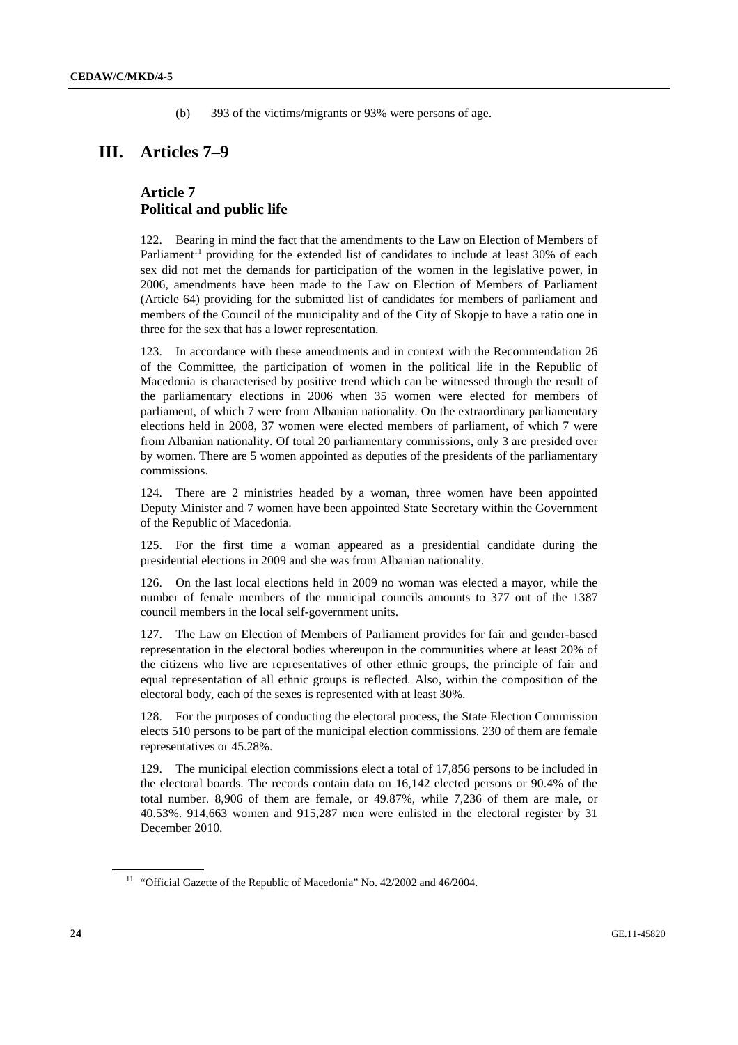(b) 393 of the victims/migrants or 93% were persons of age.

# III. Articles 7–9

## Article 7
## Political and public life

122. Bearing in mind the fact that the amendments to the Law on Election of Members of Parliament[11] providing for the extended list of candidates to include at least 30% of each sex did not met the demands for participation of the women in the legislative power, in 2006, amendments have been made to the Law on Election of Members of Parliament (Article 64) providing for the submitted list of candidates for members of parliament and members of the Council of the municipality and of the City of Skopje to have a ratio one in three for the sex that has a lower representation.

123. In accordance with these amendments and in context with the Recommendation 26 of the Committee, the participation of women in the political life in the Republic of Macedonia is characterised by positive trend which can be witnessed through the result of the parliamentary elections in 2006 when 35 women were elected for members of parliament, of which 7 were from Albanian nationality. On the extraordinary parliamentary elections held in 2008, 37 women were elected members of parliament, of which 7 were from Albanian nationality. Of total 20 parliamentary commissions, only 3 are presided over by women. There are 5 women appointed as deputies of the presidents of the parliamentary commissions.

124. There are 2 ministries headed by a woman, three women have been appointed Deputy Minister and 7 women have been appointed State Secretary within the Government of the Republic of Macedonia.

125. For the first time a woman appeared as a presidential candidate during the presidential elections in 2009 and she was from Albanian nationality.

126. On the last local elections held in 2009 no woman was elected a mayor, while the number of female members of the municipal councils amounts to 377 out of the 1387 council members in the local self-government units.

127. The Law on Election of Members of Parliament provides for fair and gender-based representation in the electoral bodies whereupon in the communities where at least 20% of the citizens who live are representatives of other ethnic groups, the principle of fair and equal representation of all ethnic groups is reflected. Also, within the composition of the electoral body, each of the sexes is represented with at least 30%.

128. For the purposes of conducting the electoral process, the State Election Commission elects 510 persons to be part of the municipal election commissions. 230 of them are female representatives or 45.28%.

129. The municipal election commissions elect a total of 17,856 persons to be included in the electoral boards. The records contain data on 16,142 elected persons or 90.4% of the total number. 8,906 of them are female, or 49.87%, while 7,236 of them are male, or 40.53%. 914,663 women and 915,287 men were enlisted in the electoral register by 31 December 2010.

---

[11] "Official Gazette of the Republic of Macedonia" No. 42/2002 and 46/2004.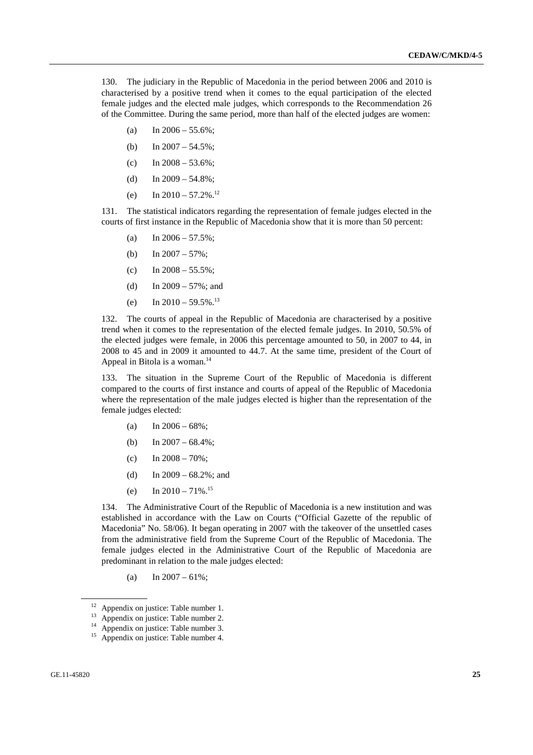130. The judiciary in the Republic of Macedonia in the period between 2006 and 2010 is characterised by a positive trend when it comes to the equal participation of the elected female judges and the elected male judges, which corresponds to the Recommendation 26 of the Committee. During the same period, more than half of the elected judges are women:

(a) In 2006 – 55.6%;

(b) In 2007 – 54.5%;

(c) In 2008 – 53.6%;

(d) In 2009 – 54.8%;

(e) In 2010 – 57.2%.[12]

131. The statistical indicators regarding the representation of female judges elected in the courts of first instance in the Republic of Macedonia show that it is more than 50 percent:

(a) In 2006 – 57.5%;

(b) In 2007 – 57%;

(c) In 2008 – 55.5%;

(d) In 2009 – 57%; and

(e) In 2010 – 59.5%.[13]

132. The courts of appeal in the Republic of Macedonia are characterised by a positive trend when it comes to the representation of the elected female judges. In 2010, 50.5% of the elected judges were female, in 2006 this percentage amounted to 50, in 2007 to 44, in 2008 to 45 and in 2009 it amounted to 44.7. At the same time, president of the Court of Appeal in Bitola is a woman.[14]

133. The situation in the Supreme Court of the Republic of Macedonia is different compared to the courts of first instance and courts of appeal of the Republic of Macedonia where the representation of the male judges elected is higher than the representation of the female judges elected:

(a) In 2006 – 68%;

(b) In 2007 – 68.4%;

(c) In 2008 – 70%;

(d) In 2009 – 68.2%; and

(e) In 2010 – 71%.[15]

134. The Administrative Court of the Republic of Macedonia is a new institution and was established in accordance with the Law on Courts ("Official Gazette of the republic of Macedonia" No. 58/06). It began operating in 2007 with the takeover of the unsettled cases from the administrative field from the Supreme Court of the Republic of Macedonia. The female judges elected in the Administrative Court of the Republic of Macedonia are predominant in relation to the male judges elected:

(a) In 2007 – 61%;

---

[12] Appendix on justice: Table number 1.

[13] Appendix on justice: Table number 2.

[14] Appendix on justice: Table number 3.

[15] Appendix on justice: Table number 4.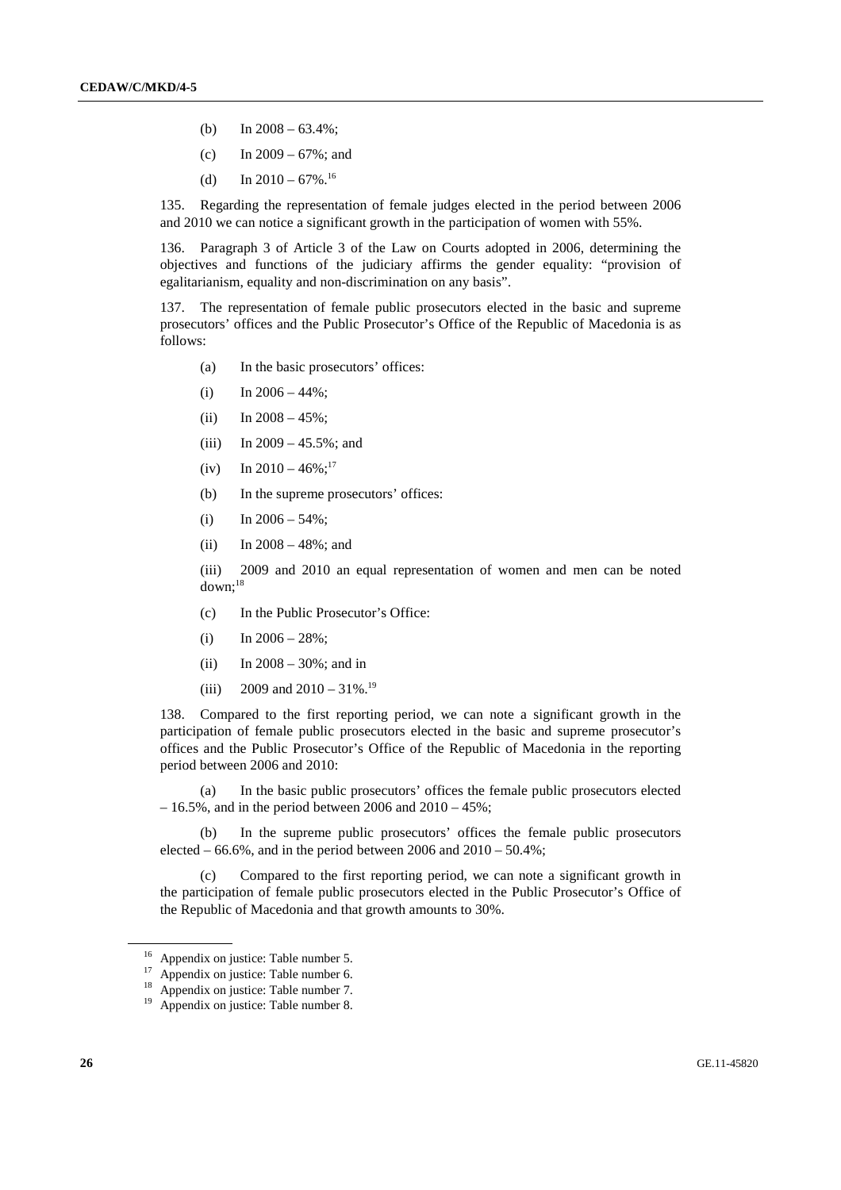(b) In 2008 – 63.4%;

(c) In 2009 – 67%; and

(d) In 2010 – 67%.[16]

135. Regarding the representation of female judges elected in the period between 2006 and 2010 we can notice a significant growth in the participation of women with 55%.

136. Paragraph 3 of Article 3 of the Law on Courts adopted in 2006, determining the objectives and functions of the judiciary affirms the gender equality: "provision of egalitarianism, equality and non-discrimination on any basis".

137. The representation of female public prosecutors elected in the basic and supreme prosecutors' offices and the Public Prosecutor's Office of the Republic of Macedonia is as follows:

(a) In the basic prosecutors' offices:

(i) In 2006 – 44%;

(ii) In 2008 – 45%;

(iii) In 2009 – 45.5%; and

(iv) In 2010 – 46%;[17]

(b) In the supreme prosecutors' offices:

(i) In 2006 – 54%;

(ii) In 2008 – 48%; and

(iii) 2009 and 2010 an equal representation of women and men can be noted down;[18]

(c) In the Public Prosecutor's Office:

(i) In 2006 – 28%;

(ii) In 2008 – 30%; and in

(iii) 2009 and 2010 – 31%.[19]

138. Compared to the first reporting period, we can note a significant growth in the participation of female public prosecutors elected in the basic and supreme prosecutor's offices and the Public Prosecutor's Office of the Republic of Macedonia in the reporting period between 2006 and 2010:

(a) In the basic public prosecutors' offices the female public prosecutors elected – 16.5%, and in the period between 2006 and 2010 – 45%;

(b) In the supreme public prosecutors' offices the female public prosecutors elected – 66.6%, and in the period between 2006 and 2010 – 50.4%;

(c) Compared to the first reporting period, we can note a significant growth in the participation of female public prosecutors elected in the Public Prosecutor's Office of the Republic of Macedonia and that growth amounts to 30%.

---

[16] Appendix on justice: Table number 5.

[17] Appendix on justice: Table number 6.

[18] Appendix on justice: Table number 7.

[19] Appendix on justice: Table number 8.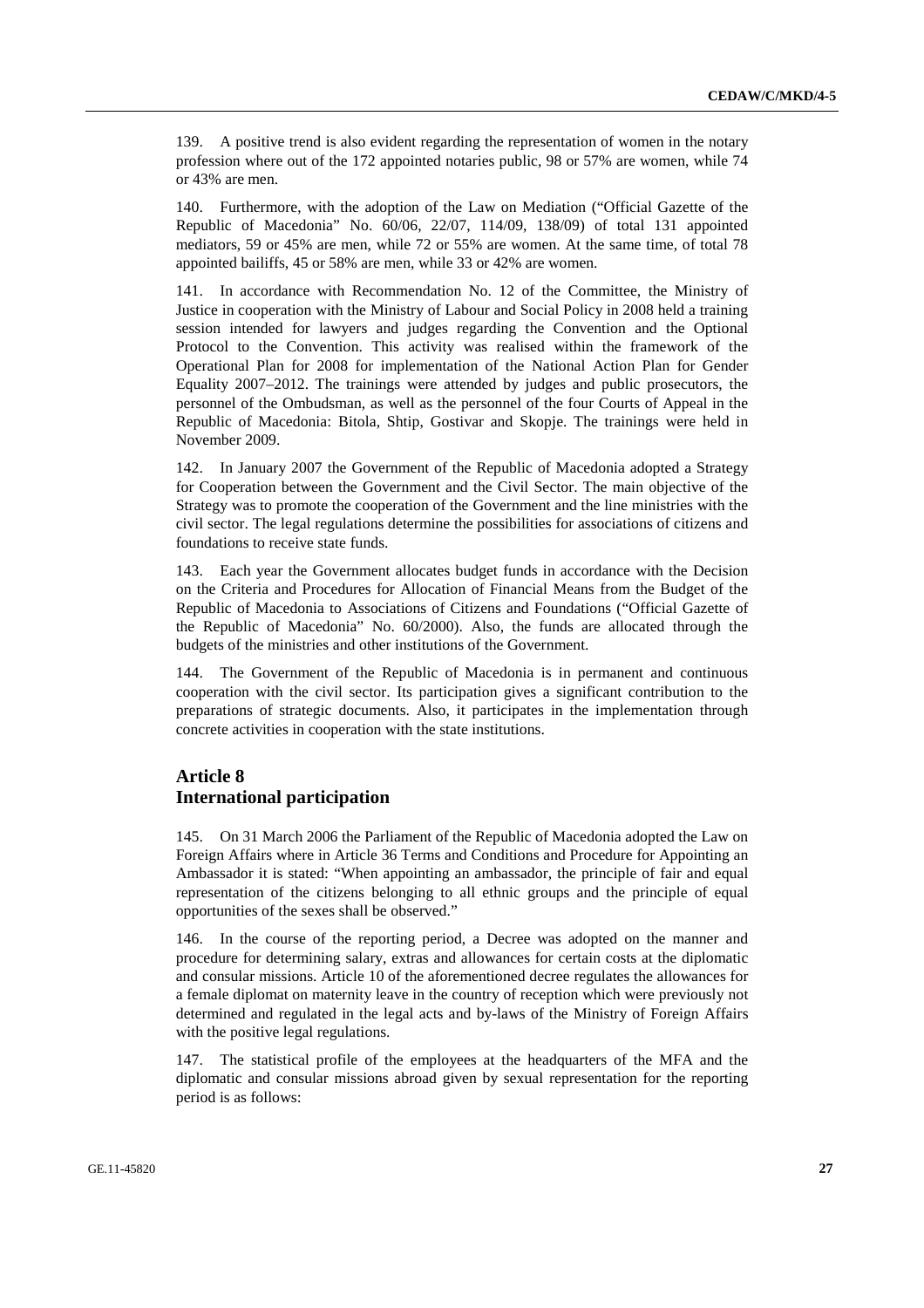139. A positive trend is also evident regarding the representation of women in the notary profession where out of the 172 appointed notaries public, 98 or 57% are women, while 74 or 43% are men.

140. Furthermore, with the adoption of the Law on Mediation ("Official Gazette of the Republic of Macedonia" No. 60/06, 22/07, 114/09, 138/09) of total 131 appointed mediators, 59 or 45% are men, while 72 or 55% are women. At the same time, of total 78 appointed bailiffs, 45 or 58% are men, while 33 or 42% are women.

141. In accordance with Recommendation No. 12 of the Committee, the Ministry of Justice in cooperation with the Ministry of Labour and Social Policy in 2008 held a training session intended for lawyers and judges regarding the Convention and the Optional Protocol to the Convention. This activity was realised within the framework of the Operational Plan for 2008 for implementation of the National Action Plan for Gender Equality 2007–2012. The trainings were attended by judges and public prosecutors, the personnel of the Ombudsman, as well as the personnel of the four Courts of Appeal in the Republic of Macedonia: Bitola, Shtip, Gostivar and Skopje. The trainings were held in November 2009.

142. In January 2007 the Government of the Republic of Macedonia adopted a Strategy for Cooperation between the Government and the Civil Sector. The main objective of the Strategy was to promote the cooperation of the Government and the line ministries with the civil sector. The legal regulations determine the possibilities for associations of citizens and foundations to receive state funds.

143. Each year the Government allocates budget funds in accordance with the Decision on the Criteria and Procedures for Allocation of Financial Means from the Budget of the Republic of Macedonia to Associations of Citizens and Foundations ("Official Gazette of the Republic of Macedonia" No. 60/2000). Also, the funds are allocated through the budgets of the ministries and other institutions of the Government.

144. The Government of the Republic of Macedonia is in permanent and continuous cooperation with the civil sector. Its participation gives a significant contribution to the preparations of strategic documents. Also, it participates in the implementation through concrete activities in cooperation with the state institutions.

## Article 8
## International participation

145. On 31 March 2006 the Parliament of the Republic of Macedonia adopted the Law on Foreign Affairs where in Article 36 Terms and Conditions and Procedure for Appointing an Ambassador it is stated: "When appointing an ambassador, the principle of fair and equal representation of the citizens belonging to all ethnic groups and the principle of equal opportunities of the sexes shall be observed."

146. In the course of the reporting period, a Decree was adopted on the manner and procedure for determining salary, extras and allowances for certain costs at the diplomatic and consular missions. Article 10 of the aforementioned decree regulates the allowances for a female diplomat on maternity leave in the country of reception which were previously not determined and regulated in the legal acts and by-laws of the Ministry of Foreign Affairs with the positive legal regulations.

147. The statistical profile of the employees at the headquarters of the MFA and the diplomatic and consular missions abroad given by sexual representation for the reporting period is as follows: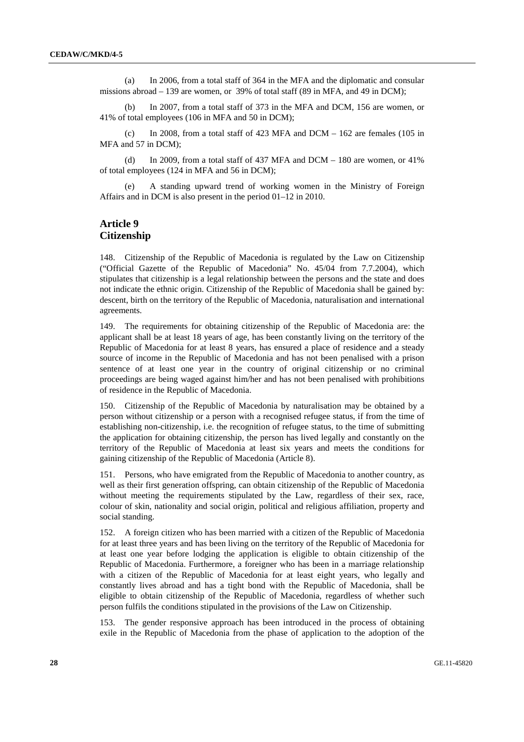(a) In 2006, from a total staff of 364 in the MFA and the diplomatic and consular missions abroad – 139 are women, or 39% of total staff (89 in MFA, and 49 in DCM);

(b) In 2007, from a total staff of 373 in the MFA and DCM, 156 are women, or 41% of total employees (106 in MFA and 50 in DCM);

(c) In 2008, from a total staff of 423 MFA and DCM – 162 are females (105 in MFA and 57 in DCM);

(d) In 2009, from a total staff of 437 MFA and DCM – 180 are women, or 41% of total employees (124 in MFA and 56 in DCM);

(e) A standing upward trend of working women in the Ministry of Foreign Affairs and in DCM is also present in the period 01–12 in 2010.

## Article 9
## Citizenship

148. Citizenship of the Republic of Macedonia is regulated by the Law on Citizenship ("Official Gazette of the Republic of Macedonia" No. 45/04 from 7.7.2004), which stipulates that citizenship is a legal relationship between the persons and the state and does not indicate the ethnic origin. Citizenship of the Republic of Macedonia shall be gained by: descent, birth on the territory of the Republic of Macedonia, naturalisation and international agreements.

149. The requirements for obtaining citizenship of the Republic of Macedonia are: the applicant shall be at least 18 years of age, has been constantly living on the territory of the Republic of Macedonia for at least 8 years, has ensured a place of residence and a steady source of income in the Republic of Macedonia and has not been penalised with a prison sentence of at least one year in the country of original citizenship or no criminal proceedings are being waged against him/her and has not been penalised with prohibitions of residence in the Republic of Macedonia.

150. Citizenship of the Republic of Macedonia by naturalisation may be obtained by a person without citizenship or a person with a recognised refugee status, if from the time of establishing non-citizenship, i.e. the recognition of refugee status, to the time of submitting the application for obtaining citizenship, the person has lived legally and constantly on the territory of the Republic of Macedonia at least six years and meets the conditions for gaining citizenship of the Republic of Macedonia (Article 8).

151. Persons, who have emigrated from the Republic of Macedonia to another country, as well as their first generation offspring, can obtain citizenship of the Republic of Macedonia without meeting the requirements stipulated by the Law, regardless of their sex, race, colour of skin, nationality and social origin, political and religious affiliation, property and social standing.

152. A foreign citizen who has been married with a citizen of the Republic of Macedonia for at least three years and has been living on the territory of the Republic of Macedonia for at least one year before lodging the application is eligible to obtain citizenship of the Republic of Macedonia. Furthermore, a foreigner who has been in a marriage relationship with a citizen of the Republic of Macedonia for at least eight years, who legally and constantly lives abroad and has a tight bond with the Republic of Macedonia, shall be eligible to obtain citizenship of the Republic of Macedonia, regardless of whether such person fulfils the conditions stipulated in the provisions of the Law on Citizenship.

153. The gender responsive approach has been introduced in the process of obtaining exile in the Republic of Macedonia from the phase of application to the adoption of the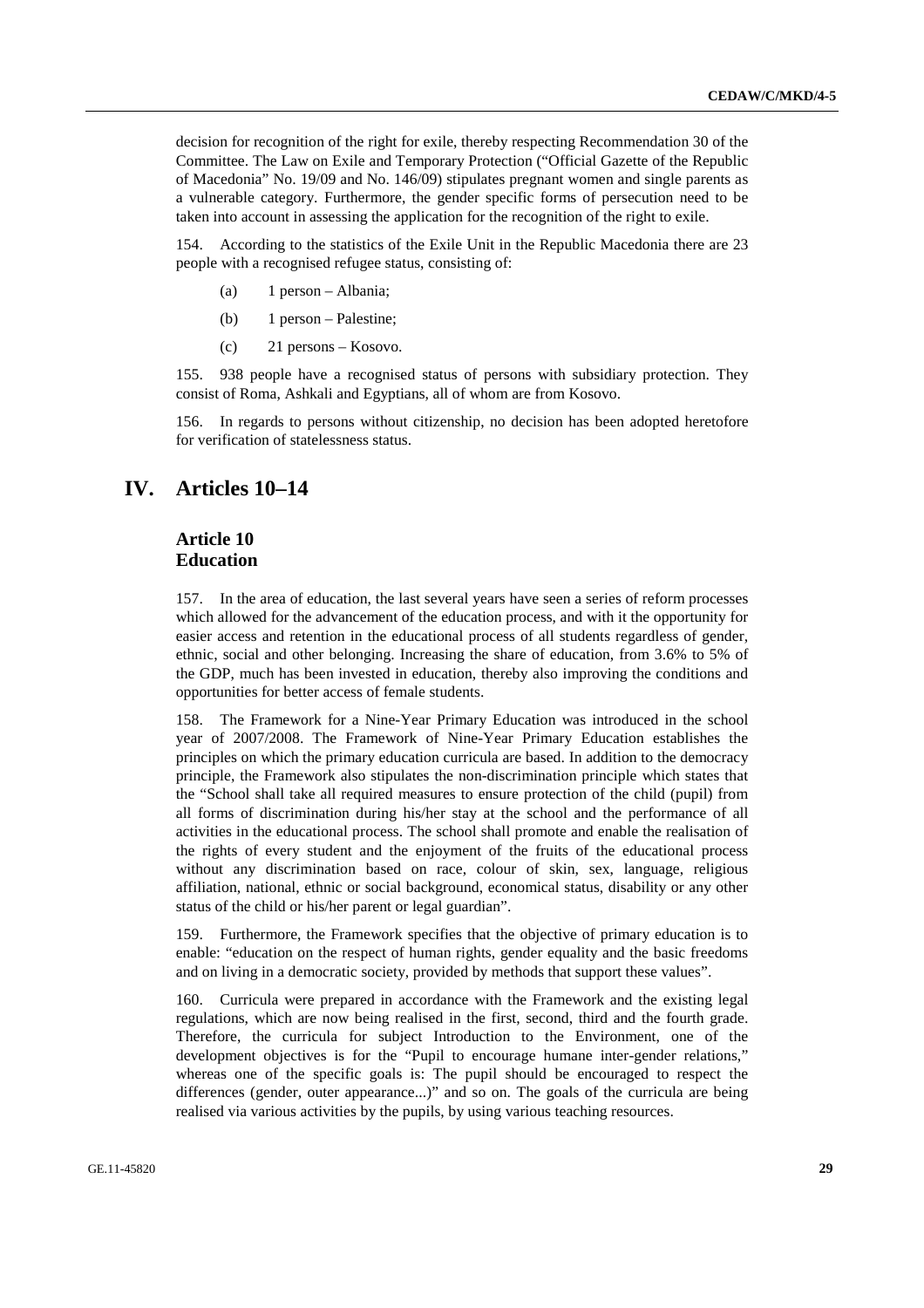decision for recognition of the right for exile, thereby respecting Recommendation 30 of the Committee. The Law on Exile and Temporary Protection ("Official Gazette of the Republic of Macedonia" No. 19/09 and No. 146/09) stipulates pregnant women and single parents as a vulnerable category. Furthermore, the gender specific forms of persecution need to be taken into account in assessing the application for the recognition of the right to exile.

154. According to the statistics of the Exile Unit in the Republic Macedonia there are 23 people with a recognised refugee status, consisting of:

(a) 1 person – Albania;

(b) 1 person – Palestine;

(c) 21 persons – Kosovo.

155. 938 people have a recognised status of persons with subsidiary protection. They consist of Roma, Ashkali and Egyptians, all of whom are from Kosovo.

156. In regards to persons without citizenship, no decision has been adopted heretofore for verification of statelessness status.

# IV. Articles 10–14

## Article 10 Education

157. In the area of education, the last several years have seen a series of reform processes which allowed for the advancement of the education process, and with it the opportunity for easier access and retention in the educational process of all students regardless of gender, ethnic, social and other belonging. Increasing the share of education, from 3.6% to 5% of the GDP, much has been invested in education, thereby also improving the conditions and opportunities for better access of female students.

158. The Framework for a Nine-Year Primary Education was introduced in the school year of 2007/2008. The Framework of Nine-Year Primary Education establishes the principles on which the primary education curricula are based. In addition to the democracy principle, the Framework also stipulates the non-discrimination principle which states that the "School shall take all required measures to ensure protection of the child (pupil) from all forms of discrimination during his/her stay at the school and the performance of all activities in the educational process. The school shall promote and enable the realisation of the rights of every student and the enjoyment of the fruits of the educational process without any discrimination based on race, colour of skin, sex, language, religious affiliation, national, ethnic or social background, economical status, disability or any other status of the child or his/her parent or legal guardian".

159. Furthermore, the Framework specifies that the objective of primary education is to enable: "education on the respect of human rights, gender equality and the basic freedoms and on living in a democratic society, provided by methods that support these values".

160. Curricula were prepared in accordance with the Framework and the existing legal regulations, which are now being realised in the first, second, third and the fourth grade. Therefore, the curricula for subject Introduction to the Environment, one of the development objectives is for the "Pupil to encourage humane inter-gender relations," whereas one of the specific goals is: The pupil should be encouraged to respect the differences (gender, outer appearance...)" and so on. The goals of the curricula are being realised via various activities by the pupils, by using various teaching resources.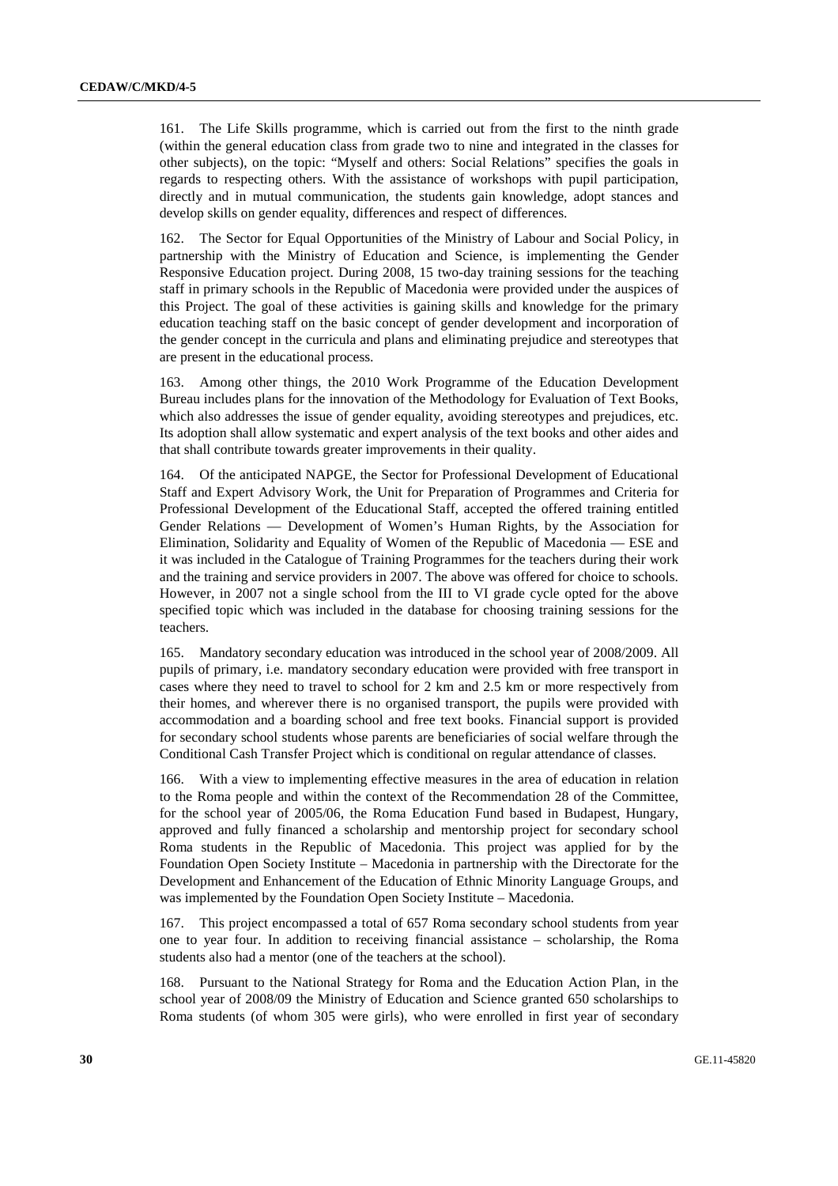161. The Life Skills programme, which is carried out from the first to the ninth grade (within the general education class from grade two to nine and integrated in the classes for other subjects), on the topic: "Myself and others: Social Relations" specifies the goals in regards to respecting others. With the assistance of workshops with pupil participation, directly and in mutual communication, the students gain knowledge, adopt stances and develop skills on gender equality, differences and respect of differences.

162. The Sector for Equal Opportunities of the Ministry of Labour and Social Policy, in partnership with the Ministry of Education and Science, is implementing the Gender Responsive Education project. During 2008, 15 two-day training sessions for the teaching staff in primary schools in the Republic of Macedonia were provided under the auspices of this Project. The goal of these activities is gaining skills and knowledge for the primary education teaching staff on the basic concept of gender development and incorporation of the gender concept in the curricula and plans and eliminating prejudice and stereotypes that are present in the educational process.

163. Among other things, the 2010 Work Programme of the Education Development Bureau includes plans for the innovation of the Methodology for Evaluation of Text Books, which also addresses the issue of gender equality, avoiding stereotypes and prejudices, etc. Its adoption shall allow systematic and expert analysis of the text books and other aides and that shall contribute towards greater improvements in their quality.

164. Of the anticipated NAPGE, the Sector for Professional Development of Educational Staff and Expert Advisory Work, the Unit for Preparation of Programmes and Criteria for Professional Development of the Educational Staff, accepted the offered training entitled Gender Relations — Development of Women's Human Rights, by the Association for Elimination, Solidarity and Equality of Women of the Republic of Macedonia — ESE and it was included in the Catalogue of Training Programmes for the teachers during their work and the training and service providers in 2007. The above was offered for choice to schools. However, in 2007 not a single school from the III to VI grade cycle opted for the above specified topic which was included in the database for choosing training sessions for the teachers.

165. Mandatory secondary education was introduced in the school year of 2008/2009. All pupils of primary, i.e. mandatory secondary education were provided with free transport in cases where they need to travel to school for 2 km and 2.5 km or more respectively from their homes, and wherever there is no organised transport, the pupils were provided with accommodation and a boarding school and free text books. Financial support is provided for secondary school students whose parents are beneficiaries of social welfare through the Conditional Cash Transfer Project which is conditional on regular attendance of classes.

166. With a view to implementing effective measures in the area of education in relation to the Roma people and within the context of the Recommendation 28 of the Committee, for the school year of 2005/06, the Roma Education Fund based in Budapest, Hungary, approved and fully financed a scholarship and mentorship project for secondary school Roma students in the Republic of Macedonia. This project was applied for by the Foundation Open Society Institute – Macedonia in partnership with the Directorate for the Development and Enhancement of the Education of Ethnic Minority Language Groups, and was implemented by the Foundation Open Society Institute – Macedonia.

167. This project encompassed a total of 657 Roma secondary school students from year one to year four. In addition to receiving financial assistance – scholarship, the Roma students also had a mentor (one of the teachers at the school).

168. Pursuant to the National Strategy for Roma and the Education Action Plan, in the school year of 2008/09 the Ministry of Education and Science granted 650 scholarships to Roma students (of whom 305 were girls), who were enrolled in first year of secondary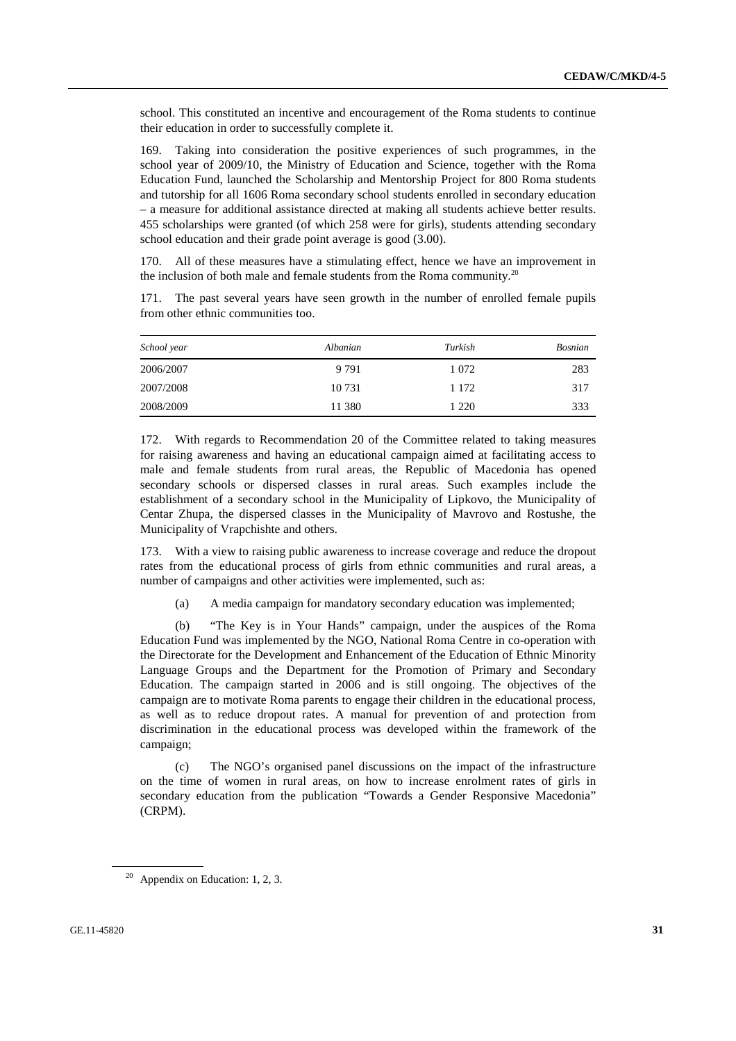school. This constituted an incentive and encouragement of the Roma students to continue their education in order to successfully complete it.

169. Taking into consideration the positive experiences of such programmes, in the school year of 2009/10, the Ministry of Education and Science, together with the Roma Education Fund, launched the Scholarship and Mentorship Project for 800 Roma students and tutorship for all 1606 Roma secondary school students enrolled in secondary education – a measure for additional assistance directed at making all students achieve better results. 455 scholarships were granted (of which 258 were for girls), students attending secondary school education and their grade point average is good (3.00).

170. All of these measures have a stimulating effect, hence we have an improvement in the inclusion of both male and female students from the Roma community.[20]

171. The past several years have seen growth in the number of enrolled female pupils from other ethnic communities too.

| *School year* | *Albanian* | *Turkish* | *Bosnian* |
|---|---|---|---|
| 2006/2007 | 9 791 | 1 072 | 283 |
| 2007/2008 | 10 731 | 1 172 | 317 |
| 2008/2009 | 11 380 | 1 220 | 333 |

172. With regards to Recommendation 20 of the Committee related to taking measures for raising awareness and having an educational campaign aimed at facilitating access to male and female students from rural areas, the Republic of Macedonia has opened secondary schools or dispersed classes in rural areas. Such examples include the establishment of a secondary school in the Municipality of Lipkovo, the Municipality of Centar Zhupa, the dispersed classes in the Municipality of Mavrovo and Rostushe, the Municipality of Vrapchishte and others.

173. With a view to raising public awareness to increase coverage and reduce the dropout rates from the educational process of girls from ethnic communities and rural areas, a number of campaigns and other activities were implemented, such as:

(a) A media campaign for mandatory secondary education was implemented;

(b) "The Key is in Your Hands" campaign, under the auspices of the Roma Education Fund was implemented by the NGO, National Roma Centre in co-operation with the Directorate for the Development and Enhancement of the Education of Ethnic Minority Language Groups and the Department for the Promotion of Primary and Secondary Education. The campaign started in 2006 and is still ongoing. The objectives of the campaign are to motivate Roma parents to engage their children in the educational process, as well as to reduce dropout rates. A manual for prevention of and protection from discrimination in the educational process was developed within the framework of the campaign;

(c) The NGO's organised panel discussions on the impact of the infrastructure on the time of women in rural areas, on how to increase enrolment rates of girls in secondary education from the publication "Towards a Gender Responsive Macedonia" (CRPM).

[20] Appendix on Education: 1, 2, 3.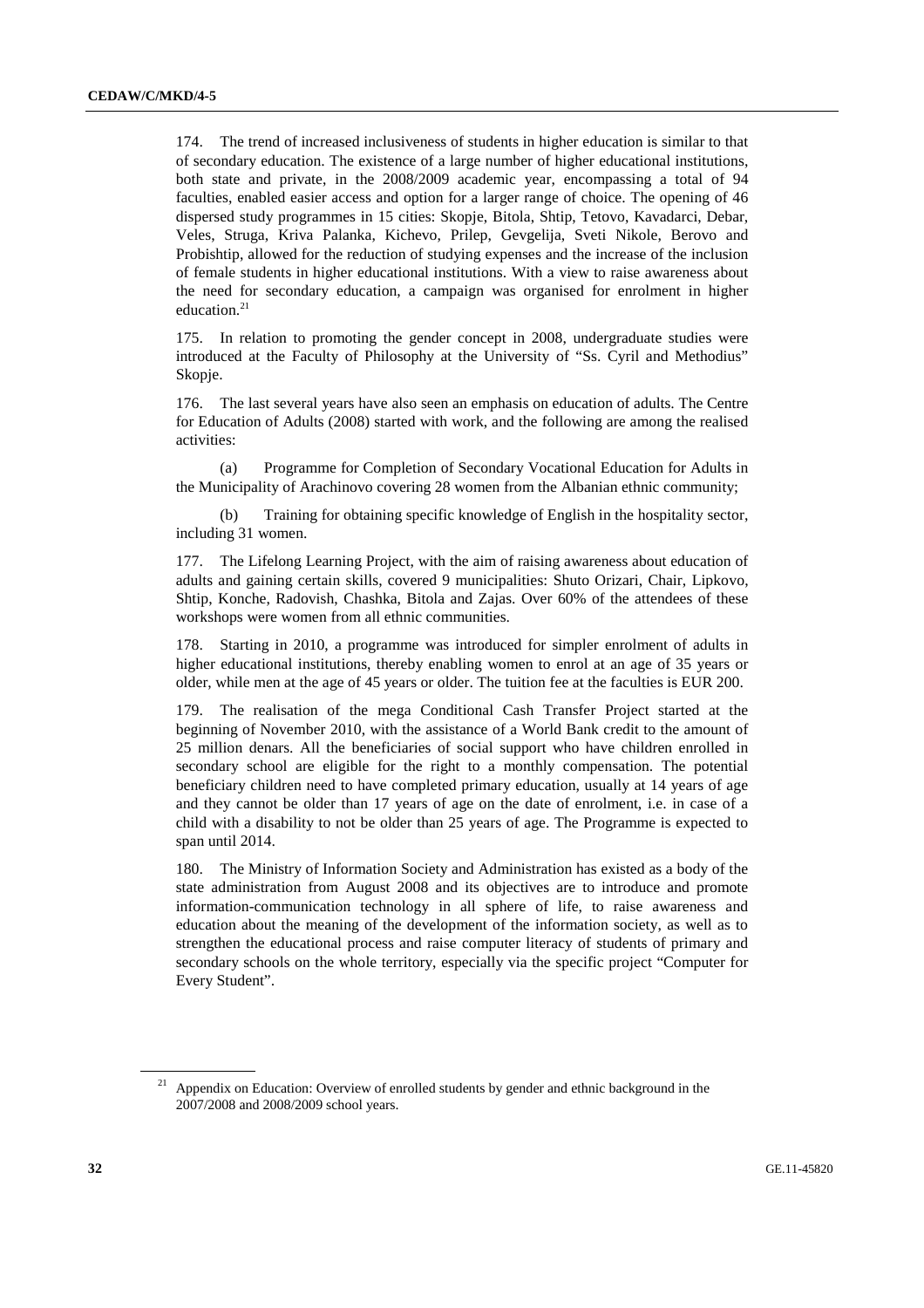174. The trend of increased inclusiveness of students in higher education is similar to that of secondary education. The existence of a large number of higher educational institutions, both state and private, in the 2008/2009 academic year, encompassing a total of 94 faculties, enabled easier access and option for a larger range of choice. The opening of 46 dispersed study programmes in 15 cities: Skopje, Bitola, Shtip, Tetovo, Kavadarci, Debar, Veles, Struga, Kriva Palanka, Kichevo, Prilep, Gevgelija, Sveti Nikole, Berovo and Probishtip, allowed for the reduction of studying expenses and the increase of the inclusion of female students in higher educational institutions. With a view to raise awareness about the need for secondary education, a campaign was organised for enrolment in higher education.[21]

175. In relation to promoting the gender concept in 2008, undergraduate studies were introduced at the Faculty of Philosophy at the University of "Ss. Cyril and Methodius" Skopje.

176. The last several years have also seen an emphasis on education of adults. The Centre for Education of Adults (2008) started with work, and the following are among the realised activities:

(a) Programme for Completion of Secondary Vocational Education for Adults in the Municipality of Arachinovo covering 28 women from the Albanian ethnic community;

(b) Training for obtaining specific knowledge of English in the hospitality sector, including 31 women.

177. The Lifelong Learning Project, with the aim of raising awareness about education of adults and gaining certain skills, covered 9 municipalities: Shuto Orizari, Chair, Lipkovo, Shtip, Konche, Radovish, Chashka, Bitola and Zajas. Over 60% of the attendees of these workshops were women from all ethnic communities.

178. Starting in 2010, a programme was introduced for simpler enrolment of adults in higher educational institutions, thereby enabling women to enrol at an age of 35 years or older, while men at the age of 45 years or older. The tuition fee at the faculties is EUR 200.

179. The realisation of the mega Conditional Cash Transfer Project started at the beginning of November 2010, with the assistance of a World Bank credit to the amount of 25 million denars. All the beneficiaries of social support who have children enrolled in secondary school are eligible for the right to a monthly compensation. The potential beneficiary children need to have completed primary education, usually at 14 years of age and they cannot be older than 17 years of age on the date of enrolment, i.e. in case of a child with a disability to not be older than 25 years of age. The Programme is expected to span until 2014.

180. The Ministry of Information Society and Administration has existed as a body of the state administration from August 2008 and its objectives are to introduce and promote information-communication technology in all sphere of life, to raise awareness and education about the meaning of the development of the information society, as well as to strengthen the educational process and raise computer literacy of students of primary and secondary schools on the whole territory, especially via the specific project "Computer for Every Student".

[21] Appendix on Education: Overview of enrolled students by gender and ethnic background in the 2007/2008 and 2008/2009 school years.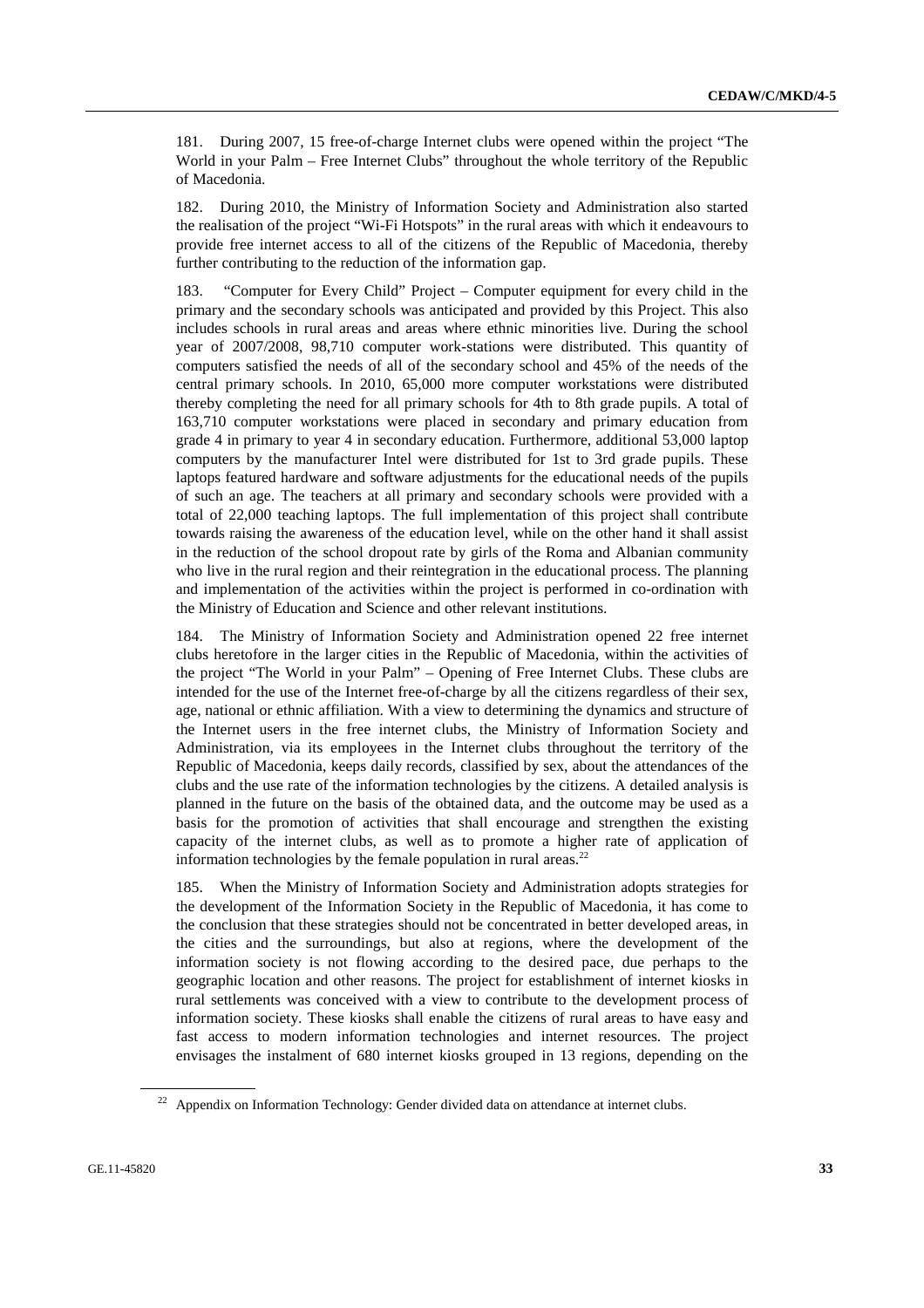181. During 2007, 15 free-of-charge Internet clubs were opened within the project "The World in your Palm – Free Internet Clubs" throughout the whole territory of the Republic of Macedonia.

182. During 2010, the Ministry of Information Society and Administration also started the realisation of the project "Wi-Fi Hotspots" in the rural areas with which it endeavours to provide free internet access to all of the citizens of the Republic of Macedonia, thereby further contributing to the reduction of the information gap.

183. "Computer for Every Child" Project – Computer equipment for every child in the primary and the secondary schools was anticipated and provided by this Project. This also includes schools in rural areas and areas where ethnic minorities live. During the school year of 2007/2008, 98,710 computer work-stations were distributed. This quantity of computers satisfied the needs of all of the secondary school and 45% of the needs of the central primary schools. In 2010, 65,000 more computer workstations were distributed thereby completing the need for all primary schools for 4th to 8th grade pupils. A total of 163,710 computer workstations were placed in secondary and primary education from grade 4 in primary to year 4 in secondary education. Furthermore, additional 53,000 laptop computers by the manufacturer Intel were distributed for 1st to 3rd grade pupils. These laptops featured hardware and software adjustments for the educational needs of the pupils of such an age. The teachers at all primary and secondary schools were provided with a total of 22,000 teaching laptops. The full implementation of this project shall contribute towards raising the awareness of the education level, while on the other hand it shall assist in the reduction of the school dropout rate by girls of the Roma and Albanian community who live in the rural region and their reintegration in the educational process. The planning and implementation of the activities within the project is performed in co-ordination with the Ministry of Education and Science and other relevant institutions.

184. The Ministry of Information Society and Administration opened 22 free internet clubs heretofore in the larger cities in the Republic of Macedonia, within the activities of the project "The World in your Palm" – Opening of Free Internet Clubs. These clubs are intended for the use of the Internet free-of-charge by all the citizens regardless of their sex, age, national or ethnic affiliation. With a view to determining the dynamics and structure of the Internet users in the free internet clubs, the Ministry of Information Society and Administration, via its employees in the Internet clubs throughout the territory of the Republic of Macedonia, keeps daily records, classified by sex, about the attendances of the clubs and the use rate of the information technologies by the citizens. A detailed analysis is planned in the future on the basis of the obtained data, and the outcome may be used as a basis for the promotion of activities that shall encourage and strengthen the existing capacity of the internet clubs, as well as to promote a higher rate of application of information technologies by the female population in rural areas.[22]

185. When the Ministry of Information Society and Administration adopts strategies for the development of the Information Society in the Republic of Macedonia, it has come to the conclusion that these strategies should not be concentrated in better developed areas, in the cities and the surroundings, but also at regions, where the development of the information society is not flowing according to the desired pace, due perhaps to the geographic location and other reasons. The project for establishment of internet kiosks in rural settlements was conceived with a view to contribute to the development process of information society. These kiosks shall enable the citizens of rural areas to have easy and fast access to modern information technologies and internet resources. The project envisages the instalment of 680 internet kiosks grouped in 13 regions, depending on the

[22] Appendix on Information Technology: Gender divided data on attendance at internet clubs.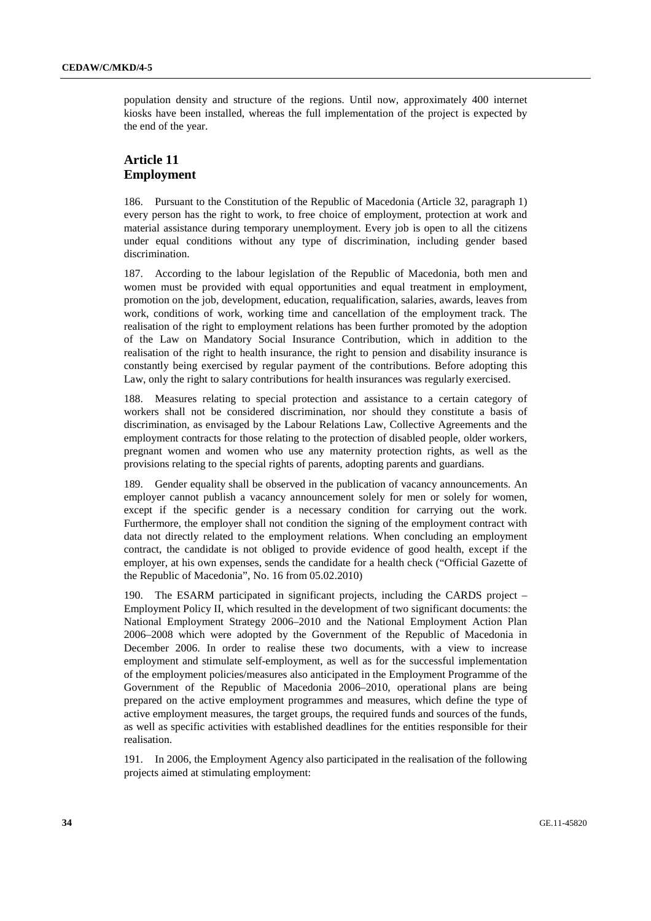population density and structure of the regions. Until now, approximately 400 internet kiosks have been installed, whereas the full implementation of the project is expected by the end of the year.

## Article 11
## Employment

186. Pursuant to the Constitution of the Republic of Macedonia (Article 32, paragraph 1) every person has the right to work, to free choice of employment, protection at work and material assistance during temporary unemployment. Every job is open to all the citizens under equal conditions without any type of discrimination, including gender based discrimination.

187. According to the labour legislation of the Republic of Macedonia, both men and women must be provided with equal opportunities and equal treatment in employment, promotion on the job, development, education, requalification, salaries, awards, leaves from work, conditions of work, working time and cancellation of the employment track. The realisation of the right to employment relations has been further promoted by the adoption of the Law on Mandatory Social Insurance Contribution, which in addition to the realisation of the right to health insurance, the right to pension and disability insurance is constantly being exercised by regular payment of the contributions. Before adopting this Law, only the right to salary contributions for health insurances was regularly exercised.

188. Measures relating to special protection and assistance to a certain category of workers shall not be considered discrimination, nor should they constitute a basis of discrimination, as envisaged by the Labour Relations Law, Collective Agreements and the employment contracts for those relating to the protection of disabled people, older workers, pregnant women and women who use any maternity protection rights, as well as the provisions relating to the special rights of parents, adopting parents and guardians.

189. Gender equality shall be observed in the publication of vacancy announcements. An employer cannot publish a vacancy announcement solely for men or solely for women, except if the specific gender is a necessary condition for carrying out the work. Furthermore, the employer shall not condition the signing of the employment contract with data not directly related to the employment relations. When concluding an employment contract, the candidate is not obliged to provide evidence of good health, except if the employer, at his own expenses, sends the candidate for a health check ("Official Gazette of the Republic of Macedonia", No. 16 from 05.02.2010)

190. The ESARM participated in significant projects, including the CARDS project – Employment Policy II, which resulted in the development of two significant documents: the National Employment Strategy 2006–2010 and the National Employment Action Plan 2006–2008 which were adopted by the Government of the Republic of Macedonia in December 2006. In order to realise these two documents, with a view to increase employment and stimulate self-employment, as well as for the successful implementation of the employment policies/measures also anticipated in the Employment Programme of the Government of the Republic of Macedonia 2006–2010, operational plans are being prepared on the active employment programmes and measures, which define the type of active employment measures, the target groups, the required funds and sources of the funds, as well as specific activities with established deadlines for the entities responsible for their realisation.

191. In 2006, the Employment Agency also participated in the realisation of the following projects aimed at stimulating employment: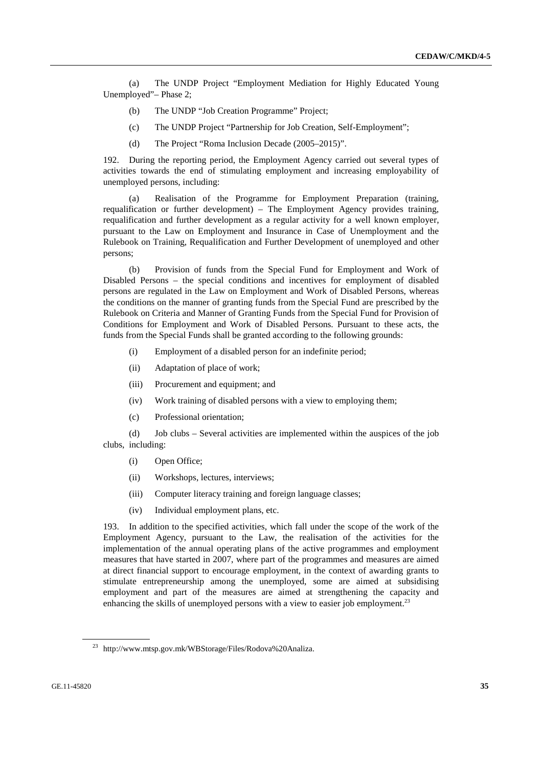(a) The UNDP Project "Employment Mediation for Highly Educated Young Unemployed"– Phase 2;

(b) The UNDP "Job Creation Programme" Project;

(c) The UNDP Project "Partnership for Job Creation, Self-Employment";

(d) The Project "Roma Inclusion Decade (2005–2015)".

192. During the reporting period, the Employment Agency carried out several types of activities towards the end of stimulating employment and increasing employability of unemployed persons, including:

(a) Realisation of the Programme for Employment Preparation (training, requalification or further development) – The Employment Agency provides training, requalification and further development as a regular activity for a well known employer, pursuant to the Law on Employment and Insurance in Case of Unemployment and the Rulebook on Training, Requalification and Further Development of unemployed and other persons;

(b) Provision of funds from the Special Fund for Employment and Work of Disabled Persons – the special conditions and incentives for employment of disabled persons are regulated in the Law on Employment and Work of Disabled Persons, whereas the conditions on the manner of granting funds from the Special Fund are prescribed by the Rulebook on Criteria and Manner of Granting Funds from the Special Fund for Provision of Conditions for Employment and Work of Disabled Persons. Pursuant to these acts, the funds from the Special Funds shall be granted according to the following grounds:

(i) Employment of a disabled person for an indefinite period;

(ii) Adaptation of place of work;

(iii) Procurement and equipment; and

(iv) Work training of disabled persons with a view to employing them;

(c) Professional orientation;

(d) Job clubs – Several activities are implemented within the auspices of the job clubs, including:

(i) Open Office;

(ii) Workshops, lectures, interviews;

(iii) Computer literacy training and foreign language classes;

(iv) Individual employment plans, etc.

193. In addition to the specified activities, which fall under the scope of the work of the Employment Agency, pursuant to the Law, the realisation of the activities for the implementation of the annual operating plans of the active programmes and employment measures that have started in 2007, where part of the programmes and measures are aimed at direct financial support to encourage employment, in the context of awarding grants to stimulate entrepreneurship among the unemployed, some are aimed at subsidising employment and part of the measures are aimed at strengthening the capacity and enhancing the skills of unemployed persons with a view to easier job employment.[23]

[23] http://www.mtsp.gov.mk/WBStorage/Files/Rodova%20Analiza.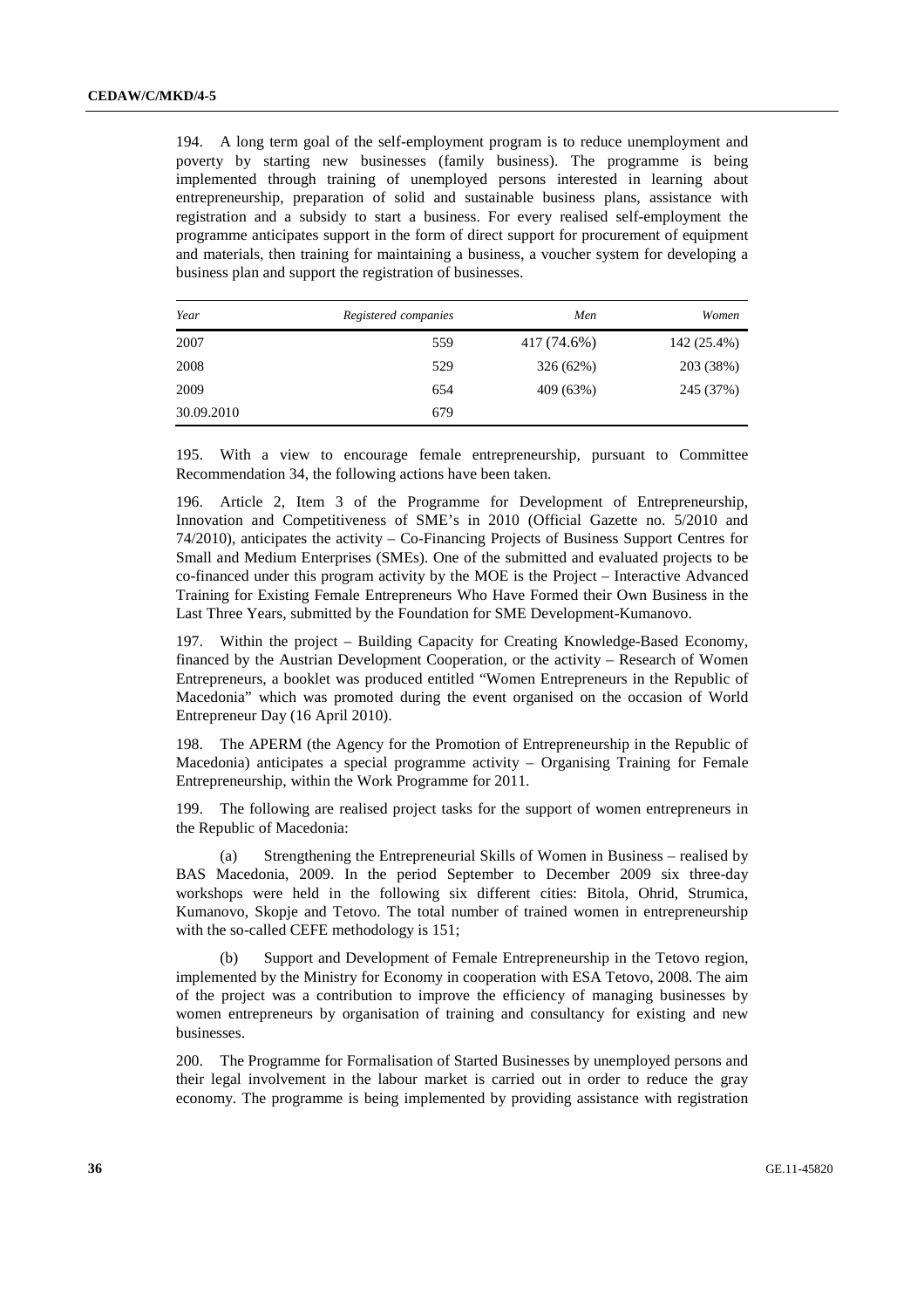194. A long term goal of the self-employment program is to reduce unemployment and poverty by starting new businesses (family business). The programme is being implemented through training of unemployed persons interested in learning about entrepreneurship, preparation of solid and sustainable business plans, assistance with registration and a subsidy to start a business. For every realised self-employment the programme anticipates support in the form of direct support for procurement of equipment and materials, then training for maintaining a business, a voucher system for developing a business plan and support the registration of businesses.

| *Year* | *Registered companies* | *Men* | *Women* |
|---|---:|---:|---:|
| 2007 | 559 | 417 (74.6%) | 142 (25.4%) |
| 2008 | 529 | 326 (62%) | 203 (38%) |
| 2009 | 654 | 409 (63%) | 245 (37%) |
| 30.09.2010 | 679 | | |

195. With a view to encourage female entrepreneurship, pursuant to Committee Recommendation 34, the following actions have been taken.

196. Article 2, Item 3 of the Programme for Development of Entrepreneurship, Innovation and Competitiveness of SME's in 2010 (Official Gazette no. 5/2010 and 74/2010), anticipates the activity – Co-Financing Projects of Business Support Centres for Small and Medium Enterprises (SMEs). One of the submitted and evaluated projects to be co-financed under this program activity by the MOE is the Project – Interactive Advanced Training for Existing Female Entrepreneurs Who Have Formed their Own Business in the Last Three Years, submitted by the Foundation for SME Development-Kumanovo.

197. Within the project – Building Capacity for Creating Knowledge-Based Economy, financed by the Austrian Development Cooperation, or the activity – Research of Women Entrepreneurs, a booklet was produced entitled "Women Entrepreneurs in the Republic of Macedonia" which was promoted during the event organised on the occasion of World Entrepreneur Day (16 April 2010).

198. The APERM (the Agency for the Promotion of Entrepreneurship in the Republic of Macedonia) anticipates a special programme activity – Organising Training for Female Entrepreneurship, within the Work Programme for 2011.

199. The following are realised project tasks for the support of women entrepreneurs in the Republic of Macedonia:

(a) Strengthening the Entrepreneurial Skills of Women in Business – realised by BAS Macedonia, 2009. In the period September to December 2009 six three-day workshops were held in the following six different cities: Bitola, Ohrid, Strumica, Kumanovo, Skopje and Tetovo. The total number of trained women in entrepreneurship with the so-called CEFE methodology is 151;

(b) Support and Development of Female Entrepreneurship in the Tetovo region, implemented by the Ministry for Economy in cooperation with ESA Tetovo, 2008. The aim of the project was a contribution to improve the efficiency of managing businesses by women entrepreneurs by organisation of training and consultancy for existing and new businesses.

200. The Programme for Formalisation of Started Businesses by unemployed persons and their legal involvement in the labour market is carried out in order to reduce the gray economy. The programme is being implemented by providing assistance with registration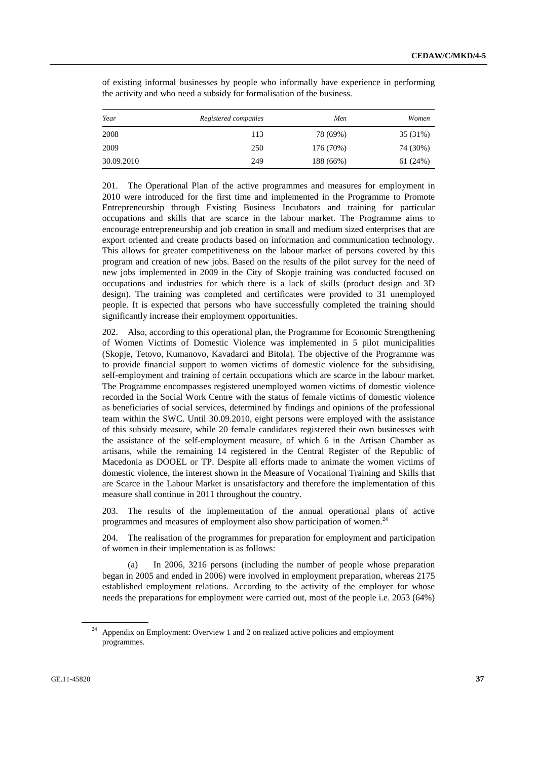of existing informal businesses by people who informally have experience in performing the activity and who need a subsidy for formalisation of the business.

| Year | Registered companies | Men | Women |
|---|---|---|---|
| 2008 | 113 | 78 (69%) | 35 (31%) |
| 2009 | 250 | 176 (70%) | 74 (30%) |
| 30.09.2010 | 249 | 188 (66%) | 61 (24%) |

201. The Operational Plan of the active programmes and measures for employment in 2010 were introduced for the first time and implemented in the Programme to Promote Entrepreneurship through Existing Business Incubators and training for particular occupations and skills that are scarce in the labour market. The Programme aims to encourage entrepreneurship and job creation in small and medium sized enterprises that are export oriented and create products based on information and communication technology. This allows for greater competitiveness on the labour market of persons covered by this program and creation of new jobs. Based on the results of the pilot survey for the need of new jobs implemented in 2009 in the City of Skopje training was conducted focused on occupations and industries for which there is a lack of skills (product design and 3D design). The training was completed and certificates were provided to 31 unemployed people. It is expected that persons who have successfully completed the training should significantly increase their employment opportunities.

202. Also, according to this operational plan, the Programme for Economic Strengthening of Women Victims of Domestic Violence was implemented in 5 pilot municipalities (Skopje, Tetovo, Kumanovo, Kavadarci and Bitola). The objective of the Programme was to provide financial support to women victims of domestic violence for the subsidising, self-employment and training of certain occupations which are scarce in the labour market. The Programme encompasses registered unemployed women victims of domestic violence recorded in the Social Work Centre with the status of female victims of domestic violence as beneficiaries of social services, determined by findings and opinions of the professional team within the SWC. Until 30.09.2010, eight persons were employed with the assistance of this subsidy measure, while 20 female candidates registered their own businesses with the assistance of the self-employment measure, of which 6 in the Artisan Chamber as artisans, while the remaining 14 registered in the Central Register of the Republic of Macedonia as DOOEL or TP. Despite all efforts made to animate the women victims of domestic violence, the interest shown in the Measure of Vocational Training and Skills that are Scarce in the Labour Market is unsatisfactory and therefore the implementation of this measure shall continue in 2011 throughout the country.

203. The results of the implementation of the annual operational plans of active programmes and measures of employment also show participation of women.[24]

204. The realisation of the programmes for preparation for employment and participation of women in their implementation is as follows:

(a) In 2006, 3216 persons (including the number of people whose preparation began in 2005 and ended in 2006) were involved in employment preparation, whereas 2175 established employment relations. According to the activity of the employer for whose needs the preparations for employment were carried out, most of the people i.e. 2053 (64%)

[24] Appendix on Employment: Overview 1 and 2 on realized active policies and employment programmes.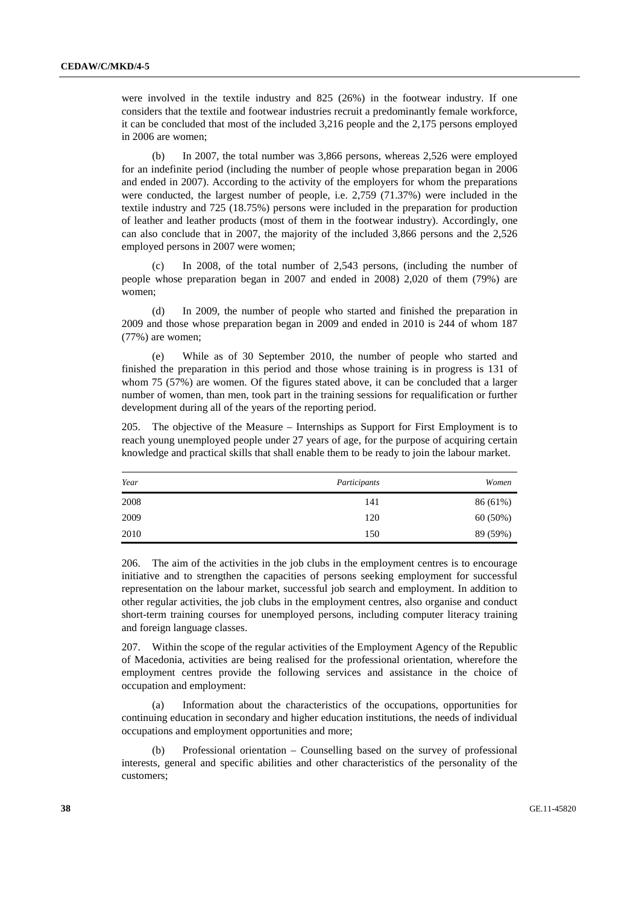were involved in the textile industry and 825 (26%) in the footwear industry. If one considers that the textile and footwear industries recruit a predominantly female workforce, it can be concluded that most of the included 3,216 people and the 2,175 persons employed in 2006 are women;

(b) In 2007, the total number was 3,866 persons, whereas 2,526 were employed for an indefinite period (including the number of people whose preparation began in 2006 and ended in 2007). According to the activity of the employers for whom the preparations were conducted, the largest number of people, i.e. 2,759 (71.37%) were included in the textile industry and 725 (18.75%) persons were included in the preparation for production of leather and leather products (most of them in the footwear industry). Accordingly, one can also conclude that in 2007, the majority of the included 3,866 persons and the 2,526 employed persons in 2007 were women;

(c) In 2008, of the total number of 2,543 persons, (including the number of people whose preparation began in 2007 and ended in 2008) 2,020 of them (79%) are women;

(d) In 2009, the number of people who started and finished the preparation in 2009 and those whose preparation began in 2009 and ended in 2010 is 244 of whom 187 (77%) are women;

(e) While as of 30 September 2010, the number of people who started and finished the preparation in this period and those whose training is in progress is 131 of whom 75 (57%) are women. Of the figures stated above, it can be concluded that a larger number of women, than men, took part in the training sessions for requalification or further development during all of the years of the reporting period.

205. The objective of the Measure – Internships as Support for First Employment is to reach young unemployed people under 27 years of age, for the purpose of acquiring certain knowledge and practical skills that shall enable them to be ready to join the labour market.

| *Year* | *Participants* | *Women* |
|---|---|---|
| 2008 | 141 | 86 (61%) |
| 2009 | 120 | 60 (50%) |
| 2010 | 150 | 89 (59%) |

206. The aim of the activities in the job clubs in the employment centres is to encourage initiative and to strengthen the capacities of persons seeking employment for successful representation on the labour market, successful job search and employment. In addition to other regular activities, the job clubs in the employment centres, also organise and conduct short-term training courses for unemployed persons, including computer literacy training and foreign language classes.

207. Within the scope of the regular activities of the Employment Agency of the Republic of Macedonia, activities are being realised for the professional orientation, wherefore the employment centres provide the following services and assistance in the choice of occupation and employment:

(a) Information about the characteristics of the occupations, opportunities for continuing education in secondary and higher education institutions, the needs of individual occupations and employment opportunities and more;

(b) Professional orientation – Counselling based on the survey of professional interests, general and specific abilities and other characteristics of the personality of the customers;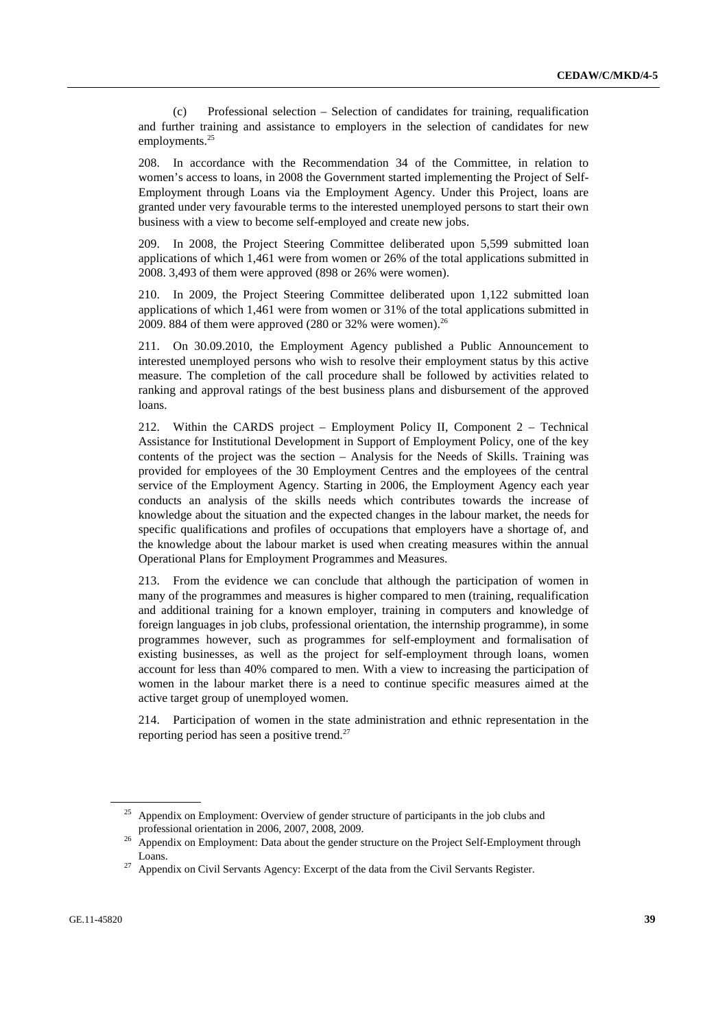(c) Professional selection – Selection of candidates for training, requalification and further training and assistance to employers in the selection of candidates for new employments.[25]

208. In accordance with the Recommendation 34 of the Committee, in relation to women's access to loans, in 2008 the Government started implementing the Project of Self-Employment through Loans via the Employment Agency. Under this Project, loans are granted under very favourable terms to the interested unemployed persons to start their own business with a view to become self-employed and create new jobs.

209. In 2008, the Project Steering Committee deliberated upon 5,599 submitted loan applications of which 1,461 were from women or 26% of the total applications submitted in 2008. 3,493 of them were approved (898 or 26% were women).

210. In 2009, the Project Steering Committee deliberated upon 1,122 submitted loan applications of which 1,461 were from women or 31% of the total applications submitted in 2009. 884 of them were approved (280 or 32% were women).[26]

211. On 30.09.2010, the Employment Agency published a Public Announcement to interested unemployed persons who wish to resolve their employment status by this active measure. The completion of the call procedure shall be followed by activities related to ranking and approval ratings of the best business plans and disbursement of the approved loans.

212. Within the CARDS project – Employment Policy II, Component 2 – Technical Assistance for Institutional Development in Support of Employment Policy, one of the key contents of the project was the section – Analysis for the Needs of Skills. Training was provided for employees of the 30 Employment Centres and the employees of the central service of the Employment Agency. Starting in 2006, the Employment Agency each year conducts an analysis of the skills needs which contributes towards the increase of knowledge about the situation and the expected changes in the labour market, the needs for specific qualifications and profiles of occupations that employers have a shortage of, and the knowledge about the labour market is used when creating measures within the annual Operational Plans for Employment Programmes and Measures.

213. From the evidence we can conclude that although the participation of women in many of the programmes and measures is higher compared to men (training, requalification and additional training for a known employer, training in computers and knowledge of foreign languages in job clubs, professional orientation, the internship programme), in some programmes however, such as programmes for self-employment and formalisation of existing businesses, as well as the project for self-employment through loans, women account for less than 40% compared to men. With a view to increasing the participation of women in the labour market there is a need to continue specific measures aimed at the active target group of unemployed women.

214. Participation of women in the state administration and ethnic representation in the reporting period has seen a positive trend.[27]

---

[25] Appendix on Employment: Overview of gender structure of participants in the job clubs and professional orientation in 2006, 2007, 2008, 2009.

[26] Appendix on Employment: Data about the gender structure on the Project Self-Employment through Loans.

[27] Appendix on Civil Servants Agency: Excerpt of the data from the Civil Servants Register.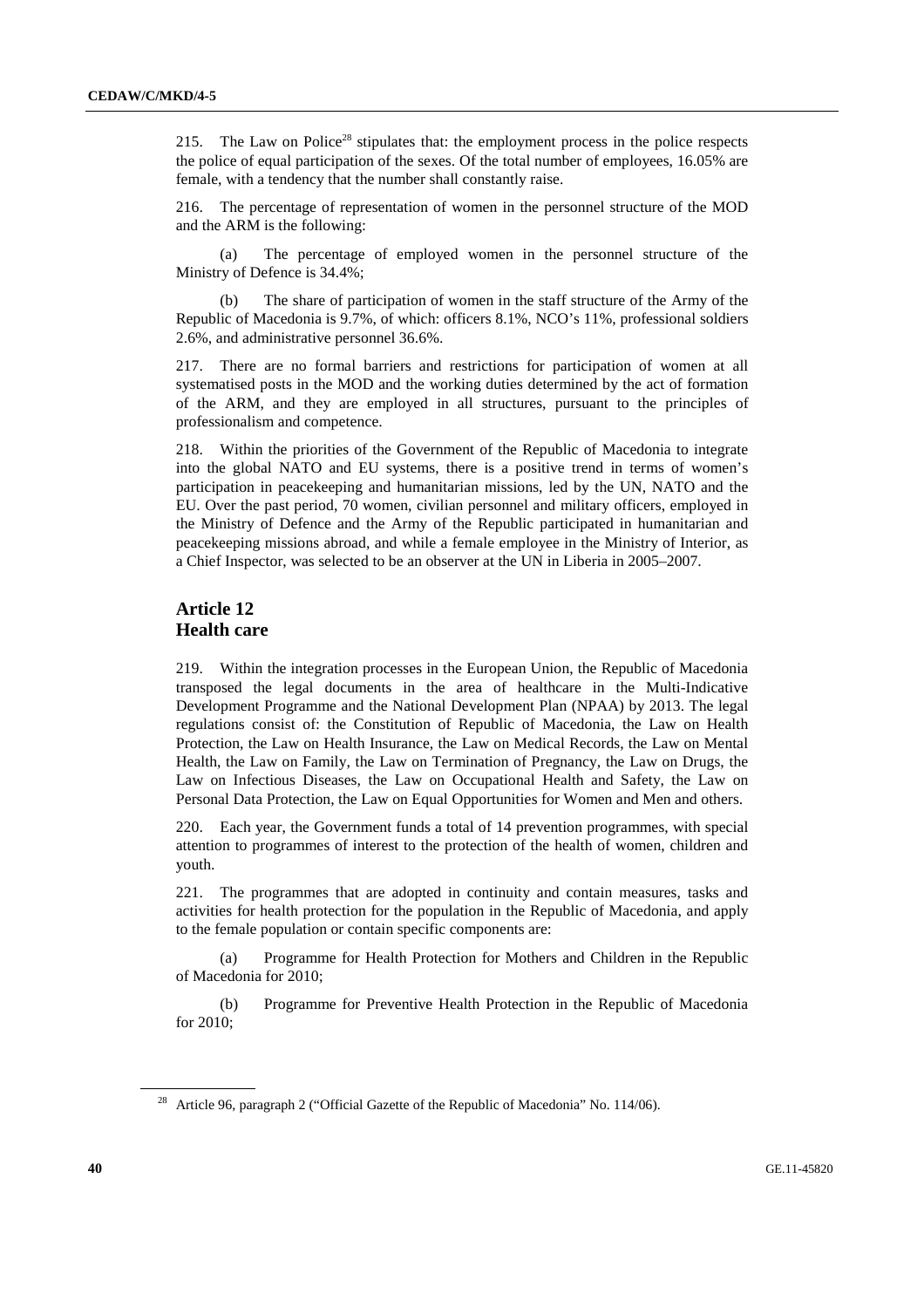215. The Law on Police[28] stipulates that: the employment process in the police respects the police of equal participation of the sexes. Of the total number of employees, 16.05% are female, with a tendency that the number shall constantly raise.

216. The percentage of representation of women in the personnel structure of the MOD and the ARM is the following:

(a) The percentage of employed women in the personnel structure of the Ministry of Defence is 34.4%;

(b) The share of participation of women in the staff structure of the Army of the Republic of Macedonia is 9.7%, of which: officers 8.1%, NCO's 11%, professional soldiers 2.6%, and administrative personnel 36.6%.

217. There are no formal barriers and restrictions for participation of women at all systematised posts in the MOD and the working duties determined by the act of formation of the ARM, and they are employed in all structures, pursuant to the principles of professionalism and competence.

218. Within the priorities of the Government of the Republic of Macedonia to integrate into the global NATO and EU systems, there is a positive trend in terms of women's participation in peacekeeping and humanitarian missions, led by the UN, NATO and the EU. Over the past period, 70 women, civilian personnel and military officers, employed in the Ministry of Defence and the Army of the Republic participated in humanitarian and peacekeeping missions abroad, and while a female employee in the Ministry of Interior, as a Chief Inspector, was selected to be an observer at the UN in Liberia in 2005–2007.

## Article 12
## Health care

219. Within the integration processes in the European Union, the Republic of Macedonia transposed the legal documents in the area of healthcare in the Multi-Indicative Development Programme and the National Development Plan (NPAA) by 2013. The legal regulations consist of: the Constitution of Republic of Macedonia, the Law on Health Protection, the Law on Health Insurance, the Law on Medical Records, the Law on Mental Health, the Law on Family, the Law on Termination of Pregnancy, the Law on Drugs, the Law on Infectious Diseases, the Law on Occupational Health and Safety, the Law on Personal Data Protection, the Law on Equal Opportunities for Women and Men and others.

220. Each year, the Government funds a total of 14 prevention programmes, with special attention to programmes of interest to the protection of the health of women, children and youth.

221. The programmes that are adopted in continuity and contain measures, tasks and activities for health protection for the population in the Republic of Macedonia, and apply to the female population or contain specific components are:

(a) Programme for Health Protection for Mothers and Children in the Republic of Macedonia for 2010;

(b) Programme for Preventive Health Protection in the Republic of Macedonia for 2010;

[28] Article 96, paragraph 2 ("Official Gazette of the Republic of Macedonia" No. 114/06).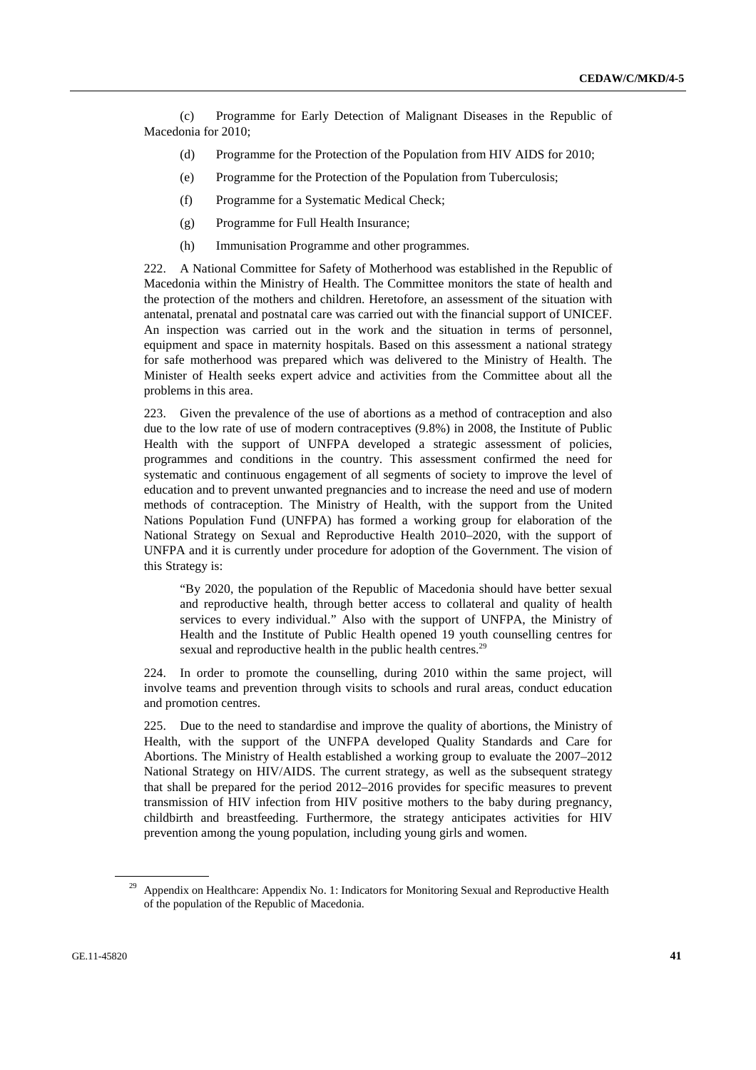(c) Programme for Early Detection of Malignant Diseases in the Republic of Macedonia for 2010;

(d) Programme for the Protection of the Population from HIV AIDS for 2010;

(e) Programme for the Protection of the Population from Tuberculosis;

(f) Programme for a Systematic Medical Check;

(g) Programme for Full Health Insurance;

(h) Immunisation Programme and other programmes.

222. A National Committee for Safety of Motherhood was established in the Republic of Macedonia within the Ministry of Health. The Committee monitors the state of health and the protection of the mothers and children. Heretofore, an assessment of the situation with antenatal, prenatal and postnatal care was carried out with the financial support of UNICEF. An inspection was carried out in the work and the situation in terms of personnel, equipment and space in maternity hospitals. Based on this assessment a national strategy for safe motherhood was prepared which was delivered to the Ministry of Health. The Minister of Health seeks expert advice and activities from the Committee about all the problems in this area.

223. Given the prevalence of the use of abortions as a method of contraception and also due to the low rate of use of modern contraceptives (9.8%) in 2008, the Institute of Public Health with the support of UNFPA developed a strategic assessment of policies, programmes and conditions in the country. This assessment confirmed the need for systematic and continuous engagement of all segments of society to improve the level of education and to prevent unwanted pregnancies and to increase the need and use of modern methods of contraception. The Ministry of Health, with the support from the United Nations Population Fund (UNFPA) has formed a working group for elaboration of the National Strategy on Sexual and Reproductive Health 2010–2020, with the support of UNFPA and it is currently under procedure for adoption of the Government. The vision of this Strategy is:

> "By 2020, the population of the Republic of Macedonia should have better sexual and reproductive health, through better access to collateral and quality of health services to every individual." Also with the support of UNFPA, the Ministry of Health and the Institute of Public Health opened 19 youth counselling centres for sexual and reproductive health in the public health centres.[29]

224. In order to promote the counselling, during 2010 within the same project, will involve teams and prevention through visits to schools and rural areas, conduct education and promotion centres.

225. Due to the need to standardise and improve the quality of abortions, the Ministry of Health, with the support of the UNFPA developed Quality Standards and Care for Abortions. The Ministry of Health established a working group to evaluate the 2007–2012 National Strategy on HIV/AIDS. The current strategy, as well as the subsequent strategy that shall be prepared for the period 2012–2016 provides for specific measures to prevent transmission of HIV infection from HIV positive mothers to the baby during pregnancy, childbirth and breastfeeding. Furthermore, the strategy anticipates activities for HIV prevention among the young population, including young girls and women.

---

[29] Appendix on Healthcare: Appendix No. 1: Indicators for Monitoring Sexual and Reproductive Health of the population of the Republic of Macedonia.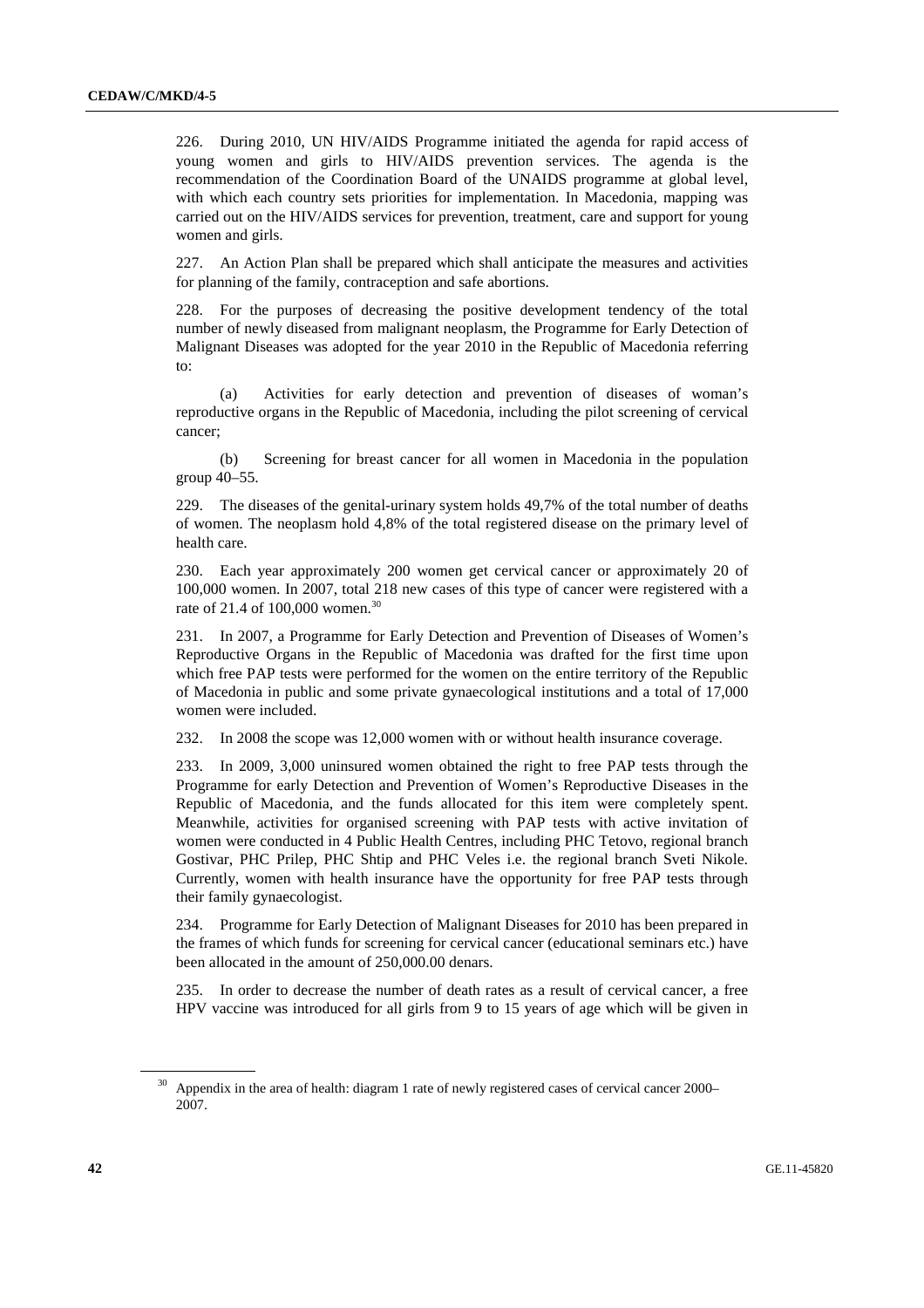226. During 2010, UN HIV/AIDS Programme initiated the agenda for rapid access of young women and girls to HIV/AIDS prevention services. The agenda is the recommendation of the Coordination Board of the UNAIDS programme at global level, with which each country sets priorities for implementation. In Macedonia, mapping was carried out on the HIV/AIDS services for prevention, treatment, care and support for young women and girls.

227. An Action Plan shall be prepared which shall anticipate the measures and activities for planning of the family, contraception and safe abortions.

228. For the purposes of decreasing the positive development tendency of the total number of newly diseased from malignant neoplasm, the Programme for Early Detection of Malignant Diseases was adopted for the year 2010 in the Republic of Macedonia referring to:

(a) Activities for early detection and prevention of diseases of woman's reproductive organs in the Republic of Macedonia, including the pilot screening of cervical cancer;

(b) Screening for breast cancer for all women in Macedonia in the population group 40–55.

229. The diseases of the genital-urinary system holds 49,7% of the total number of deaths of women. The neoplasm hold 4,8% of the total registered disease on the primary level of health care.

230. Each year approximately 200 women get cervical cancer or approximately 20 of 100,000 women. In 2007, total 218 new cases of this type of cancer were registered with a rate of 21.4 of 100,000 women.[30]

231. In 2007, a Programme for Early Detection and Prevention of Diseases of Women's Reproductive Organs in the Republic of Macedonia was drafted for the first time upon which free PAP tests were performed for the women on the entire territory of the Republic of Macedonia in public and some private gynaecological institutions and a total of 17,000 women were included.

232. In 2008 the scope was 12,000 women with or without health insurance coverage.

233. In 2009, 3,000 uninsured women obtained the right to free PAP tests through the Programme for early Detection and Prevention of Women's Reproductive Diseases in the Republic of Macedonia, and the funds allocated for this item were completely spent. Meanwhile, activities for organised screening with PAP tests with active invitation of women were conducted in 4 Public Health Centres, including PHC Tetovo, regional branch Gostivar, PHC Prilep, PHC Shtip and PHC Veles i.e. the regional branch Sveti Nikole. Currently, women with health insurance have the opportunity for free PAP tests through their family gynaecologist.

234. Programme for Early Detection of Malignant Diseases for 2010 has been prepared in the frames of which funds for screening for cervical cancer (educational seminars etc.) have been allocated in the amount of 250,000.00 denars.

235. In order to decrease the number of death rates as a result of cervical cancer, a free HPV vaccine was introduced for all girls from 9 to 15 years of age which will be given in

---

[30] Appendix in the area of health: diagram 1 rate of newly registered cases of cervical cancer 2000–2007.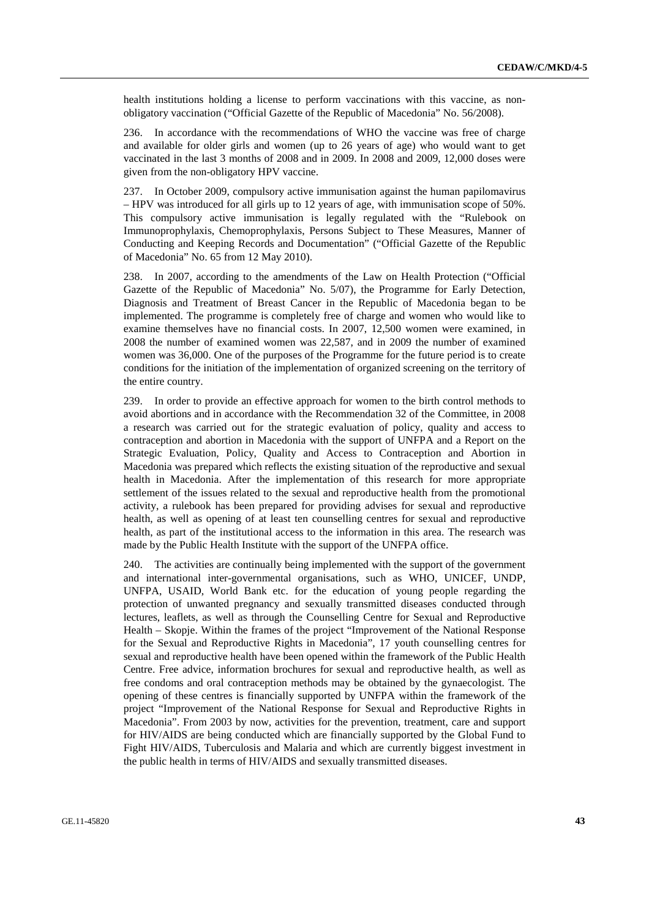health institutions holding a license to perform vaccinations with this vaccine, as non-obligatory vaccination ("Official Gazette of the Republic of Macedonia" No. 56/2008).

236. In accordance with the recommendations of WHO the vaccine was free of charge and available for older girls and women (up to 26 years of age) who would want to get vaccinated in the last 3 months of 2008 and in 2009. In 2008 and 2009, 12,000 doses were given from the non-obligatory HPV vaccine.

237. In October 2009, compulsory active immunisation against the human papilomavirus – HPV was introduced for all girls up to 12 years of age, with immunisation scope of 50%. This compulsory active immunisation is legally regulated with the "Rulebook on Immunoprophylaxis, Chemoprophylaxis, Persons Subject to These Measures, Manner of Conducting and Keeping Records and Documentation" ("Official Gazette of the Republic of Macedonia" No. 65 from 12 May 2010).

238. In 2007, according to the amendments of the Law on Health Protection ("Official Gazette of the Republic of Macedonia" No. 5/07), the Programme for Early Detection, Diagnosis and Treatment of Breast Cancer in the Republic of Macedonia began to be implemented. The programme is completely free of charge and women who would like to examine themselves have no financial costs. In 2007, 12,500 women were examined, in 2008 the number of examined women was 22,587, and in 2009 the number of examined women was 36,000. One of the purposes of the Programme for the future period is to create conditions for the initiation of the implementation of organized screening on the territory of the entire country.

239. In order to provide an effective approach for women to the birth control methods to avoid abortions and in accordance with the Recommendation 32 of the Committee, in 2008 a research was carried out for the strategic evaluation of policy, quality and access to contraception and abortion in Macedonia with the support of UNFPA and a Report on the Strategic Evaluation, Policy, Quality and Access to Contraception and Abortion in Macedonia was prepared which reflects the existing situation of the reproductive and sexual health in Macedonia. After the implementation of this research for more appropriate settlement of the issues related to the sexual and reproductive health from the promotional activity, a rulebook has been prepared for providing advises for sexual and reproductive health, as well as opening of at least ten counselling centres for sexual and reproductive health, as part of the institutional access to the information in this area. The research was made by the Public Health Institute with the support of the UNFPA office.

240. The activities are continually being implemented with the support of the government and international inter-governmental organisations, such as WHO, UNICEF, UNDP, UNFPA, USAID, World Bank etc. for the education of young people regarding the protection of unwanted pregnancy and sexually transmitted diseases conducted through lectures, leaflets, as well as through the Counselling Centre for Sexual and Reproductive Health – Skopje. Within the frames of the project "Improvement of the National Response for the Sexual and Reproductive Rights in Macedonia", 17 youth counselling centres for sexual and reproductive health have been opened within the framework of the Public Health Centre. Free advice, information brochures for sexual and reproductive health, as well as free condoms and oral contraception methods may be obtained by the gynaecologist. The opening of these centres is financially supported by UNFPA within the framework of the project "Improvement of the National Response for Sexual and Reproductive Rights in Macedonia". From 2003 by now, activities for the prevention, treatment, care and support for HIV/AIDS are being conducted which are financially supported by the Global Fund to Fight HIV/AIDS, Tuberculosis and Malaria and which are currently biggest investment in the public health in terms of HIV/AIDS and sexually transmitted diseases.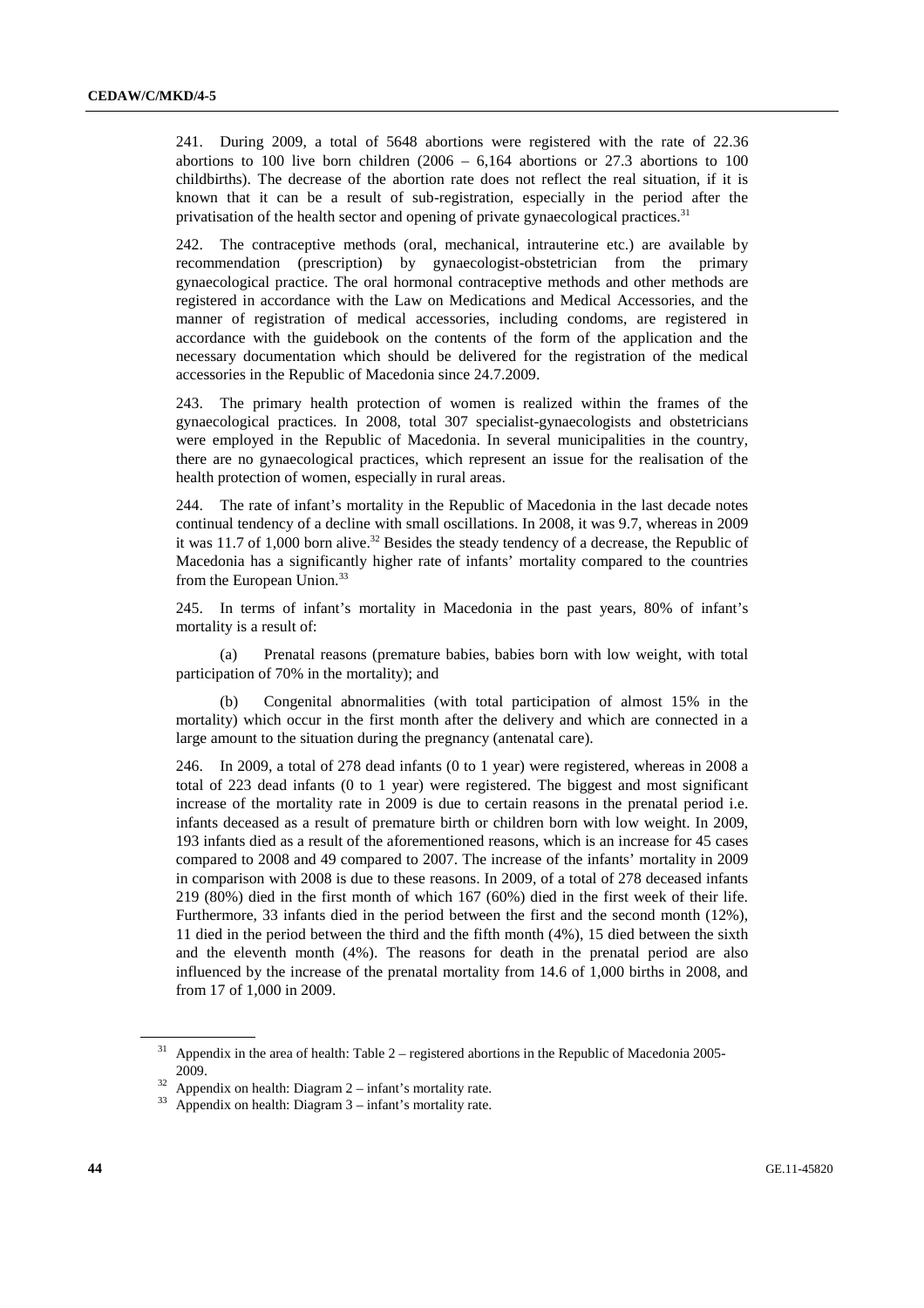241. During 2009, a total of 5648 abortions were registered with the rate of 22.36 abortions to 100 live born children (2006 – 6,164 abortions or 27.3 abortions to 100 childbirths). The decrease of the abortion rate does not reflect the real situation, if it is known that it can be a result of sub-registration, especially in the period after the privatisation of the health sector and opening of private gynaecological practices.[31]

242. The contraceptive methods (oral, mechanical, intrauterine etc.) are available by recommendation (prescription) by gynaecologist-obstetrician from the primary gynaecological practice. The oral hormonal contraceptive methods and other methods are registered in accordance with the Law on Medications and Medical Accessories, and the manner of registration of medical accessories, including condoms, are registered in accordance with the guidebook on the contents of the form of the application and the necessary documentation which should be delivered for the registration of the medical accessories in the Republic of Macedonia since 24.7.2009.

243. The primary health protection of women is realized within the frames of the gynaecological practices. In 2008, total 307 specialist-gynaecologists and obstetricians were employed in the Republic of Macedonia. In several municipalities in the country, there are no gynaecological practices, which represent an issue for the realisation of the health protection of women, especially in rural areas.

244. The rate of infant's mortality in the Republic of Macedonia in the last decade notes continual tendency of a decline with small oscillations. In 2008, it was 9.7, whereas in 2009 it was 11.7 of 1,000 born alive.[32] Besides the steady tendency of a decrease, the Republic of Macedonia has a significantly higher rate of infants' mortality compared to the countries from the European Union.[33]

245. In terms of infant's mortality in Macedonia in the past years, 80% of infant's mortality is a result of:

(a) Prenatal reasons (premature babies, babies born with low weight, with total participation of 70% in the mortality); and

(b) Congenital abnormalities (with total participation of almost 15% in the mortality) which occur in the first month after the delivery and which are connected in a large amount to the situation during the pregnancy (antenatal care).

246. In 2009, a total of 278 dead infants (0 to 1 year) were registered, whereas in 2008 a total of 223 dead infants (0 to 1 year) were registered. The biggest and most significant increase of the mortality rate in 2009 is due to certain reasons in the prenatal period i.e. infants deceased as a result of premature birth or children born with low weight. In 2009, 193 infants died as a result of the aforementioned reasons, which is an increase for 45 cases compared to 2008 and 49 compared to 2007. The increase of the infants' mortality in 2009 in comparison with 2008 is due to these reasons. In 2009, of a total of 278 deceased infants 219 (80%) died in the first month of which 167 (60%) died in the first week of their life. Furthermore, 33 infants died in the period between the first and the second month (12%), 11 died in the period between the third and the fifth month (4%), 15 died between the sixth and the eleventh month (4%). The reasons for death in the prenatal period are also influenced by the increase of the prenatal mortality from 14.6 of 1,000 births in 2008, and from 17 of 1,000 in 2009.

---

[31] Appendix in the area of health: Table 2 – registered abortions in the Republic of Macedonia 2005-2009.

[32] Appendix on health: Diagram 2 – infant's mortality rate.

[33] Appendix on health: Diagram 3 – infant's mortality rate.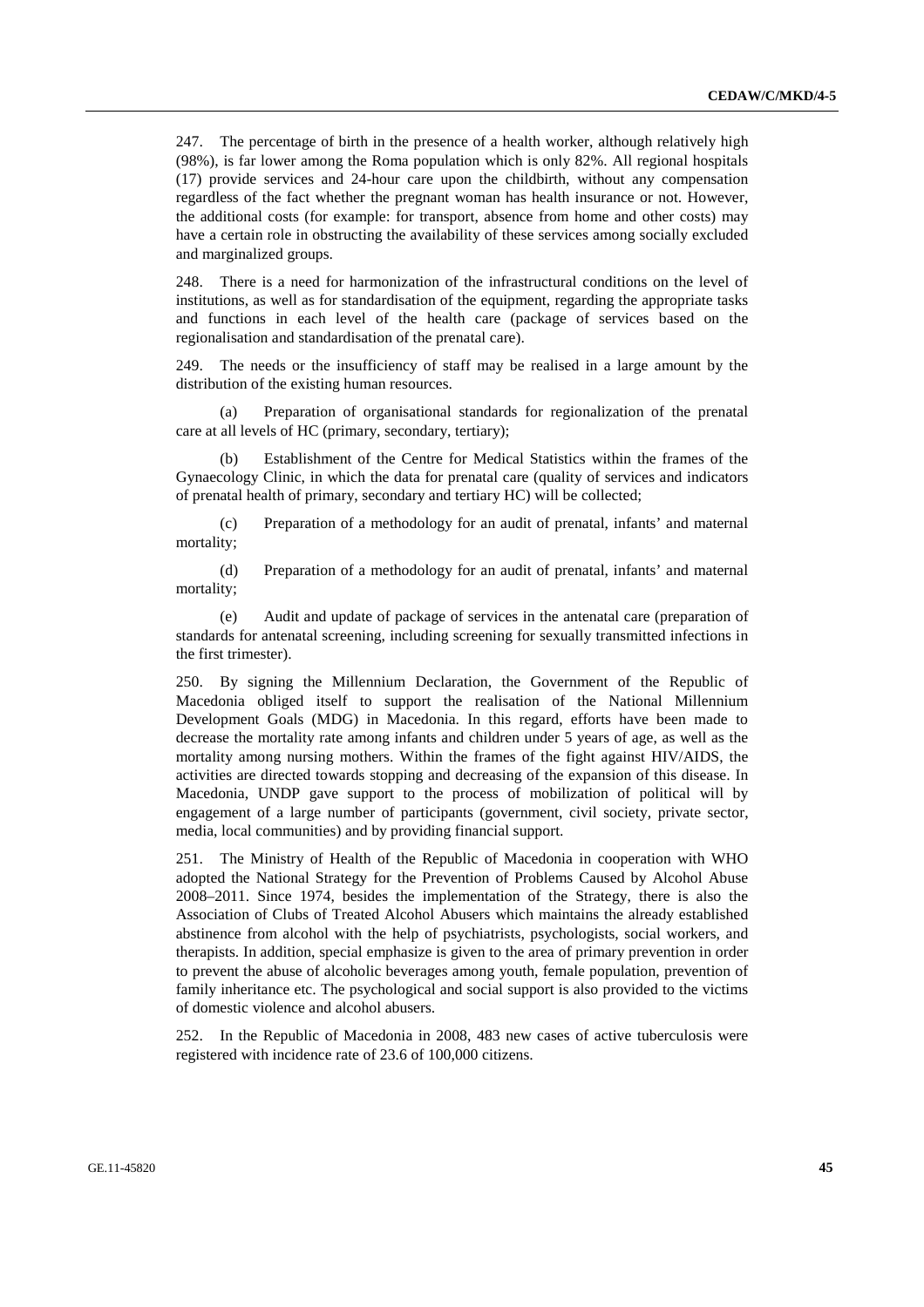247. The percentage of birth in the presence of a health worker, although relatively high (98%), is far lower among the Roma population which is only 82%. All regional hospitals (17) provide services and 24-hour care upon the childbirth, without any compensation regardless of the fact whether the pregnant woman has health insurance or not. However, the additional costs (for example: for transport, absence from home and other costs) may have a certain role in obstructing the availability of these services among socially excluded and marginalized groups.

248. There is a need for harmonization of the infrastructural conditions on the level of institutions, as well as for standardisation of the equipment, regarding the appropriate tasks and functions in each level of the health care (package of services based on the regionalisation and standardisation of the prenatal care).

249. The needs or the insufficiency of staff may be realised in a large amount by the distribution of the existing human resources.

(a) Preparation of organisational standards for regionalization of the prenatal care at all levels of HC (primary, secondary, tertiary);

(b) Establishment of the Centre for Medical Statistics within the frames of the Gynaecology Clinic, in which the data for prenatal care (quality of services and indicators of prenatal health of primary, secondary and tertiary HC) will be collected;

(c) Preparation of a methodology for an audit of prenatal, infants' and maternal mortality;

(d) Preparation of a methodology for an audit of prenatal, infants' and maternal mortality;

(e) Audit and update of package of services in the antenatal care (preparation of standards for antenatal screening, including screening for sexually transmitted infections in the first trimester).

250. By signing the Millennium Declaration, the Government of the Republic of Macedonia obliged itself to support the realisation of the National Millennium Development Goals (MDG) in Macedonia. In this regard, efforts have been made to decrease the mortality rate among infants and children under 5 years of age, as well as the mortality among nursing mothers. Within the frames of the fight against HIV/AIDS, the activities are directed towards stopping and decreasing of the expansion of this disease. In Macedonia, UNDP gave support to the process of mobilization of political will by engagement of a large number of participants (government, civil society, private sector, media, local communities) and by providing financial support.

251. The Ministry of Health of the Republic of Macedonia in cooperation with WHO adopted the National Strategy for the Prevention of Problems Caused by Alcohol Abuse 2008–2011. Since 1974, besides the implementation of the Strategy, there is also the Association of Clubs of Treated Alcohol Abusers which maintains the already established abstinence from alcohol with the help of psychiatrists, psychologists, social workers, and therapists. In addition, special emphasize is given to the area of primary prevention in order to prevent the abuse of alcoholic beverages among youth, female population, prevention of family inheritance etc. The psychological and social support is also provided to the victims of domestic violence and alcohol abusers.

252. In the Republic of Macedonia in 2008, 483 new cases of active tuberculosis were registered with incidence rate of 23.6 of 100,000 citizens.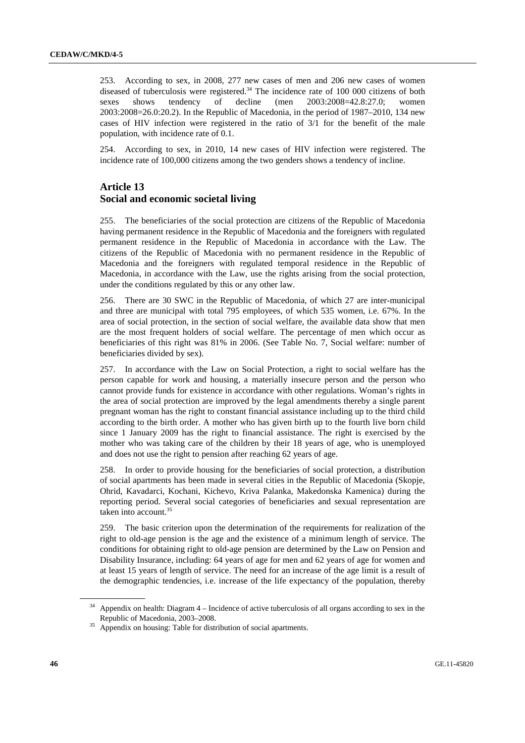253. According to sex, in 2008, 277 new cases of men and 206 new cases of women diseased of tuberculosis were registered.[34] The incidence rate of 100 000 citizens of both sexes shows tendency of decline (men 2003:2008=42.8:27.0; women 2003:2008=26.0:20.2). In the Republic of Macedonia, in the period of 1987–2010, 134 new cases of HIV infection were registered in the ratio of 3/1 for the benefit of the male population, with incidence rate of 0.1.

254. According to sex, in 2010, 14 new cases of HIV infection were registered. The incidence rate of 100,000 citizens among the two genders shows a tendency of incline.

## Article 13
## Social and economic societal living

255. The beneficiaries of the social protection are citizens of the Republic of Macedonia having permanent residence in the Republic of Macedonia and the foreigners with regulated permanent residence in the Republic of Macedonia in accordance with the Law. The citizens of the Republic of Macedonia with no permanent residence in the Republic of Macedonia and the foreigners with regulated temporal residence in the Republic of Macedonia, in accordance with the Law, use the rights arising from the social protection, under the conditions regulated by this or any other law.

256. There are 30 SWC in the Republic of Macedonia, of which 27 are inter-municipal and three are municipal with total 795 employees, of which 535 women, i.e. 67%. In the area of social protection, in the section of social welfare, the available data show that men are the most frequent holders of social welfare. The percentage of men which occur as beneficiaries of this right was 81% in 2006. (See Table No. 7, Social welfare: number of beneficiaries divided by sex).

257. In accordance with the Law on Social Protection, a right to social welfare has the person capable for work and housing, a materially insecure person and the person who cannot provide funds for existence in accordance with other regulations. Woman's rights in the area of social protection are improved by the legal amendments thereby a single parent pregnant woman has the right to constant financial assistance including up to the third child according to the birth order. A mother who has given birth up to the fourth live born child since 1 January 2009 has the right to financial assistance. The right is exercised by the mother who was taking care of the children by their 18 years of age, who is unemployed and does not use the right to pension after reaching 62 years of age.

258. In order to provide housing for the beneficiaries of social protection, a distribution of social apartments has been made in several cities in the Republic of Macedonia (Skopje, Ohrid, Kavadarci, Kochani, Kichevo, Kriva Palanka, Makedonska Kamenica) during the reporting period. Several social categories of beneficiaries and sexual representation are taken into account.[35]

259. The basic criterion upon the determination of the requirements for realization of the right to old-age pension is the age and the existence of a minimum length of service. The conditions for obtaining right to old-age pension are determined by the Law on Pension and Disability Insurance, including: 64 years of age for men and 62 years of age for women and at least 15 years of length of service. The need for an increase of the age limit is a result of the demographic tendencies, i.e. increase of the life expectancy of the population, thereby

---

[34] Appendix on health: Diagram 4 – Incidence of active tuberculosis of all organs according to sex in the Republic of Macedonia, 2003–2008.

[35] Appendix on housing: Table for distribution of social apartments.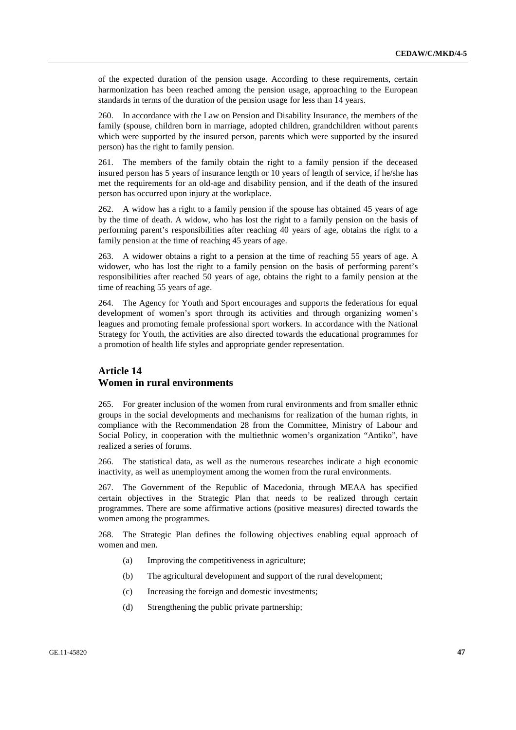of the expected duration of the pension usage. According to these requirements, certain harmonization has been reached among the pension usage, approaching to the European standards in terms of the duration of the pension usage for less than 14 years.

260. In accordance with the Law on Pension and Disability Insurance, the members of the family (spouse, children born in marriage, adopted children, grandchildren without parents which were supported by the insured person, parents which were supported by the insured person) has the right to family pension.

261. The members of the family obtain the right to a family pension if the deceased insured person has 5 years of insurance length or 10 years of length of service, if he/she has met the requirements for an old-age and disability pension, and if the death of the insured person has occurred upon injury at the workplace.

262. A widow has a right to a family pension if the spouse has obtained 45 years of age by the time of death. A widow, who has lost the right to a family pension on the basis of performing parent's responsibilities after reaching 40 years of age, obtains the right to a family pension at the time of reaching 45 years of age.

263. A widower obtains a right to a pension at the time of reaching 55 years of age. A widower, who has lost the right to a family pension on the basis of performing parent's responsibilities after reached 50 years of age, obtains the right to a family pension at the time of reaching 55 years of age.

264. The Agency for Youth and Sport encourages and supports the federations for equal development of women's sport through its activities and through organizing women's leagues and promoting female professional sport workers. In accordance with the National Strategy for Youth, the activities are also directed towards the educational programmes for a promotion of health life styles and appropriate gender representation.

## Article 14
## Women in rural environments

265. For greater inclusion of the women from rural environments and from smaller ethnic groups in the social developments and mechanisms for realization of the human rights, in compliance with the Recommendation 28 from the Committee, Ministry of Labour and Social Policy, in cooperation with the multiethnic women's organization "Antiko", have realized a series of forums.

266. The statistical data, as well as the numerous researches indicate a high economic inactivity, as well as unemployment among the women from the rural environments.

267. The Government of the Republic of Macedonia, through MEAA has specified certain objectives in the Strategic Plan that needs to be realized through certain programmes. There are some affirmative actions (positive measures) directed towards the women among the programmes.

268. The Strategic Plan defines the following objectives enabling equal approach of women and men.

(a) Improving the competitiveness in agriculture;

(b) The agricultural development and support of the rural development;

(c) Increasing the foreign and domestic investments;

(d) Strengthening the public private partnership;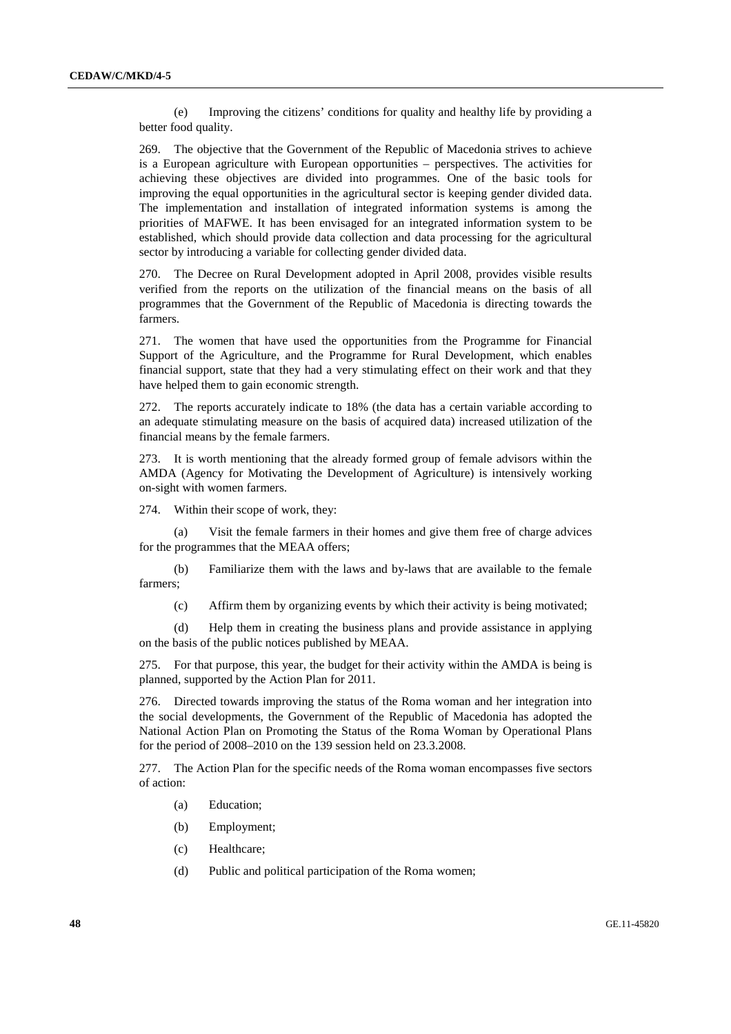(e) Improving the citizens' conditions for quality and healthy life by providing a better food quality.

269. The objective that the Government of the Republic of Macedonia strives to achieve is a European agriculture with European opportunities – perspectives. The activities for achieving these objectives are divided into programmes. One of the basic tools for improving the equal opportunities in the agricultural sector is keeping gender divided data. The implementation and installation of integrated information systems is among the priorities of MAFWE. It has been envisaged for an integrated information system to be established, which should provide data collection and data processing for the agricultural sector by introducing a variable for collecting gender divided data.

270. The Decree on Rural Development adopted in April 2008, provides visible results verified from the reports on the utilization of the financial means on the basis of all programmes that the Government of the Republic of Macedonia is directing towards the farmers.

271. The women that have used the opportunities from the Programme for Financial Support of the Agriculture, and the Programme for Rural Development, which enables financial support, state that they had a very stimulating effect on their work and that they have helped them to gain economic strength.

272. The reports accurately indicate to 18% (the data has a certain variable according to an adequate stimulating measure on the basis of acquired data) increased utilization of the financial means by the female farmers.

273. It is worth mentioning that the already formed group of female advisors within the AMDA (Agency for Motivating the Development of Agriculture) is intensively working on-sight with women farmers.

274. Within their scope of work, they:

(a) Visit the female farmers in their homes and give them free of charge advices for the programmes that the MEAA offers;

(b) Familiarize them with the laws and by-laws that are available to the female farmers;

(c) Affirm them by organizing events by which their activity is being motivated;

(d) Help them in creating the business plans and provide assistance in applying on the basis of the public notices published by MEAA.

275. For that purpose, this year, the budget for their activity within the AMDA is being is planned, supported by the Action Plan for 2011.

276. Directed towards improving the status of the Roma woman and her integration into the social developments, the Government of the Republic of Macedonia has adopted the National Action Plan on Promoting the Status of the Roma Woman by Operational Plans for the period of 2008–2010 on the 139 session held on 23.3.2008.

277. The Action Plan for the specific needs of the Roma woman encompasses five sectors of action:

(a) Education;

(b) Employment;

(c) Healthcare;

(d) Public and political participation of the Roma women;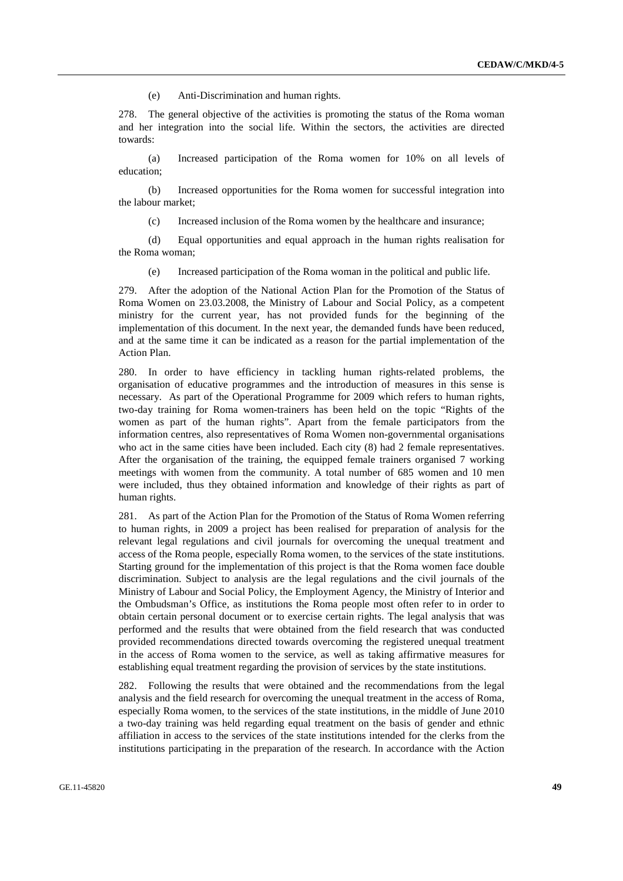(e) Anti-Discrimination and human rights.

278. The general objective of the activities is promoting the status of the Roma woman and her integration into the social life. Within the sectors, the activities are directed towards:

(a) Increased participation of the Roma women for 10% on all levels of education;

(b) Increased opportunities for the Roma women for successful integration into the labour market;

(c) Increased inclusion of the Roma women by the healthcare and insurance;

(d) Equal opportunities and equal approach in the human rights realisation for the Roma woman;

(e) Increased participation of the Roma woman in the political and public life.

279. After the adoption of the National Action Plan for the Promotion of the Status of Roma Women on 23.03.2008, the Ministry of Labour and Social Policy, as a competent ministry for the current year, has not provided funds for the beginning of the implementation of this document. In the next year, the demanded funds have been reduced, and at the same time it can be indicated as a reason for the partial implementation of the Action Plan.

280. In order to have efficiency in tackling human rights-related problems, the organisation of educative programmes and the introduction of measures in this sense is necessary. As part of the Operational Programme for 2009 which refers to human rights, two-day training for Roma women-trainers has been held on the topic "Rights of the women as part of the human rights". Apart from the female participators from the information centres, also representatives of Roma Women non-governmental organisations who act in the same cities have been included. Each city (8) had 2 female representatives. After the organisation of the training, the equipped female trainers organised 7 working meetings with women from the community. A total number of 685 women and 10 men were included, thus they obtained information and knowledge of their rights as part of human rights.

281. As part of the Action Plan for the Promotion of the Status of Roma Women referring to human rights, in 2009 a project has been realised for preparation of analysis for the relevant legal regulations and civil journals for overcoming the unequal treatment and access of the Roma people, especially Roma women, to the services of the state institutions. Starting ground for the implementation of this project is that the Roma women face double discrimination. Subject to analysis are the legal regulations and the civil journals of the Ministry of Labour and Social Policy, the Employment Agency, the Ministry of Interior and the Ombudsman's Office, as institutions the Roma people most often refer to in order to obtain certain personal document or to exercise certain rights. The legal analysis that was performed and the results that were obtained from the field research that was conducted provided recommendations directed towards overcoming the registered unequal treatment in the access of Roma women to the service, as well as taking affirmative measures for establishing equal treatment regarding the provision of services by the state institutions.

282. Following the results that were obtained and the recommendations from the legal analysis and the field research for overcoming the unequal treatment in the access of Roma, especially Roma women, to the services of the state institutions, in the middle of June 2010 a two-day training was held regarding equal treatment on the basis of gender and ethnic affiliation in access to the services of the state institutions intended for the clerks from the institutions participating in the preparation of the research. In accordance with the Action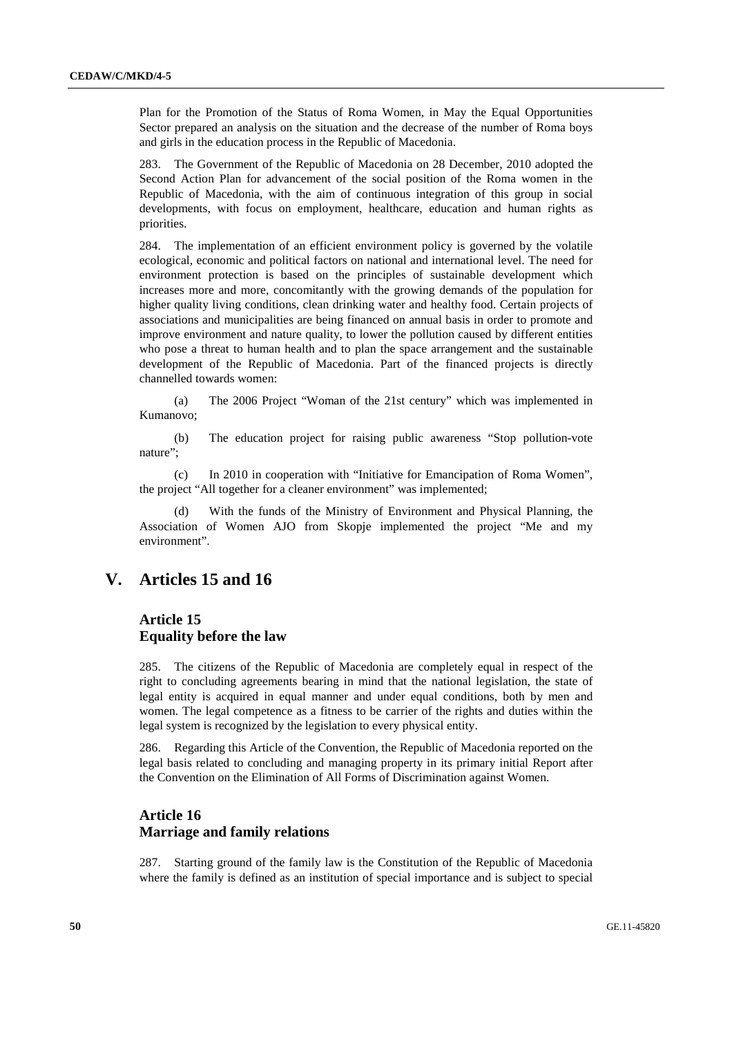Plan for the Promotion of the Status of Roma Women, in May the Equal Opportunities Sector prepared an analysis on the situation and the decrease of the number of Roma boys and girls in the education process in the Republic of Macedonia.

283. The Government of the Republic of Macedonia on 28 December, 2010 adopted the Second Action Plan for advancement of the social position of the Roma women in the Republic of Macedonia, with the aim of continuous integration of this group in social developments, with focus on employment, healthcare, education and human rights as priorities.

284. The implementation of an efficient environment policy is governed by the volatile ecological, economic and political factors on national and international level. The need for environment protection is based on the principles of sustainable development which increases more and more, concomitantly with the growing demands of the population for higher quality living conditions, clean drinking water and healthy food. Certain projects of associations and municipalities are being financed on annual basis in order to promote and improve environment and nature quality, to lower the pollution caused by different entities who pose a threat to human health and to plan the space arrangement and the sustainable development of the Republic of Macedonia. Part of the financed projects is directly channelled towards women:

(a) The 2006 Project "Woman of the 21st century" which was implemented in Kumanovo;

(b) The education project for raising public awareness "Stop pollution-vote nature";

(c) In 2010 in cooperation with "Initiative for Emancipation of Roma Women", the project "All together for a cleaner environment" was implemented;

(d) With the funds of the Ministry of Environment and Physical Planning, the Association of Women AJO from Skopje implemented the project "Me and my environment".

# V. Articles 15 and 16

## Article 15
## Equality before the law

285. The citizens of the Republic of Macedonia are completely equal in respect of the right to concluding agreements bearing in mind that the national legislation, the state of legal entity is acquired in equal manner and under equal conditions, both by men and women. The legal competence as a fitness to be carrier of the rights and duties within the legal system is recognized by the legislation to every physical entity.

286. Regarding this Article of the Convention, the Republic of Macedonia reported on the legal basis related to concluding and managing property in its primary initial Report after the Convention on the Elimination of All Forms of Discrimination against Women.

## Article 16
## Marriage and family relations

287. Starting ground of the family law is the Constitution of the Republic of Macedonia where the family is defined as an institution of special importance and is subject to special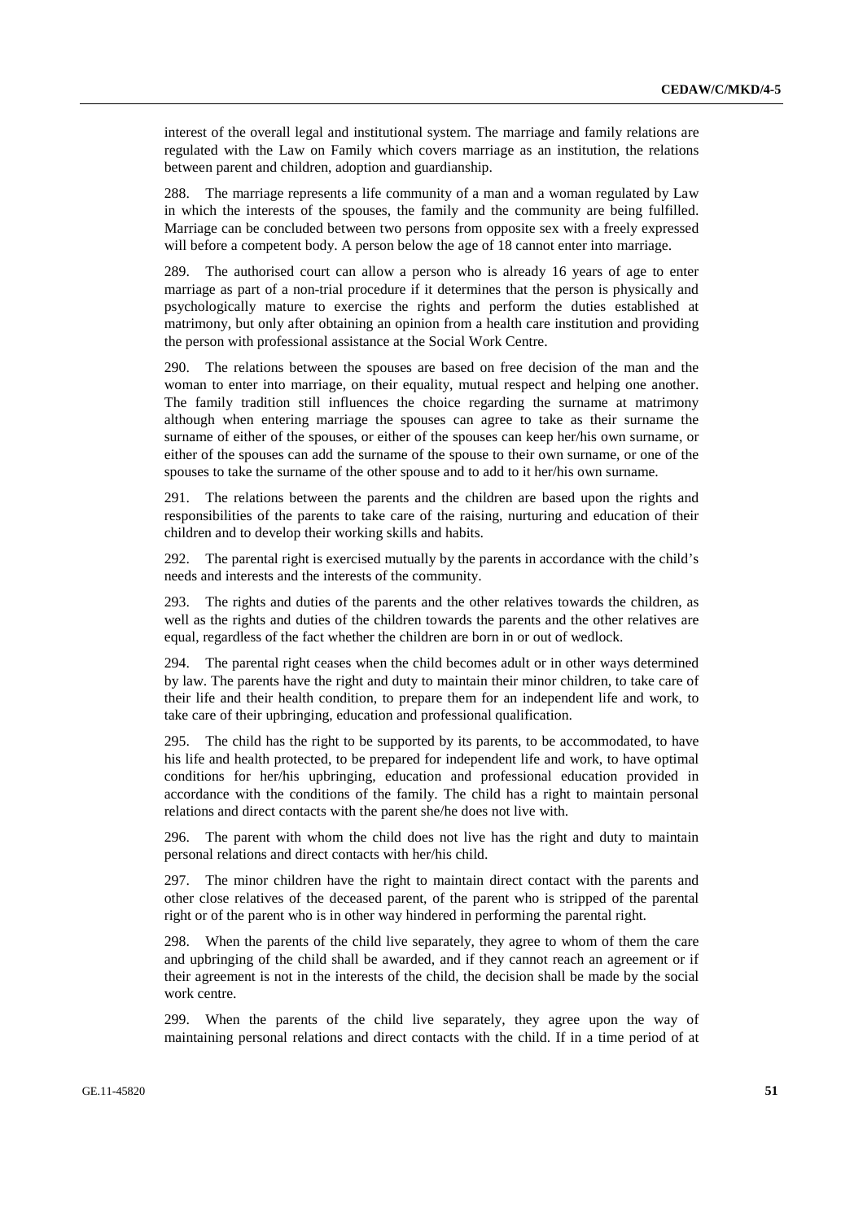interest of the overall legal and institutional system. The marriage and family relations are regulated with the Law on Family which covers marriage as an institution, the relations between parent and children, adoption and guardianship.

288. The marriage represents a life community of a man and a woman regulated by Law in which the interests of the spouses, the family and the community are being fulfilled. Marriage can be concluded between two persons from opposite sex with a freely expressed will before a competent body. A person below the age of 18 cannot enter into marriage.

289. The authorised court can allow a person who is already 16 years of age to enter marriage as part of a non-trial procedure if it determines that the person is physically and psychologically mature to exercise the rights and perform the duties established at matrimony, but only after obtaining an opinion from a health care institution and providing the person with professional assistance at the Social Work Centre.

290. The relations between the spouses are based on free decision of the man and the woman to enter into marriage, on their equality, mutual respect and helping one another. The family tradition still influences the choice regarding the surname at matrimony although when entering marriage the spouses can agree to take as their surname the surname of either of the spouses, or either of the spouses can keep her/his own surname, or either of the spouses can add the surname of the spouse to their own surname, or one of the spouses to take the surname of the other spouse and to add to it her/his own surname.

291. The relations between the parents and the children are based upon the rights and responsibilities of the parents to take care of the raising, nurturing and education of their children and to develop their working skills and habits.

292. The parental right is exercised mutually by the parents in accordance with the child's needs and interests and the interests of the community.

293. The rights and duties of the parents and the other relatives towards the children, as well as the rights and duties of the children towards the parents and the other relatives are equal, regardless of the fact whether the children are born in or out of wedlock.

294. The parental right ceases when the child becomes adult or in other ways determined by law. The parents have the right and duty to maintain their minor children, to take care of their life and their health condition, to prepare them for an independent life and work, to take care of their upbringing, education and professional qualification.

295. The child has the right to be supported by its parents, to be accommodated, to have his life and health protected, to be prepared for independent life and work, to have optimal conditions for her/his upbringing, education and professional education provided in accordance with the conditions of the family. The child has a right to maintain personal relations and direct contacts with the parent she/he does not live with.

296. The parent with whom the child does not live has the right and duty to maintain personal relations and direct contacts with her/his child.

297. The minor children have the right to maintain direct contact with the parents and other close relatives of the deceased parent, of the parent who is stripped of the parental right or of the parent who is in other way hindered in performing the parental right.

298. When the parents of the child live separately, they agree to whom of them the care and upbringing of the child shall be awarded, and if they cannot reach an agreement or if their agreement is not in the interests of the child, the decision shall be made by the social work centre.

299. When the parents of the child live separately, they agree upon the way of maintaining personal relations and direct contacts with the child. If in a time period of at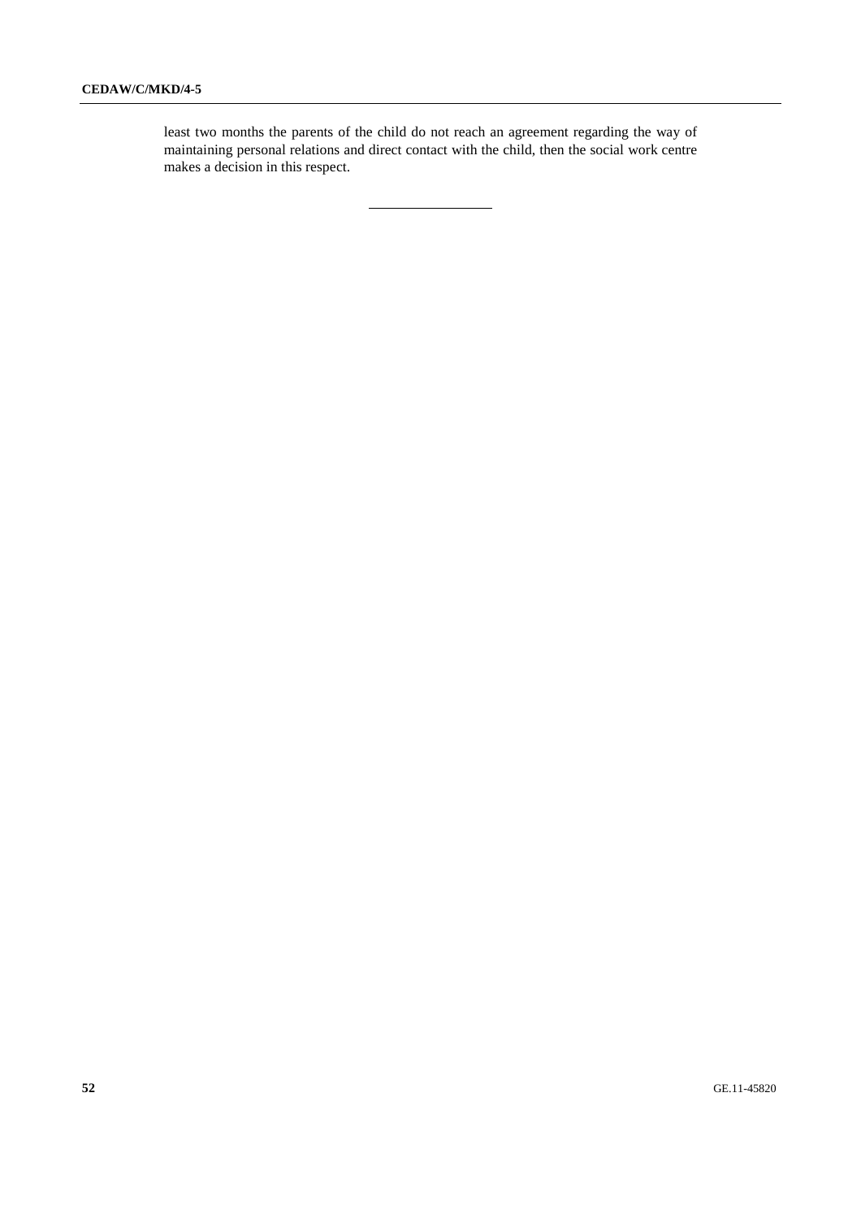least two months the parents of the child do not reach an agreement regarding the way of maintaining personal relations and direct contact with the child, then the social work centre makes a decision in this respect.